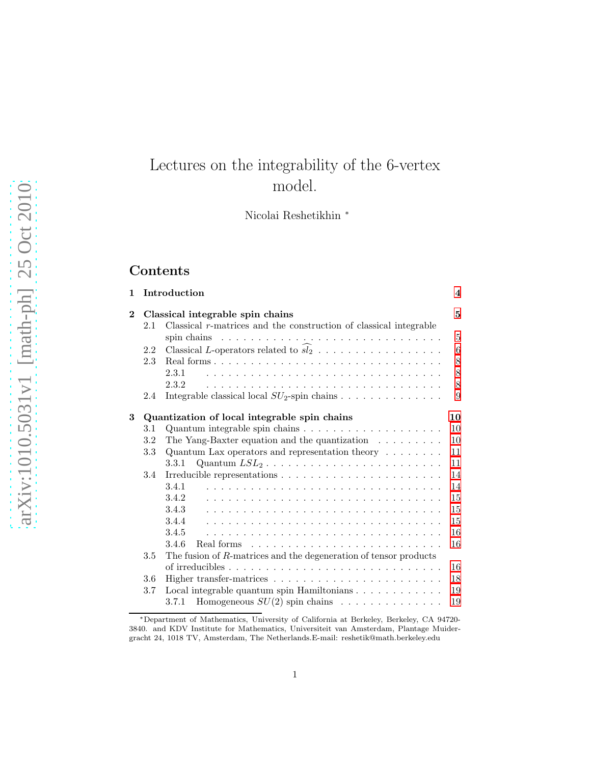# Lectures on the integrability of the 6-vertex model.

Nicolai Reshetikhin [*]

## Contents

| | | |
|---|---|---|
| **1** | **Introduction** | **4** |
| **2** | **Classical integrable spin chains** | **5** |
| 2.1 | Classical $r$-matrices and the construction of classical integrable spin chains | 5 |
| 2.2 | Classical $L$-operators related to $\widehat{sl_2}$ | 6 |
| 2.3 | Real forms | 8 |
| 2.3.1 | | 8 |
| 2.3.2 | | 8 |
| 2.4 | Integrable classical local $SU_2$-spin chains | 9 |
| **3** | **Quantization of local integrable spin chains** | **10** |
| 3.1 | Quantum integrable spin chains | 10 |
| 3.2 | The Yang-Baxter equation and the quantization | 10 |
| 3.3 | Quantum Lax operators and representation theory | 11 |
| 3.3.1 | Quantum $LSL_2$ | 11 |
| 3.4 | Irreducible representations | 14 |
| 3.4.1 | | 14 |
| 3.4.2 | | 15 |
| 3.4.3 | | 15 |
| 3.4.4 | | 15 |
| 3.4.5 | | 16 |
| 3.4.6 | Real forms | 16 |
| 3.5 | The fusion of $R$-matrices and the degeneration of tensor products of irreducibles | 16 |
| 3.6 | Higher transfer-matrices | 18 |
| 3.7 | Local integrable quantum spin Hamiltonians | 19 |
| 3.7.1 | Homogeneous $SU(2)$ spin chains | 19 |

[*] Department of Mathematics, University of California at Berkeley, Berkeley, CA 94720-3840. and KDV Institute for Mathematics, Universiteit van Amsterdam, Plantage Muidergracht 24, 1018 TV, Amsterdam, The Netherlands.E-mail: reshetik@math.berkeley.edu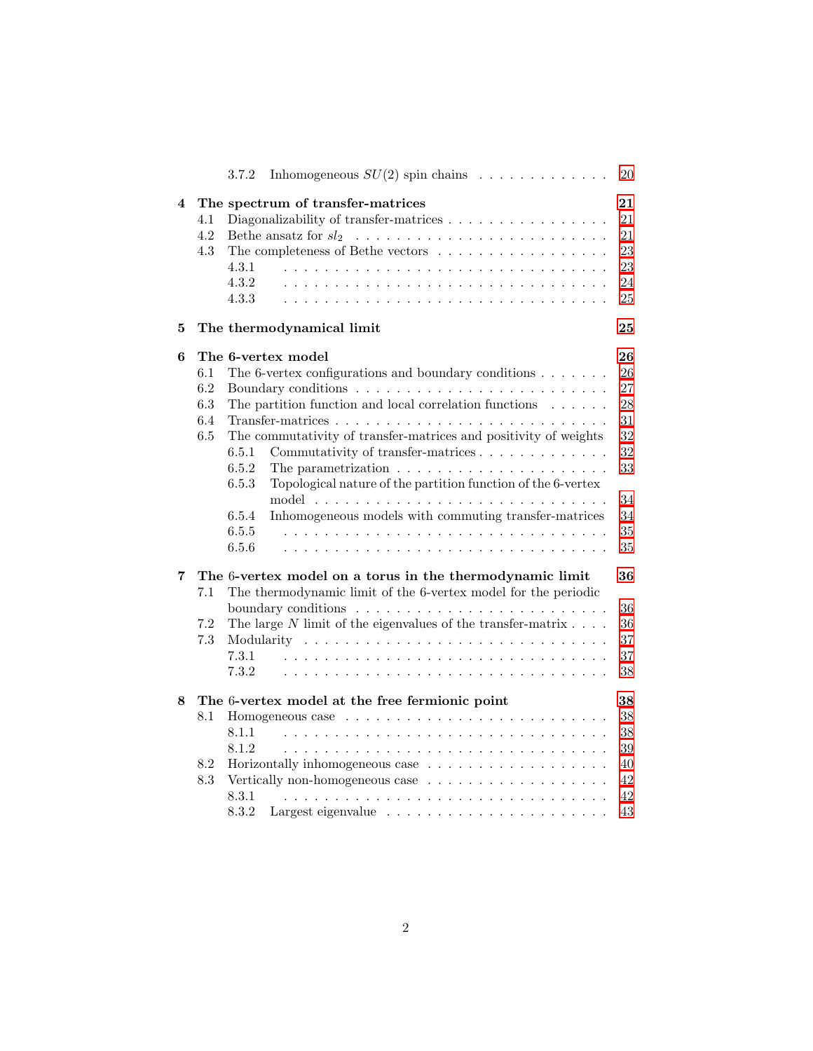3.7.2 Inhomogeneous $SU(2)$ spin chains . . . . . . . . . . . . . . 20

**4 The spectrum of transfer-matrices** **21**

4.1 Diagonalizability of transfer-matrices . . . . . . . . . . . . . . . . 21

4.2 Bethe ansatz for $sl_2$ . . . . . . . . . . . . . . . . . . . . . . . . 21

4.3 The completeness of Bethe vectors . . . . . . . . . . . . . . . . . 23

4.3.1 . . . . . . . . . . . . . . . . . . . . . . . . . . . . . . . 23

4.3.2 . . . . . . . . . . . . . . . . . . . . . . . . . . . . . . . 24

4.3.3 . . . . . . . . . . . . . . . . . . . . . . . . . . . . . . . 25

**5 The thermodynamical limit** **25**

**6 The 6-vertex model** **26**

6.1 The 6-vertex configurations and boundary conditions . . . . . . . 26

6.2 Boundary conditions . . . . . . . . . . . . . . . . . . . . . . . . . 27

6.3 The partition function and local correlation functions . . . . . . 28

6.4 Transfer-matrices . . . . . . . . . . . . . . . . . . . . . . . . . . . 31

6.5 The commutativity of transfer-matrices and positivity of weights 32

6.5.1 Commutativity of transfer-matrices . . . . . . . . . . . . . 32

6.5.2 The parametrization . . . . . . . . . . . . . . . . . . . . . 33

6.5.3 Topological nature of the partition function of the 6-vertex model . . . . . . . . . . . . . . . . . . . . . . . . . . . . . 34

6.5.4 Inhomogeneous models with commuting transfer-matrices 34

6.5.5 . . . . . . . . . . . . . . . . . . . . . . . . . . . . . . . 35

6.5.6 . . . . . . . . . . . . . . . . . . . . . . . . . . . . . . . 35

**7 The 6-vertex model on a torus in the thermodynamic limit** **36**

7.1 The thermodynamic limit of the 6-vertex model for the periodic boundary conditions . . . . . . . . . . . . . . . . . . . . . . . . . 36

7.2 The large $N$ limit of the eigenvalues of the transfer-matrix . . . . 36

7.3 Modularity . . . . . . . . . . . . . . . . . . . . . . . . . . . . . . 37

7.3.1 . . . . . . . . . . . . . . . . . . . . . . . . . . . . . . . 37

7.3.2 . . . . . . . . . . . . . . . . . . . . . . . . . . . . . . . 38

**8 The 6-vertex model at the free fermionic point** **38**

8.1 Homogeneous case . . . . . . . . . . . . . . . . . . . . . . . . . . 38

8.1.1 . . . . . . . . . . . . . . . . . . . . . . . . . . . . . . . 38

8.1.2 . . . . . . . . . . . . . . . . . . . . . . . . . . . . . . . 39

8.2 Horizontally inhomogeneous case . . . . . . . . . . . . . . . . . . 40

8.3 Vertically non-homogeneous case . . . . . . . . . . . . . . . . . . 42

8.3.1 . . . . . . . . . . . . . . . . . . . . . . . . . . . . . . . 42

8.3.2 Largest eigenvalue . . . . . . . . . . . . . . . . . . . . . . 43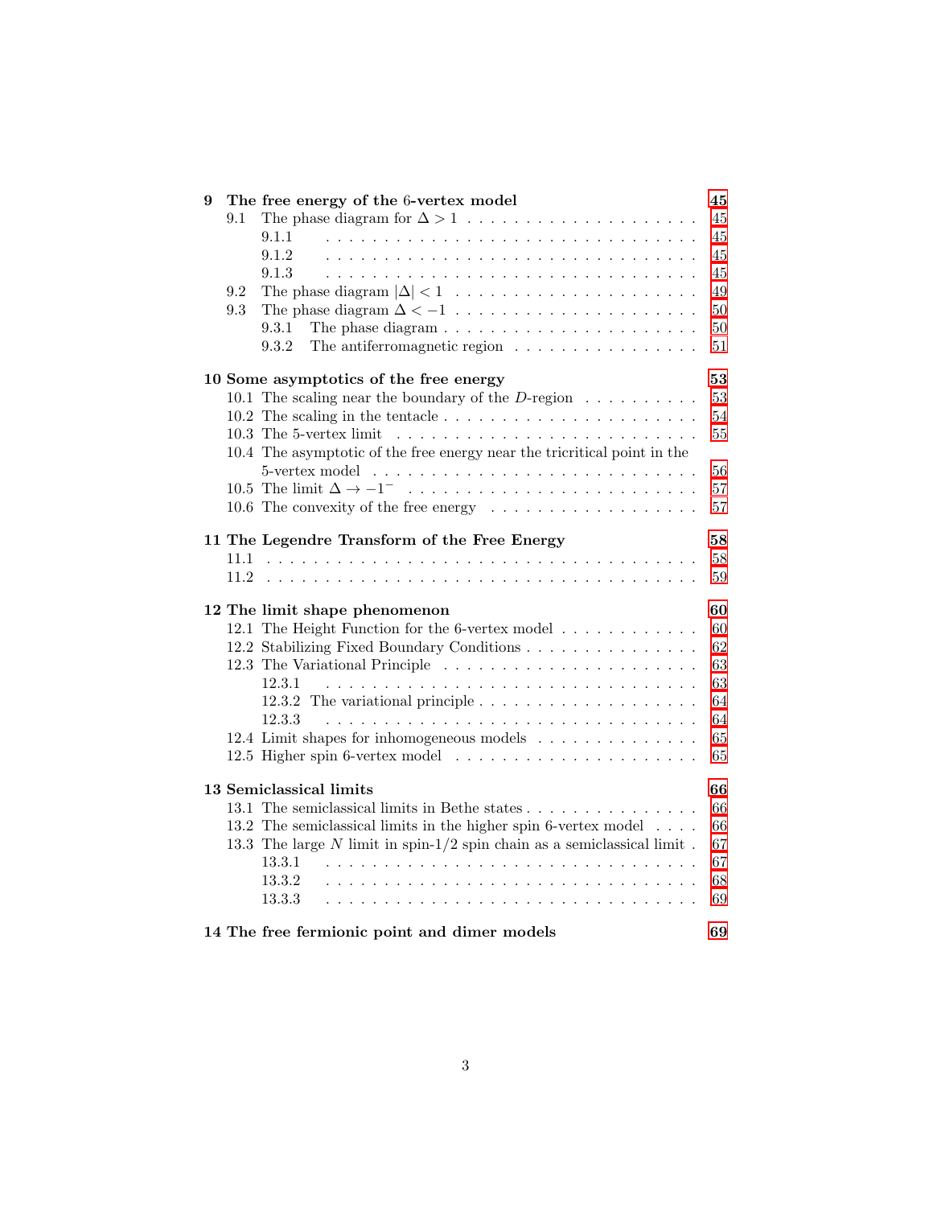**9 The free energy of the 6-vertex model** — 45

- 9.1 The phase diagram for $\Delta > 1$ — 45
  - 9.1.1 — 45
  - 9.1.2 — 45
  - 9.1.3 — 45
- 9.2 The phase diagram $|\Delta| < 1$ — 49
- 9.3 The phase diagram $\Delta < -1$ — 50
  - 9.3.1 The phase diagram — 50
  - 9.3.2 The antiferromagnetic region — 51

**10 Some asymptotics of the free energy** — 53

- 10.1 The scaling near the boundary of the $D$-region — 53
- 10.2 The scaling in the tentacle — 54
- 10.3 The 5-vertex limit — 55
- 10.4 The asymptotic of the free energy near the tricritical point in the 5-vertex model — 56
- 10.5 The limit $\Delta \to -1^-$ — 57
- 10.6 The convexity of the free energy — 57

**11 The Legendre Transform of the Free Energy** — 58

- 11.1 — 58
- 11.2 — 59

**12 The limit shape phenomenon** — 60

- 12.1 The Height Function for the 6-vertex model — 60
- 12.2 Stabilizing Fixed Boundary Conditions — 62
- 12.3 The Variational Principle — 63
  - 12.3.1 — 63
  - 12.3.2 The variational principle — 64
  - 12.3.3 — 64
- 12.4 Limit shapes for inhomogeneous models — 65
- 12.5 Higher spin 6-vertex model — 65

**13 Semiclassical limits** — 66

- 13.1 The semiclassical limits in Bethe states — 66
- 13.2 The semiclassical limits in the higher spin 6-vertex model — 66
- 13.3 The large $N$ limit in spin-1/2 spin chain as a semiclassical limit — 67
  - 13.3.1 — 67
  - 13.3.2 — 68
  - 13.3.3 — 69

**14 The free fermionic point and dimer models** — 69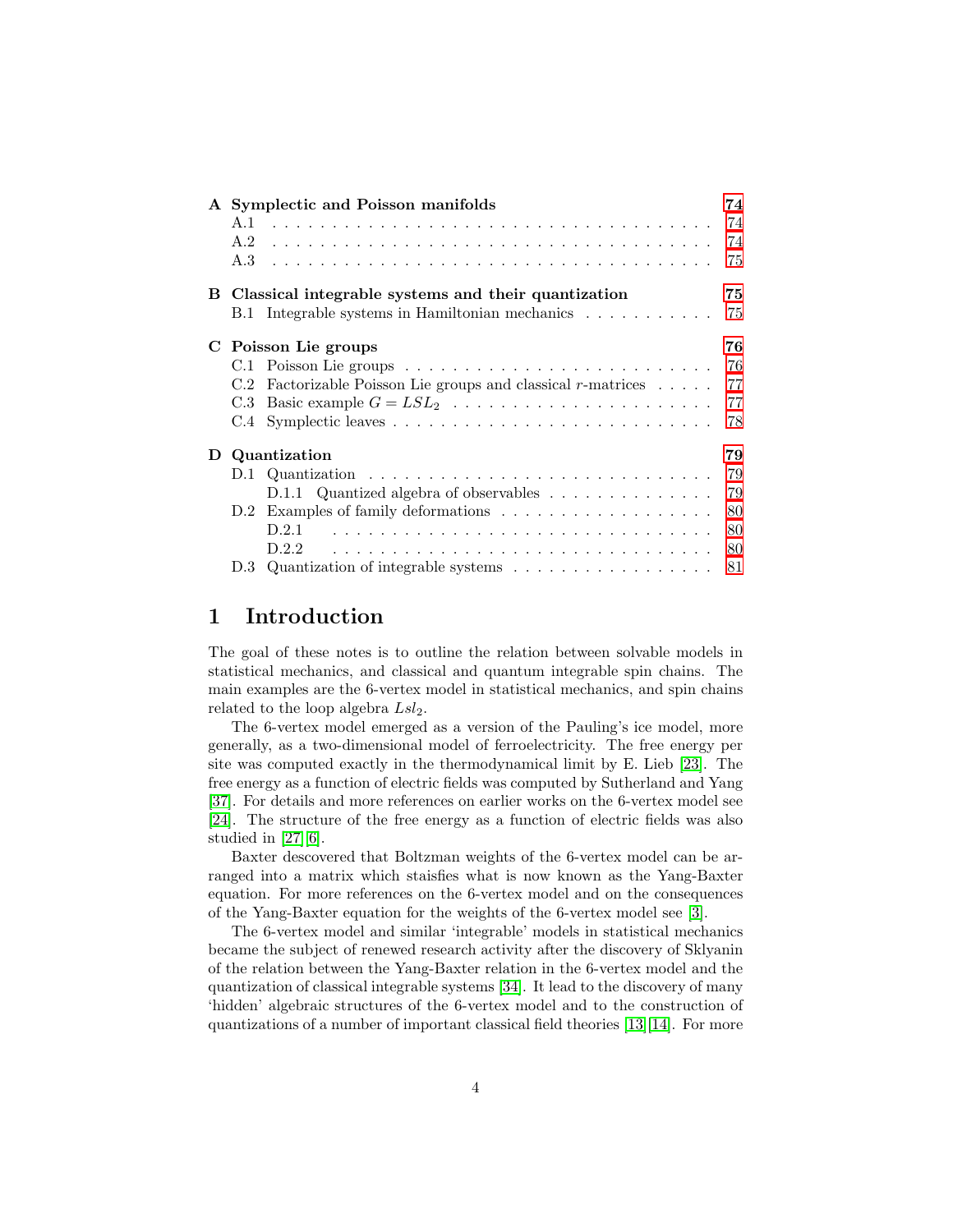| | | |
|---|---|---|
| **A** | **Symplectic and Poisson manifolds** | **74** |
| A.1 | | 74 |
| A.2 | | 74 |
| A.3 | | 75 |
| **B** | **Classical integrable systems and their quantization** | **75** |
| B.1 | Integrable systems in Hamiltonian mechanics | 75 |
| **C** | **Poisson Lie groups** | **76** |
| C.1 | Poisson Lie groups | 76 |
| C.2 | Factorizable Poisson Lie groups and classical $r$-matrices | 77 |
| C.3 | Basic example $G = LSL_2$ | 77 |
| C.4 | Symplectic leaves | 78 |
| **D** | **Quantization** | **79** |
| D.1 | Quantization | 79 |
| D.1.1 | Quantized algebra of observables | 79 |
| D.2 | Examples of family deformations | 80 |
| D.2.1 | | 80 |
| D.2.2 | | 80 |
| D.3 | Quantization of integrable systems | 81 |

# 1 Introduction

The goal of these notes is to outline the relation between solvable models in statistical mechanics, and classical and quantum integrable spin chains. The main examples are the 6-vertex model in statistical mechanics, and spin chains related to the loop algebra $Lsl_2$.

The 6-vertex model emerged as a version of the Pauling's ice model, more generally, as a two-dimensional model of ferroelectricity. The free energy per site was computed exactly in the thermodynamical limit by E. Lieb [23]. The free energy as a function of electric fields was computed by Sutherland and Yang [37]. For details and more references on earlier works on the 6-vertex model see [24]. The structure of the free energy as a function of electric fields was also studied in [27][6].

Baxter descovered that Boltzman weights of the 6-vertex model can be arranged into a matrix which staisfies what is now known as the Yang-Baxter equation. For more references on the 6-vertex model and on the consequences of the Yang-Baxter equation for the weights of the 6-vertex model see [3].

The 6-vertex model and similar 'integrable' models in statistical mechanics became the subject of renewed research activity after the discovery of Sklyanin of the relation between the Yang-Baxter relation in the 6-vertex model and the quantization of classical integrable systems [34]. It lead to the discovery of many 'hidden' algebraic structures of the 6-vertex model and to the construction of quantizations of a number of important classical field theories [13][14]. For more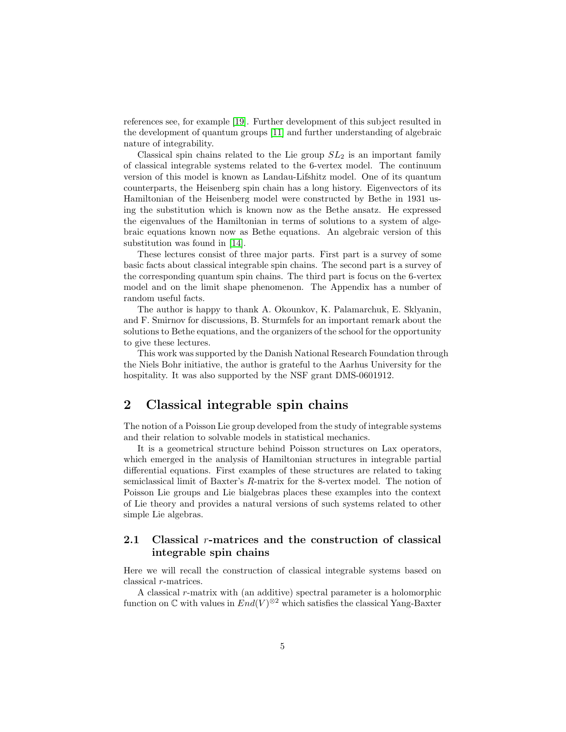references see, for example [19]. Further development of this subject resulted in the development of quantum groups [11] and further understanding of algebraic nature of integrability.

Classical spin chains related to the Lie group $SL_2$ is an important family of classical integrable systems related to the 6-vertex model. The continuum version of this model is known as Landau-Lifshitz model. One of its quantum counterparts, the Heisenberg spin chain has a long history. Eigenvectors of its Hamiltonian of the Heisenberg model were constructed by Bethe in 1931 using the substitution which is known now as the Bethe ansatz. He expressed the eigenvalues of the Hamiltonian in terms of solutions to a system of algebraic equations known now as Bethe equations. An algebraic version of this substitution was found in [14].

These lectures consist of three major parts. First part is a survey of some basic facts about classical integrable spin chains. The second part is a survey of the corresponding quantum spin chains. The third part is focus on the 6-vertex model and on the limit shape phenomenon. The Appendix has a number of random useful facts.

The author is happy to thank A. Okounkov, K. Palamarchuk, E. Sklyanin, and F. Smirnov for discussions, B. Sturmfels for an important remark about the solutions to Bethe equations, and the organizers of the school for the opportunity to give these lectures.

This work was supported by the Danish National Research Foundation through the Niels Bohr initiative, the author is grateful to the Aarhus University for the hospitality. It was also supported by the NSF grant DMS-0601912.

# 2 Classical integrable spin chains

The notion of a Poisson Lie group developed from the study of integrable systems and their relation to solvable models in statistical mechanics.

It is a geometrical structure behind Poisson structures on Lax operators, which emerged in the analysis of Hamiltonian structures in integrable partial differential equations. First examples of these structures are related to taking semiclassical limit of Baxter's $R$-matrix for the 8-vertex model. The notion of Poisson Lie groups and Lie bialgebras places these examples into the context of Lie theory and provides a natural versions of such systems related to other simple Lie algebras.

## 2.1 Classical $r$-matrices and the construction of classical integrable spin chains

Here we will recall the construction of classical integrable systems based on classical $r$-matrices.

A classical $r$-matrix with (an additive) spectral parameter is a holomorphic function on $\mathbb{C}$ with values in $End(V)^{\otimes 2}$ which satisfies the classical Yang-Baxter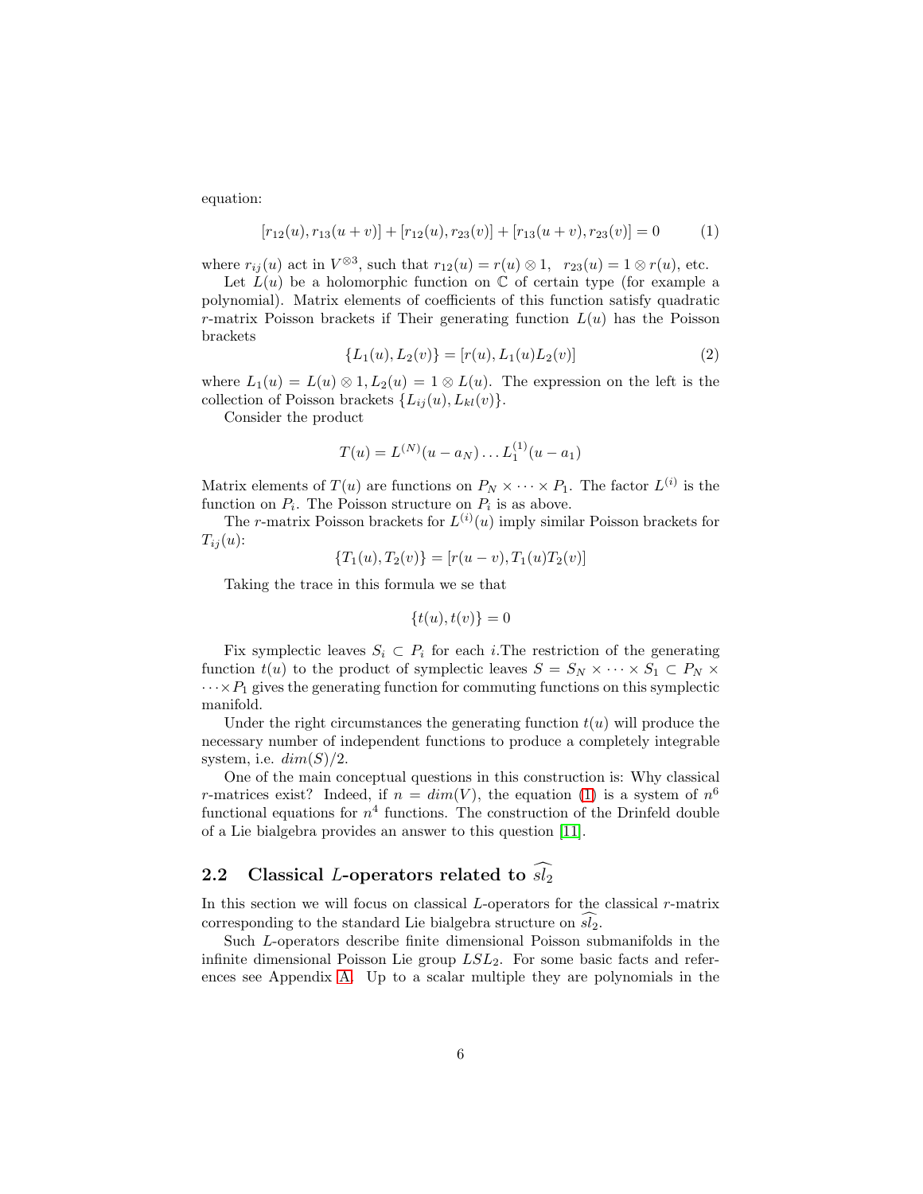equation:

$$[r_{12}(u), r_{13}(u+v)] + [r_{12}(u), r_{23}(v)] + [r_{13}(u+v), r_{23}(v)] = 0 \tag{1}$$

where $r_{ij}(u)$ act in $V^{\otimes 3}$, such that $r_{12}(u) = r(u) \otimes 1, \quad r_{23}(u) = 1 \otimes r(u)$, etc.

Let $L(u)$ be a holomorphic function on $\mathbb{C}$ of certain type (for example a polynomial). Matrix elements of coefficients of this function satisfy quadratic $r$-matrix Poisson brackets if Their generating function $L(u)$ has the Poisson brackets

$$\{L_1(u), L_2(v)\} = [r(u), L_1(u)L_2(v)] \tag{2}$$

where $L_1(u) = L(u) \otimes 1, L_2(u) = 1 \otimes L(u)$. The expression on the left is the collection of Poisson brackets $\{L_{ij}(u), L_{kl}(v)\}$.

Consider the product

$$T(u) = L^{(N)}(u - a_N) \dots L_1^{(1)}(u - a_1)$$

Matrix elements of $T(u)$ are functions on $P_N \times \dots \times P_1$. The factor $L^{(i)}$ is the function on $P_i$. The Poisson structure on $P_i$ is as above.

The $r$-matrix Poisson brackets for $L^{(i)}(u)$ imply similar Poisson brackets for $T_{ij}(u)$:

$$\{T_1(u), T_2(v)\} = [r(u-v), T_1(u)T_2(v)]$$

Taking the trace in this formula we se that

$$\{t(u), t(v)\} = 0$$

Fix symplectic leaves $S_i \subset P_i$ for each $i$.The restriction of the generating function $t(u)$ to the product of symplectic leaves $S = S_N \times \dots \times S_1 \subset P_N \times \dots \times P_1$ gives the generating function for commuting functions on this symplectic manifold.

Under the right circumstances the generating function $t(u)$ will produce the necessary number of independent functions to produce a completely integrable system, i.e. $dim(S)/2$.

One of the main conceptual questions in this construction is: Why classical $r$-matrices exist? Indeed, if $n = dim(V)$, the equation (1) is a system of $n^6$ functional equations for $n^4$ functions. The construction of the Drinfeld double of a Lie bialgebra provides an answer to this question [11].

## 2.2 Classical $L$-operators related to $\widehat{sl_2}$

In this section we will focus on classical $L$-operators for the classical $r$-matrix corresponding to the standard Lie bialgebra structure on $\widehat{sl_2}$.

Such $L$-operators describe finite dimensional Poisson submanifolds in the infinite dimensional Poisson Lie group $LSL_2$. For some basic facts and references see Appendix A. Up to a scalar multiple they are polynomials in the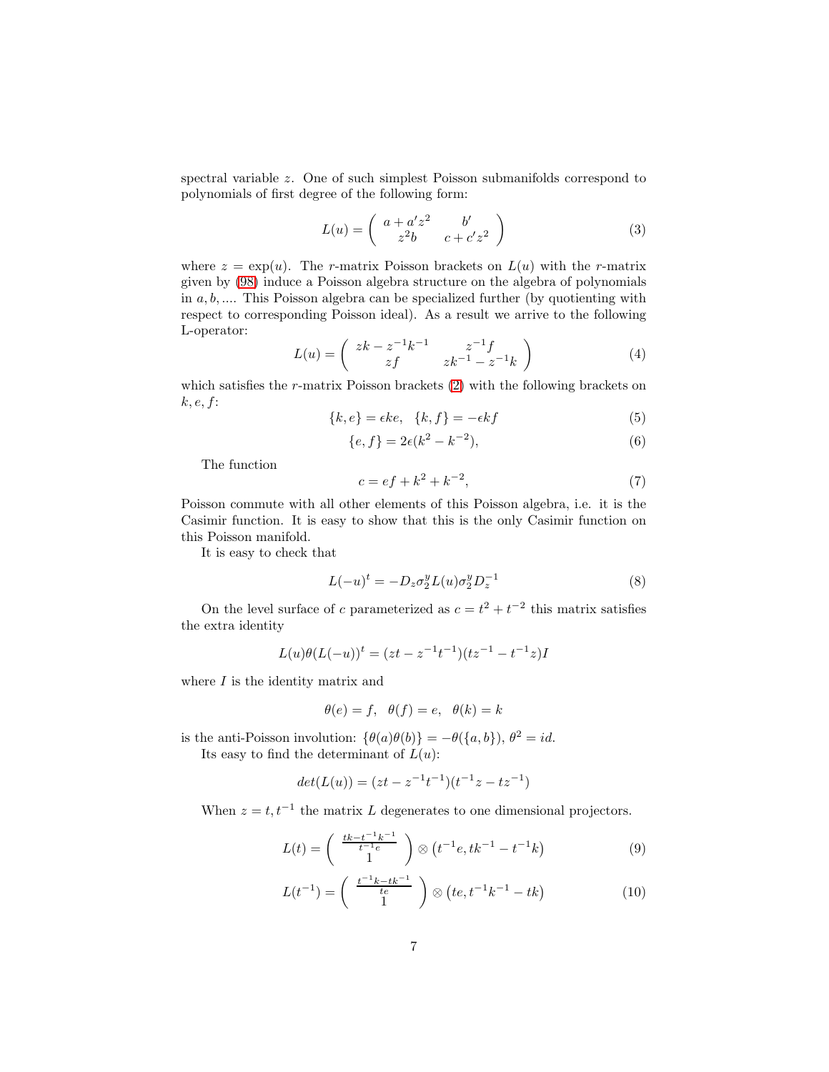spectral variable $z$. One of such simplest Poisson submanifolds correspond to polynomials of first degree of the following form:

$$L(u) = \begin{pmatrix} a + a'z^2 & b' \\ z^2 b & c + c'z^2 \end{pmatrix} \tag{3}$$

where $z = \exp(u)$. The $r$-matrix Poisson brackets on $L(u)$ with the $r$-matrix given by (98) induce a Poisson algebra structure on the algebra of polynomials in $a, b, ....$ This Poisson algebra can be specialized further (by quotienting with respect to corresponding Poisson ideal). As a result we arrive to the following L-operator:

$$L(u) = \begin{pmatrix} zk - z^{-1}k^{-1} & z^{-1}f \\ zf & zk^{-1} - z^{-1}k \end{pmatrix} \tag{4}$$

which satisfies the $r$-matrix Poisson brackets (2) with the following brackets on $k, e, f$:

$$\{k, e\} = \epsilon k e, \quad \{k, f\} = -\epsilon k f \tag{5}$$

$$\{e, f\} = 2\epsilon(k^2 - k^{-2}), \tag{6}$$

The function

$$c = ef + k^2 + k^{-2}, \tag{7}$$

Poisson commute with all other elements of this Poisson algebra, i.e. it is the Casimir function. It is easy to show that this is the only Casimir function on this Poisson manifold.

It is easy to check that

$$L(-u)^t = -D_z \sigma_2^y L(u) \sigma_2^y D_z^{-1} \tag{8}$$

On the level surface of $c$ parameterized as $c = t^2 + t^{-2}$ this matrix satisfies the extra identity

$$L(u)\theta(L(-u))^t = (zt - z^{-1}t^{-1})(tz^{-1} - t^{-1}z)I$$

where $I$ is the identity matrix and

$$\theta(e) = f, \quad \theta(f) = e, \quad \theta(k) = k$$

is the anti-Poisson involution: $\{\theta(a)\theta(b)\} = -\theta(\{a, b\})$, $\theta^2 = id$.

Its easy to find the determinant of $L(u)$:

$$det(L(u)) = (zt - z^{-1}t^{-1})(t^{-1}z - tz^{-1})$$

When $z = t, t^{-1}$ the matrix $L$ degenerates to one dimensional projectors.

$$L(t) = \begin{pmatrix} \frac{tk - t^{-1}k^{-1}}{t^{-1}e} \\ 1 \end{pmatrix} \otimes \left(t^{-1}e, tk^{-1} - t^{-1}k\right) \tag{9}$$

$$L(t^{-1}) = \begin{pmatrix} \frac{t^{-1}k - tk^{-1}}{te} \\ 1 \end{pmatrix} \otimes \left(te, t^{-1}k^{-1} - tk\right) \tag{10}$$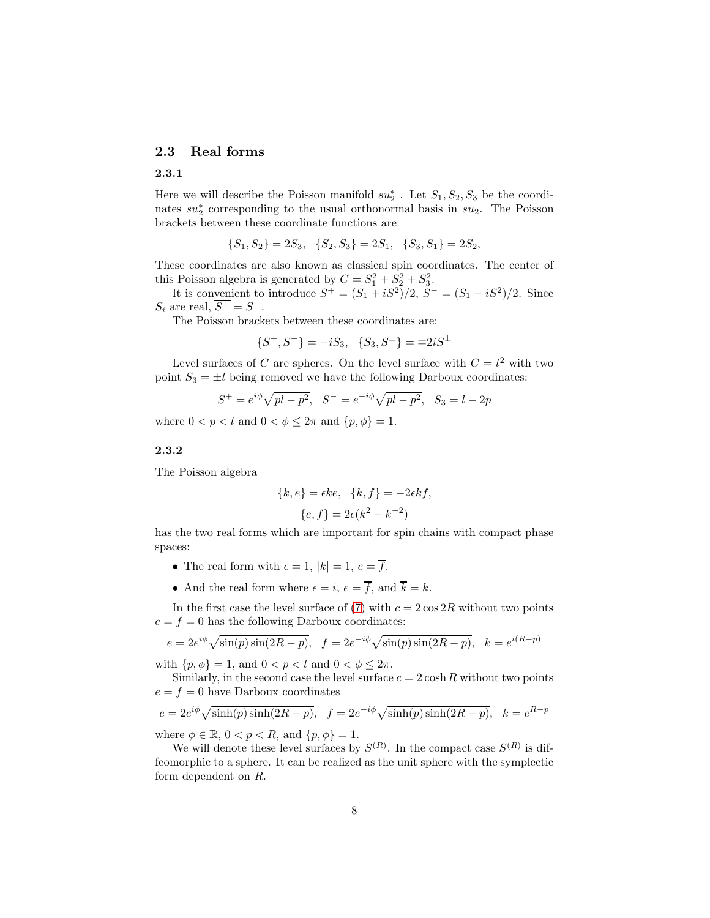## 2.3 Real forms

### 2.3.1

Here we will describe the Poisson manifold $su_2^*$ . Let $S_1, S_2, S_3$ be the coordinates $su_2^*$ corresponding to the usual orthonormal basis in $su_2$. The Poisson brackets between these coordinate functions are

$$\{S_1, S_2\} = 2S_3, \quad \{S_2, S_3\} = 2S_1, \quad \{S_3, S_1\} = 2S_2,$$

These coordinates are also known as classical spin coordinates. The center of this Poisson algebra is generated by $C = S_1^2 + S_2^2 + S_3^2$.

It is convenient to introduce $S^+ = (S_1 + iS^2)/2$, $S^- = (S_1 - iS^2)/2$. Since $S_i$ are real, $\overline{S^+} = S^-$.

The Poisson brackets between these coordinates are:

$$\{S^+, S^-\} = -iS_3, \quad \{S_3, S^\pm\} = \mp 2iS^\pm$$

Level surfaces of $C$ are spheres. On the level surface with $C = l^2$ with two point $S_3 = \pm l$ being removed we have the following Darboux coordinates:

$$S^+ = e^{i\phi}\sqrt{pl - p^2}, \quad S^- = e^{-i\phi}\sqrt{pl - p^2}, \quad S_3 = l - 2p$$

where $0 < p < l$ and $0 < \phi \leq 2\pi$ and $\{p, \phi\} = 1$.

### 2.3.2

The Poisson algebra

$$\{k, e\} = \epsilon k e, \quad \{k, f\} = -2\epsilon k f,$$
$$\{e, f\} = 2\epsilon(k^2 - k^{-2})$$

has the two real forms which are important for spin chains with compact phase spaces:

- The real form with $\epsilon = 1$, $|k| = 1$, $e = \overline{f}$.
- And the real form where $\epsilon = i$, $e = \overline{f}$, and $\overline{k} = k$.

In the first case the level surface of (7) with $c = 2\cos 2R$ without two points $e = f = 0$ has the following Darboux coordinates:

$$e = 2e^{i\phi}\sqrt{\sin(p)\sin(2R - p)}, \quad f = 2e^{-i\phi}\sqrt{\sin(p)\sin(2R - p)}, \quad k = e^{i(R-p)}$$

with $\{p, \phi\} = 1$, and $0 < p < l$ and $0 < \phi \leq 2\pi$.

Similarly, in the second case the level surface $c = 2\cosh R$ without two points $e = f = 0$ have Darboux coordinates

$$e = 2e^{i\phi}\sqrt{\sinh(p)\sinh(2R - p)}, \quad f = 2e^{-i\phi}\sqrt{\sinh(p)\sinh(2R - p)}, \quad k = e^{R-p}$$

where $\phi \in \mathbb{R}$, $0 < p < R$, and $\{p, \phi\} = 1$.

We will denote these level surfaces by $S^{(R)}$. In the compact case $S^{(R)}$ is diffeomorphic to a sphere. It can be realized as the unit sphere with the symplectic form dependent on $R$.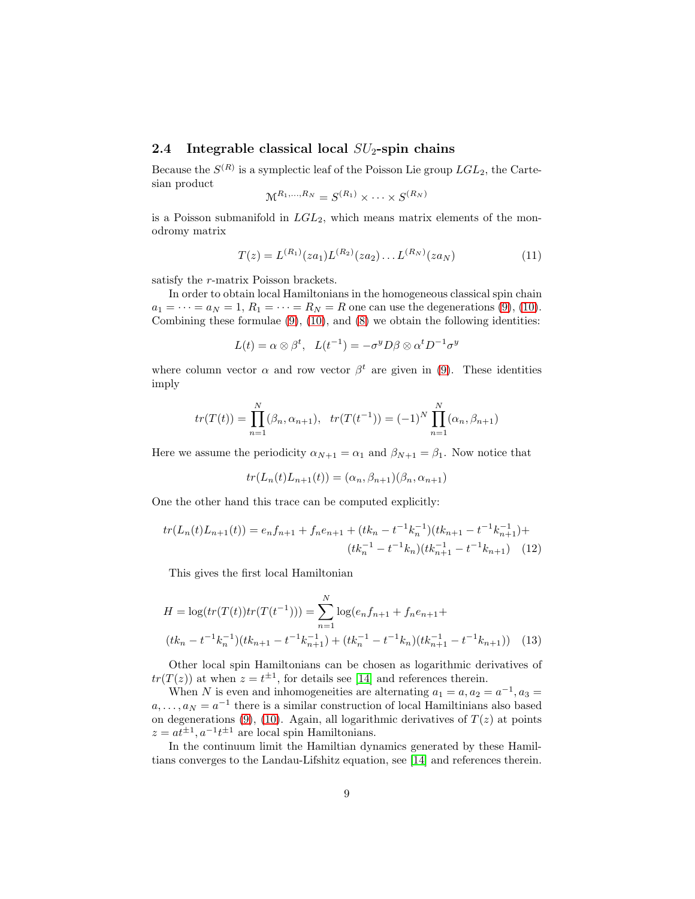## 2.4 Integrable classical local $SU_2$-spin chains

Because the $S^{(R)}$ is a symplectic leaf of the Poisson Lie group $LGL_2$, the Cartesian product

$$\mathcal{M}^{R_1,\dots,R_N} = S^{(R_1)} \times \dots \times S^{(R_N)}$$

is a Poisson submanifold in $LGL_2$, which means matrix elements of the monodromy matrix

$$T(z) = L^{(R_1)}(za_1)L^{(R_2)}(za_2)\dots L^{(R_N)}(za_N) \tag{11}$$

satisfy the $r$-matrix Poisson brackets.

In order to obtain local Hamiltonians in the homogeneous classical spin chain $a_1 = \dots = a_N = 1$, $R_1 = \dots = R_N = R$ one can use the degenerations (9), (10). Combining these formulae (9), (10), and (8) we obtain the following identities:

$$L(t) = \alpha \otimes \beta^t, \quad L(t^{-1}) = -\sigma^y D\beta \otimes \alpha^t D^{-1}\sigma^y$$

where column vector $\alpha$ and row vector $\beta^t$ are given in (9). These identities imply

$$tr(T(t)) = \prod_{n=1}^{N} (\beta_n, \alpha_{n+1}), \quad tr(T(t^{-1})) = (-1)^N \prod_{n=1}^{N} (\alpha_n, \beta_{n+1})$$

Here we assume the periodicity $\alpha_{N+1} = \alpha_1$ and $\beta_{N+1} = \beta_1$. Now notice that

$$tr(L_n(t)L_{n+1}(t)) = (\alpha_n, \beta_{n+1})(\beta_n, \alpha_{n+1})$$

One the other hand this trace can be computed explicitly:

$$tr(L_n(t)L_{n+1}(t)) = e_n f_{n+1} + f_n e_{n+1} + (tk_n - t^{-1}k_n^{-1})(tk_{n+1} - t^{-1}k_{n+1}^{-1}) + (tk_n^{-1} - t^{-1}k_n)(tk_{n+1}^{-1} - t^{-1}k_{n+1}) \tag{12}$$

This gives the first local Hamiltonian

$$H = \log(tr(T(t))tr(T(t^{-1}))) = \sum_{n=1}^{N} \log(e_n f_{n+1} + f_n e_{n+1} + (tk_n - t^{-1}k_n^{-1})(tk_{n+1} - t^{-1}k_{n+1}^{-1}) + (tk_n^{-1} - t^{-1}k_n)(tk_{n+1}^{-1} - t^{-1}k_{n+1})) \tag{13}$$

Other local spin Hamiltonians can be chosen as logarithmic derivatives of $tr(T(z))$ at when $z = t^{\pm 1}$, for details see [14] and references therein.

When $N$ is even and inhomogeneities are alternating $a_1 = a, a_2 = a^{-1}, a_3 = a, \dots, a_N = a^{-1}$ there is a similar construction of local Hamiltonians also based on degenerations (9), (10). Again, all logarithmic derivatives of $T(z)$ at points $z = at^{\pm 1}, a^{-1}t^{\pm 1}$ are local spin Hamiltonians.

In the continuum limit the Hamiltian dynamics generated by these Hamiltians converges to the Landau-Lifshitz equation, see [14] and references therein.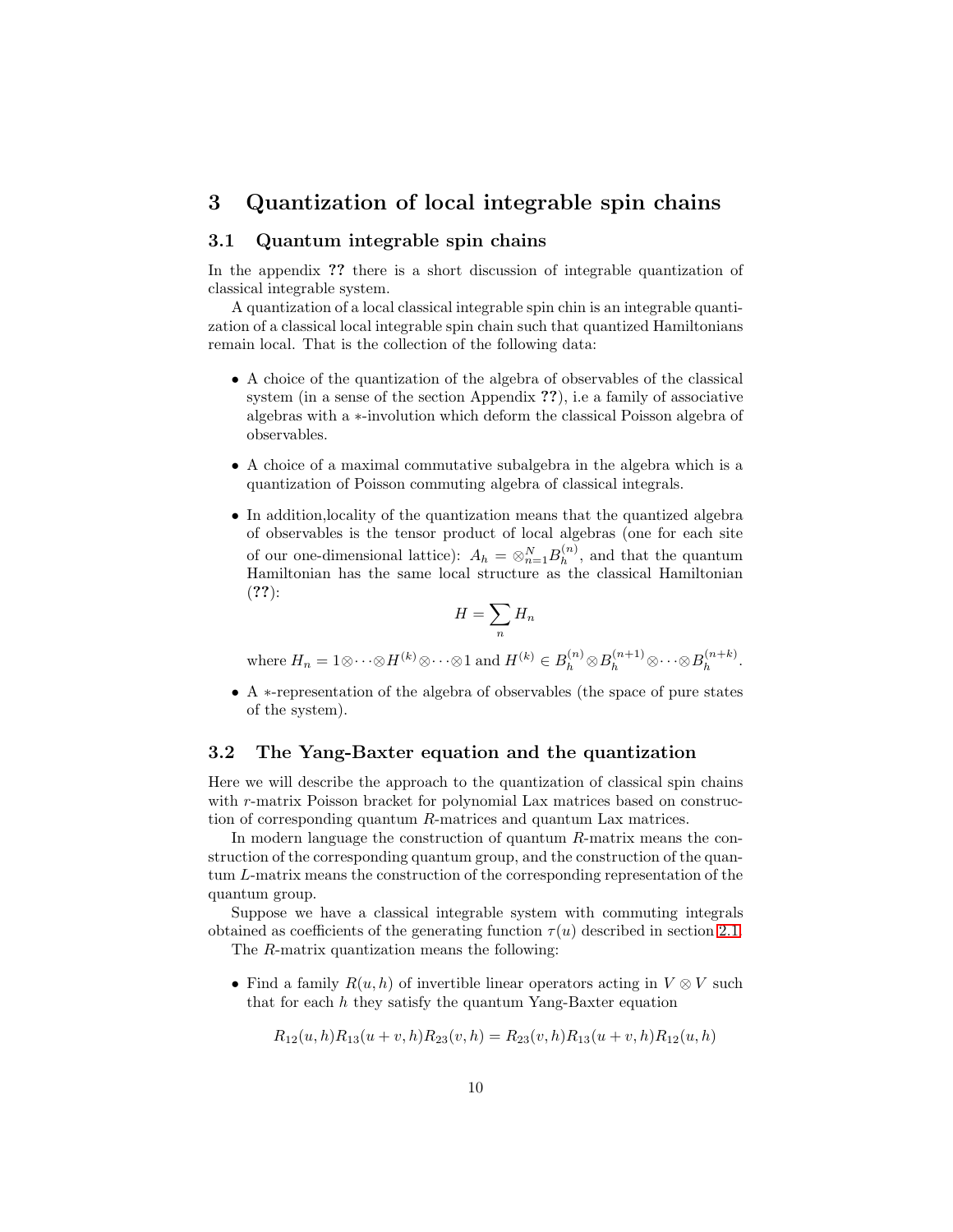# 3 Quantization of local integrable spin chains

## 3.1 Quantum integrable spin chains

In the appendix **??** there is a short discussion of integrable quantization of classical integrable system.

A quantization of a local classical integrable spin chin is an integrable quantization of a classical local integrable spin chain such that quantized Hamiltonians remain local. That is the collection of the following data:

- A choice of the quantization of the algebra of observables of the classical system (in a sense of the section Appendix **??**), i.e a family of associative algebras with a $*$-involution which deform the classical Poisson algebra of observables.
- A choice of a maximal commutative subalgebra in the algebra which is a quantization of Poisson commuting algebra of classical integrals.
- In addition,locality of the quantization means that the quantized algebra of observables is the tensor product of local algebras (one for each site of our one-dimensional lattice): $A_h = \otimes_{n=1}^{N} B_h^{(n)}$, and that the quantum Hamiltonian has the same local structure as the classical Hamiltonian (**??**):

  $$H = \sum_n H_n$$

  where $H_n = 1 \otimes \cdots \otimes H^{(k)} \otimes \cdots \otimes 1$ and $H^{(k)} \in B_h^{(n)} \otimes B_h^{(n+1)} \otimes \cdots \otimes B_h^{(n+k)}$.
- A $*$-representation of the algebra of observables (the space of pure states of the system).

## 3.2 The Yang-Baxter equation and the quantization

Here we will describe the approach to the quantization of classical spin chains with $r$-matrix Poisson bracket for polynomial Lax matrices based on construction of corresponding quantum $R$-matrices and quantum Lax matrices.

In modern language the construction of quantum $R$-matrix means the construction of the corresponding quantum group, and the construction of the quantum $L$-matrix means the construction of the corresponding representation of the quantum group.

Suppose we have a classical integrable system with commuting integrals obtained as coefficients of the generating function $\tau(u)$ described in section 2.1.

The $R$-matrix quantization means the following:

- Find a family $R(u, h)$ of invertible linear operators acting in $V \otimes V$ such that for each $h$ they satisfy the quantum Yang-Baxter equation

  $$R_{12}(u, h)R_{13}(u + v, h)R_{23}(v, h) = R_{23}(v, h)R_{13}(u + v, h)R_{12}(u, h)$$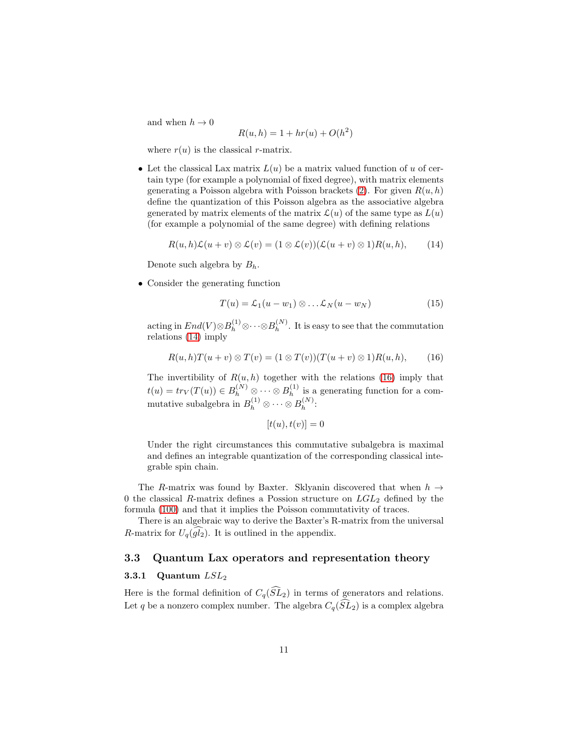and when $h \to 0$

$$R(u,h) = 1 + hr(u) + O(h^2)$$

where $r(u)$ is the classical $r$-matrix.

- Let the classical Lax matrix $L(u)$ be a matrix valued function of $u$ of certain type (for example a polynomial of fixed degree), with matrix elements generating a Poisson algebra with Poisson brackets (2). For given $R(u,h)$ define the quantization of this Poisson algebra as the associative algebra generated by matrix elements of the matrix $\mathcal{L}(u)$ of the same type as $L(u)$ (for example a polynomial of the same degree) with defining relations

$$R(u,h)\mathcal{L}(u+v) \otimes \mathcal{L}(v) = (1 \otimes \mathcal{L}(v))(\mathcal{L}(u+v) \otimes 1)R(u,h), \qquad (14)$$

  Denote such algebra by $B_h$.

- Consider the generating function

$$T(u) = \mathcal{L}_1(u - w_1) \otimes \dots \mathcal{L}_N(u - w_N) \qquad (15)$$

  acting in $End(V) \otimes B_h^{(1)} \otimes \dots \otimes B_h^{(N)}$. It is easy to see that the commutation relations (14) imply

$$R(u,h)T(u+v) \otimes T(v) = (1 \otimes T(v))(T(u+v) \otimes 1)R(u,h), \qquad (16)$$

  The invertibility of $R(u,h)$ together with the relations (16) imply that $t(u) = tr_V(T(u)) \in B_h^{(N)} \otimes \dots \otimes B_h^{(1)}$ is a generating function for a commutative subalgebra in $B_h^{(1)} \otimes \dots \otimes B_h^{(N)}$:

$$[t(u), t(v)] = 0$$

  Under the right circumstances this commutative subalgebra is maximal and defines an integrable quantization of the corresponding classical integrable spin chain.

The $R$-matrix was found by Baxter. Sklyanin discovered that when $h \to 0$ the classical $R$-matrix defines a Possion structure on $LGL_2$ defined by the formula (100) and that it implies the Poisson commutativity of traces.

There is an algebraic way to derive the Baxter's R-matrix from the universal $R$-matrix for $U_q(\widehat{gl_2})$. It is outlined in the appendix.

## 3.3 Quantum Lax operators and representation theory

### 3.3.1 Quantum $LSL_2$

Here is the formal definition of $C_q(\widehat{SL}_2)$ in terms of generators and relations. Let $q$ be a nonzero complex number. The algebra $C_q(\widehat{SL}_2)$ is a complex algebra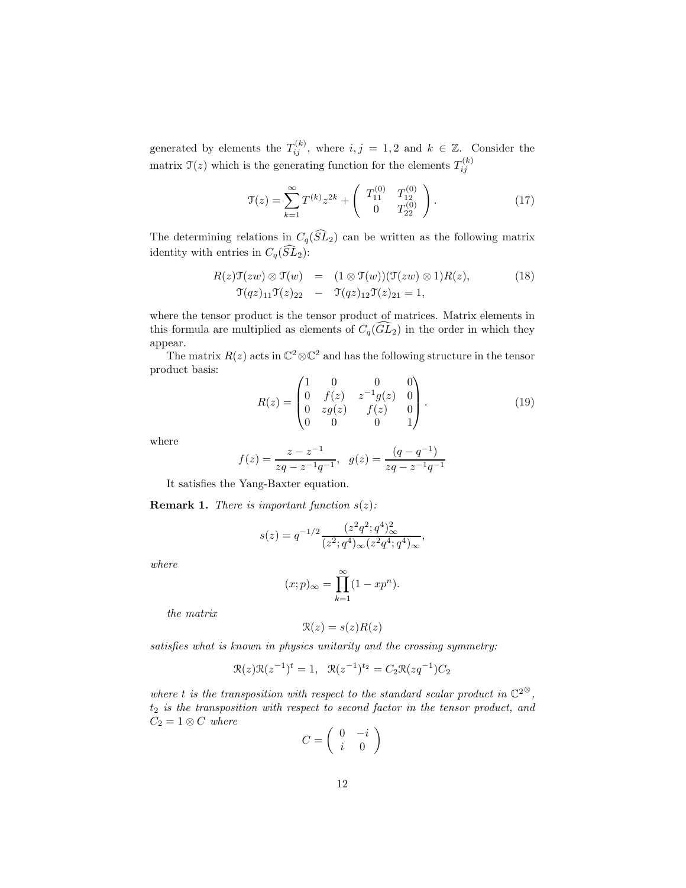generated by elements the $T_{ij}^{(k)}$, where $i, j = 1, 2$ and $k \in \mathbb{Z}$. Consider the matrix $\mathcal{T}(z)$ which is the generating function for the elements $T_{ij}^{(k)}$

$$
\mathcal{T}(z) = \sum_{k=1}^{\infty} T^{(k)} z^{2k} + \left( \begin{array}{cc} T_{11}^{(0)} & T_{12}^{(0)} \\ 0 & T_{22}^{(0)} \end{array} \right). \tag{17}
$$

The determining relations in $C_q(\widehat{SL}_2)$ can be written as the following matrix identity with entries in $C_q(\widehat{SL}_2)$:

$$
\begin{array}{rcl} R(z)\mathcal{T}(zw) \otimes \mathcal{T}(w) & = & (1 \otimes \mathcal{T}(w))(\mathcal{T}(zw) \otimes 1)R(z), \\ \mathcal{T}(qz)_{11}\mathcal{T}(z)_{22} & - & \mathcal{T}(qz)_{12}\mathcal{T}(z)_{21} = 1, \end{array} \tag{18}
$$

where the tensor product is the tensor product of matrices. Matrix elements in this formula are multiplied as elements of $C_q(\widehat{GL}_2)$ in the order in which they appear.

The matrix $R(z)$ acts in $\mathbb{C}^2 \otimes \mathbb{C}^2$ and has the following structure in the tensor product basis:

$$
R(z) = \begin{pmatrix} 1 & 0 & 0 & 0 \\ 0 & f(z) & z^{-1}g(z) & 0 \\ 0 & zg(z) & f(z) & 0 \\ 0 & 0 & 0 & 1 \end{pmatrix}. \tag{19}
$$

where

$$
f(z) = \frac{z - z^{-1}}{zq - z^{-1}q^{-1}}, \quad g(z) = \frac{(q - q^{-1})}{zq - z^{-1}q^{-1}}
$$

It satisfies the Yang-Baxter equation.

**Remark 1.** *There is important function $s(z)$:*

$$
s(z) = q^{-1/2} \frac{(z^2q^2; q^4)_\infty^2}{(z^2; q^4)_\infty (z^2q^4; q^4)_\infty},
$$

*where*

$$
(x; p)_\infty = \prod_{k=1}^{\infty} (1 - xp^n).
$$

*the matrix*

$$
\mathcal{R}(z) = s(z)R(z)
$$

*satisfies what is known in physics unitarity and the crossing symmetry:*

$$
\mathcal{R}(z)\mathcal{R}(z^{-1})^t = 1, \quad \mathcal{R}(z^{-1})^{t_2} = C_2\mathcal{R}(zq^{-1})C_2
$$

*where $t$ is the transposition with respect to the standard scalar product in $\mathbb{C}^{2^{\otimes}}$, $t_2$ is the transposition with respect to second factor in the tensor product, and $C_2 = 1 \otimes C$ where*

$$
C = \left( \begin{array}{cc} 0 & -i \\ i & 0 \end{array} \right)
$$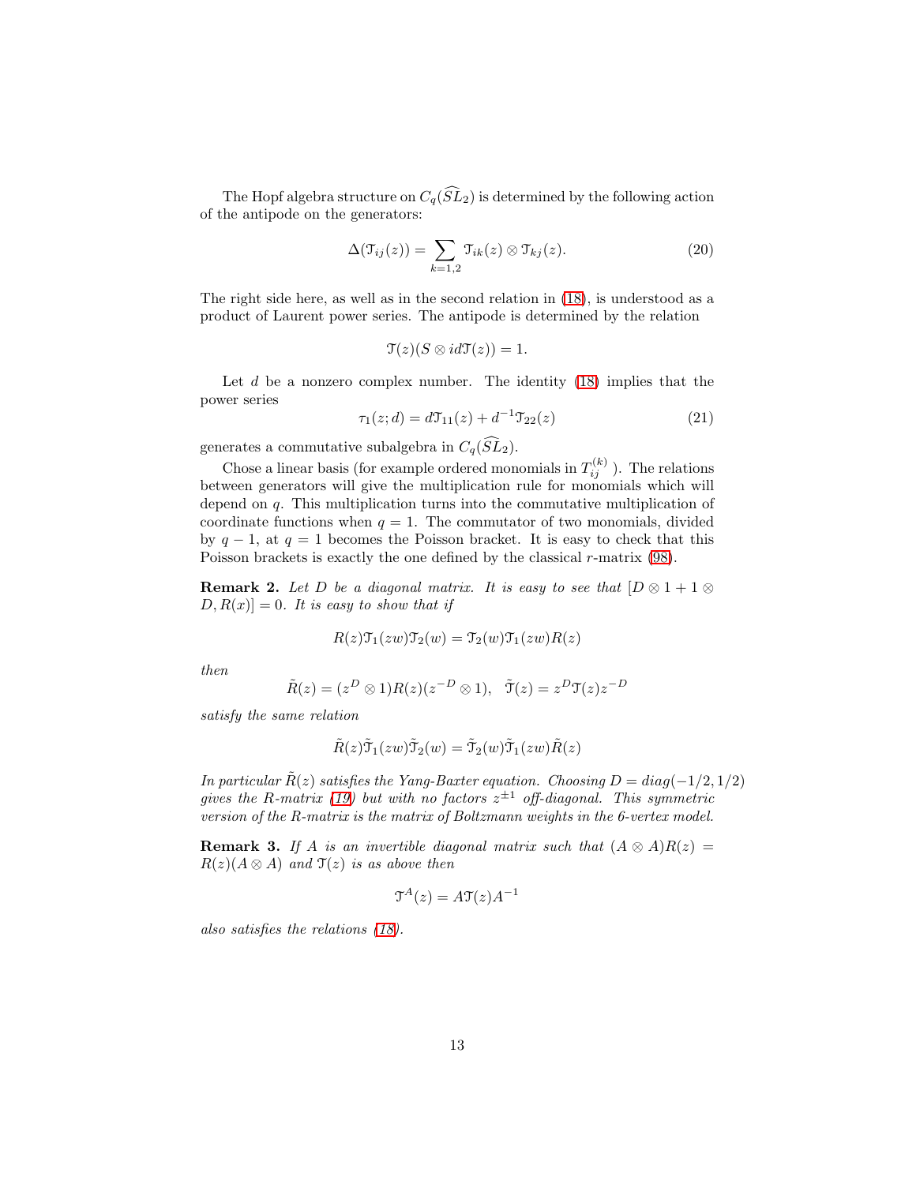The Hopf algebra structure on $C_q(\widehat{SL}_2)$ is determined by the following action of the antipode on the generators:

$$\Delta(\mathcal{T}_{ij}(z)) = \sum_{k=1,2} \mathcal{T}_{ik}(z) \otimes \mathcal{T}_{kj}(z). \tag{20}$$

The right side here, as well as in the second relation in (18), is understood as a product of Laurent power series. The antipode is determined by the relation

$$\mathcal{T}(z)(S \otimes id\mathcal{T}(z)) = 1.$$

Let $d$ be a nonzero complex number. The identity (18) implies that the power series

$$\tau_1(z; d) = d\mathcal{T}_{11}(z) + d^{-1}\mathcal{T}_{22}(z) \tag{21}$$

generates a commutative subalgebra in $C_q(\widehat{SL}_2)$.

Chose a linear basis (for example ordered monomials in $T_{ij}^{(k)}$ ). The relations between generators will give the multiplication rule for monomials which will depend on $q$. This multiplication turns into the commutative multiplication of coordinate functions when $q = 1$. The commutator of two monomials, divided by $q - 1$, at $q = 1$ becomes the Poisson bracket. It is easy to check that this Poisson brackets is exactly the one defined by the classical $r$-matrix (98).

**Remark 2.** *Let $D$ be a diagonal matrix. It is easy to see that $[D \otimes 1 + 1 \otimes D, R(x)] = 0$. It is easy to show that if*

$$R(z)\mathcal{T}_1(zw)\mathcal{T}_2(w) = \mathcal{T}_2(w)\mathcal{T}_1(zw)R(z)$$

*then*

$$\tilde{R}(z) = (z^D \otimes 1)R(z)(z^{-D} \otimes 1), \quad \tilde{\mathcal{T}}(z) = z^D\mathcal{T}(z)z^{-D}$$

*satisfy the same relation*

$$\tilde{R}(z)\tilde{\mathcal{T}}_1(zw)\tilde{\mathcal{T}}_2(w) = \tilde{\mathcal{T}}_2(w)\tilde{\mathcal{T}}_1(zw)\tilde{R}(z)$$

*In particular $\tilde{R}(z)$ satisfies the Yang-Baxter equation. Choosing $D = diag(-1/2, 1/2)$ gives the R-matrix (19) but with no factors $z^{\pm 1}$ off-diagonal. This symmetric version of the R-matrix is the matrix of Boltzmann weights in the 6-vertex model.*

**Remark 3.** *If $A$ is an invertible diagonal matrix such that $(A \otimes A)R(z) = R(z)(A \otimes A)$ and $\mathcal{T}(z)$ is as above then*

$$\mathcal{T}^A(z) = A\mathcal{T}(z)A^{-1}$$

*also satisfies the relations (18).*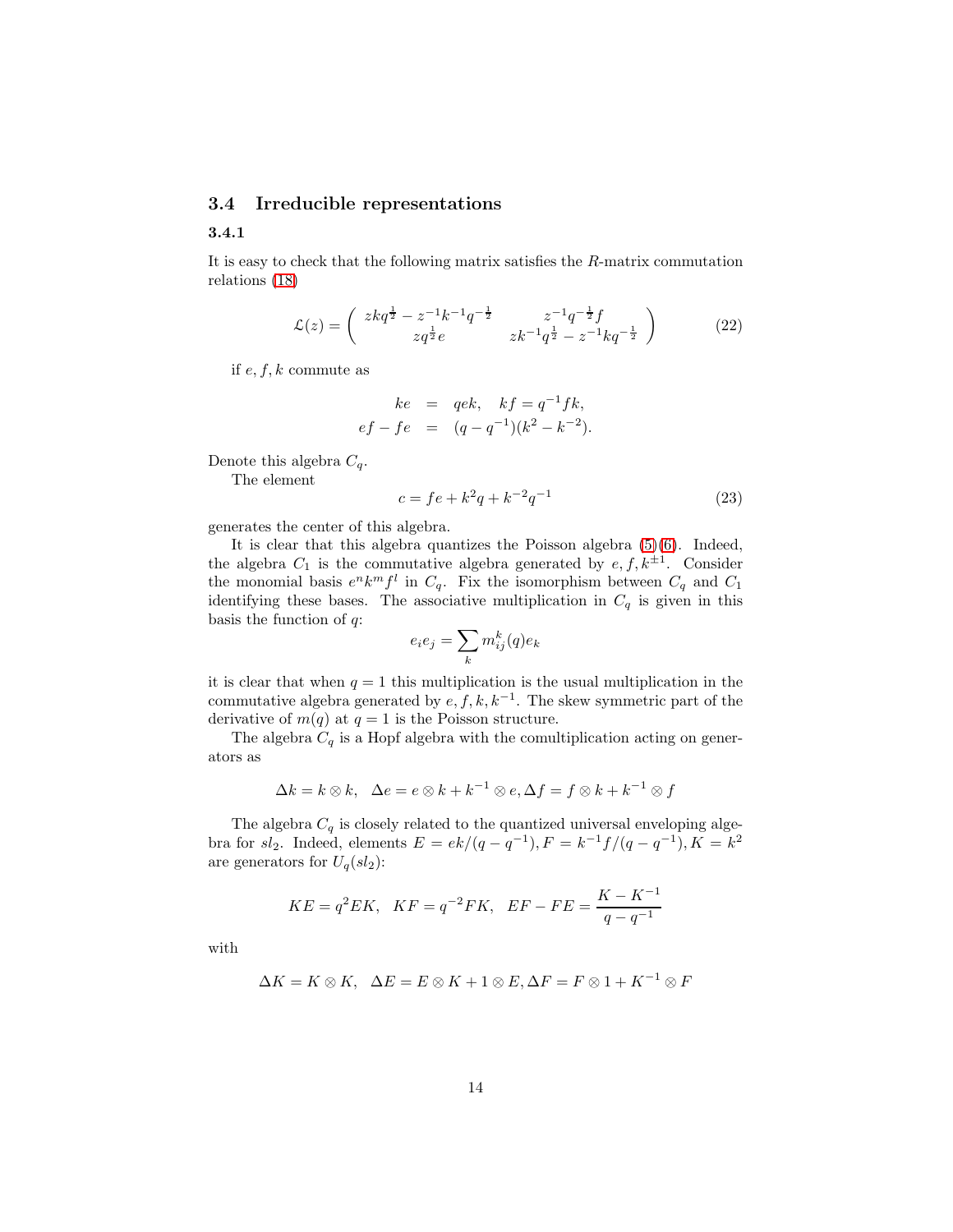## 3.4 Irreducible representations

### 3.4.1

It is easy to check that the following matrix satisfies the $R$-matrix commutation relations (18)

$$\mathcal{L}(z) = \begin{pmatrix} zkq^{\frac{1}{2}} - z^{-1}k^{-1}q^{-\frac{1}{2}} & z^{-1}q^{-\frac{1}{2}}f \\ zq^{\frac{1}{2}}e & zk^{-1}q^{\frac{1}{2}} - z^{-1}kq^{-\frac{1}{2}} \end{pmatrix} \tag{22}$$

if $e, f, k$ commute as

$$\begin{aligned} ke &= qek, \quad kf = q^{-1}fk, \\ ef - fe &= (q - q^{-1})(k^2 - k^{-2}). \end{aligned}$$

Denote this algebra $C_q$.

The element

$$c = fe + k^2q + k^{-2}q^{-1} \tag{23}$$

generates the center of this algebra.

It is clear that this algebra quantizes the Poisson algebra (5)(6). Indeed, the algebra $C_1$ is the commutative algebra generated by $e, f, k^{\pm 1}$. Consider the monomial basis $e^n k^m f^l$ in $C_q$. Fix the isomorphism between $C_q$ and $C_1$ identifying these bases. The associative multiplication in $C_q$ is given in this basis the function of $q$:

$$e_i e_j = \sum_k m_{ij}^k(q) e_k$$

it is clear that when $q = 1$ this multiplication is the usual multiplication in the commutative algebra generated by $e, f, k, k^{-1}$. The skew symmetric part of the derivative of $m(q)$ at $q = 1$ is the Poisson structure.

The algebra $C_q$ is a Hopf algebra with the comultiplication acting on generators as

$$\Delta k = k \otimes k, \quad \Delta e = e \otimes k + k^{-1} \otimes e, \Delta f = f \otimes k + k^{-1} \otimes f$$

The algebra $C_q$ is closely related to the quantized universal enveloping algebra for $sl_2$. Indeed, elements $E = ek/(q - q^{-1}), F = k^{-1}f/(q - q^{-1}), K = k^2$ are generators for $U_q(sl_2)$:

$$KE = q^2EK, \quad KF = q^{-2}FK, \quad EF - FE = \frac{K - K^{-1}}{q - q^{-1}}$$

with

$$\Delta K = K \otimes K, \quad \Delta E = E \otimes K + 1 \otimes E, \Delta F = F \otimes 1 + K^{-1} \otimes F$$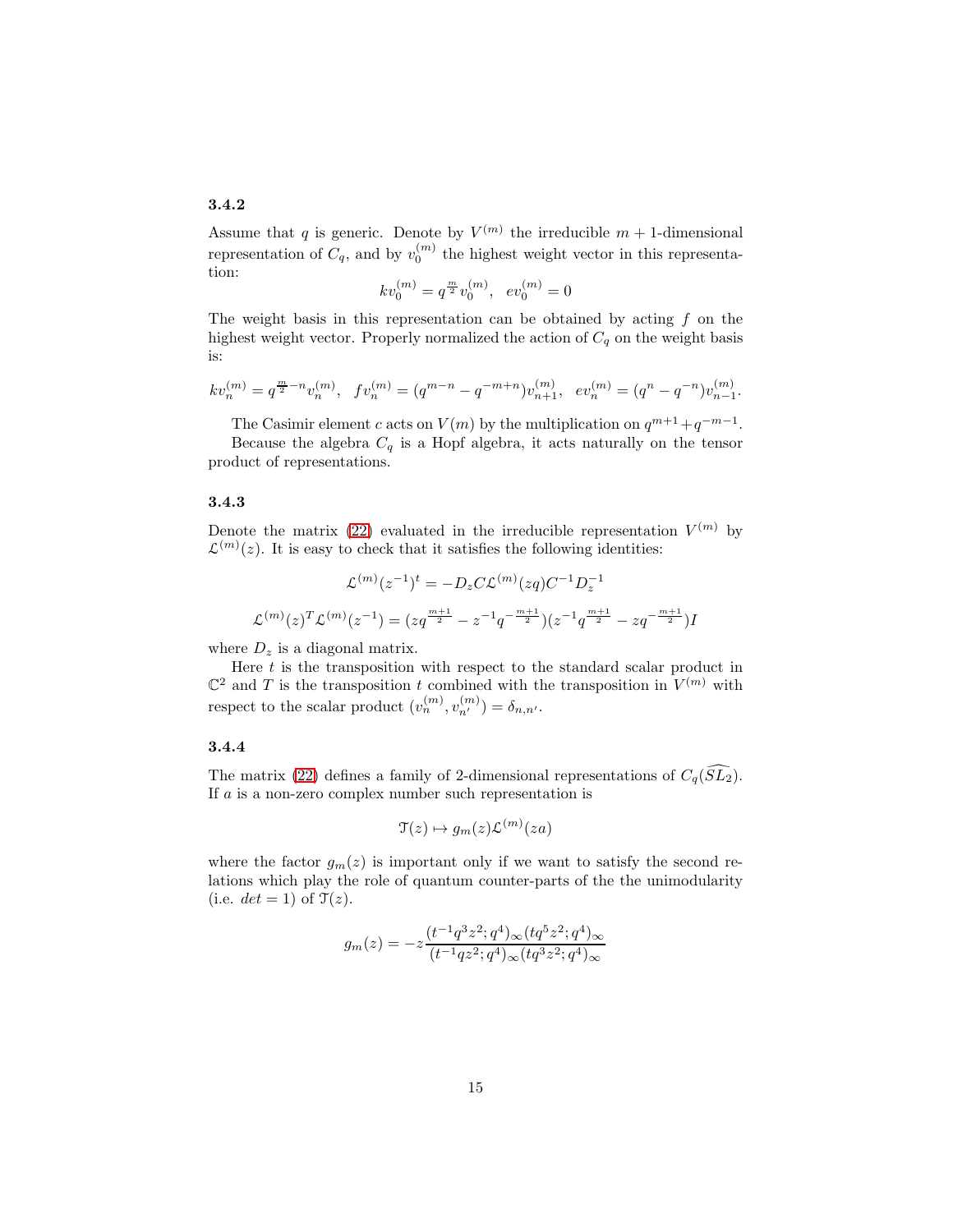### 3.4.2

Assume that $q$ is generic. Denote by $V^{(m)}$ the irreducible $m+1$-dimensional representation of $C_q$, and by $v_0^{(m)}$ the highest weight vector in this representation:

$$kv_0^{(m)} = q^{\frac{m}{2}}v_0^{(m)}, \quad ev_0^{(m)} = 0$$

The weight basis in this representation can be obtained by acting $f$ on the highest weight vector. Properly normalized the action of $C_q$ on the weight basis is:

$$kv_n^{(m)} = q^{\frac{m}{2}-n}v_n^{(m)}, \quad fv_n^{(m)} = (q^{m-n} - q^{-m+n})v_{n+1}^{(m)}, \quad ev_n^{(m)} = (q^n - q^{-n})v_{n-1}^{(m)}.$$

The Casimir element $c$ acts on $V(m)$ by the multiplication on $q^{m+1}+q^{-m-1}$.

Because the algebra $C_q$ is a Hopf algebra, it acts naturally on the tensor product of representations.

### 3.4.3

Denote the matrix (22) evaluated in the irreducible representation $V^{(m)}$ by $\mathcal{L}^{(m)}(z)$. It is easy to check that it satisfies the following identities:

$$\mathcal{L}^{(m)}(z^{-1})^t = -D_z C\mathcal{L}^{(m)}(zq)C^{-1}D_z^{-1}$$

$$\mathcal{L}^{(m)}(z)^T\mathcal{L}^{(m)}(z^{-1}) = (zq^{\frac{m+1}{2}} - z^{-1}q^{-\frac{m+1}{2}})(z^{-1}q^{\frac{m+1}{2}} - zq^{-\frac{m+1}{2}})I$$

where $D_z$ is a diagonal matrix.

Here $t$ is the transposition with respect to the standard scalar product in $\mathbb{C}^2$ and $T$ is the transposition $t$ combined with the transposition in $V^{(m)}$ with respect to the scalar product $(v_n^{(m)}, v_{n'}^{(m)}) = \delta_{n,n'}$.

### 3.4.4

The matrix (22) defines a family of 2-dimensional representations of $C_q(\widehat{SL_2})$. If $a$ is a non-zero complex number such representation is

$$\mathcal{T}(z) \mapsto g_m(z)\mathcal{L}^{(m)}(za)$$

where the factor $g_m(z)$ is important only if we want to satisfy the second relations which play the role of quantum counter-parts of the the unimodularity (i.e. $det = 1$) of $\mathcal{T}(z)$.

$$g_m(z) = -z\frac{(t^{-1}q^3z^2;q^4)_\infty(tq^5z^2;q^4)_\infty}{(t^{-1}qz^2;q^4)_\infty(tq^3z^2;q^4)_\infty}$$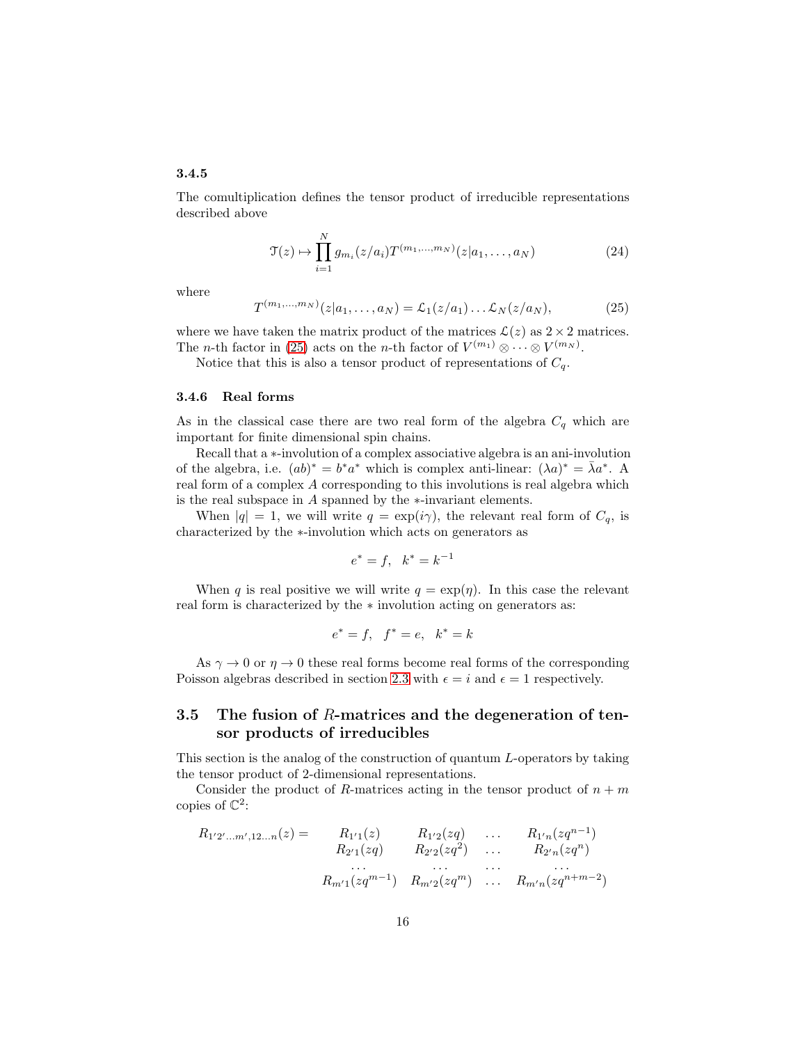#### 3.4.5

The comultiplication defines the tensor product of irreducible representations described above

$$\mathcal{T}(z) \mapsto \prod_{i=1}^{N} g_{m_i}(z/a_i) T^{(m_1,\dots,m_N)}(z|a_1,\dots,a_N) \tag{24}$$

where

$$T^{(m_1,\dots,m_N)}(z|a_1,\dots,a_N) = \mathcal{L}_1(z/a_1)\dots\mathcal{L}_N(z/a_N), \tag{25}$$

where we have taken the matrix product of the matrices $\mathcal{L}(z)$ as $2\times 2$ matrices. The $n$-th factor in (25) acts on the $n$-th factor of $V^{(m_1)} \otimes \dots \otimes V^{(m_N)}$.

Notice that this is also a tensor product of representations of $C_q$.

### 3.4.6 Real forms

As in the classical case there are two real form of the algebra $C_q$ which are important for finite dimensional spin chains.

Recall that a $*$-involution of a complex associative algebra is an ani-involution of the algebra, i.e. $(ab)^* = b^* a^*$ which is complex anti-linear: $(\lambda a)^* = \bar{\lambda} a^*$. A real form of a complex $A$ corresponding to this involutions is real algebra which is the real subspace in $A$ spanned by the $*$-invariant elements.

When $|q| = 1$, we will write $q = \exp(i\gamma)$, the relevant real form of $C_q$, is characterized by the $*$-involution which acts on generators as

$$e^* = f, \quad k^* = k^{-1}$$

When $q$ is real positive we will write $q = \exp(\eta)$. In this case the relevant real form is characterized by the $*$ involution acting on generators as:

$$e^* = f, \quad f^* = e, \quad k^* = k$$

As $\gamma \to 0$ or $\eta \to 0$ these real forms become real forms of the corresponding Poisson algebras described in section 2.3 with $\epsilon = i$ and $\epsilon = 1$ respectively.

## 3.5 The fusion of $R$-matrices and the degeneration of tensor products of irreducibles

This section is the analog of the construction of quantum $L$-operators by taking the tensor product of 2-dimensional representations.

Consider the product of $R$-matrices acting in the tensor product of $n+m$ copies of $\mathbb{C}^2$:

$$\begin{array}{rcccc} R_{1'2'\dots m',12\dots n}(z) = & R_{1'1}(z) & R_{1'2}(zq) & \dots & R_{1'n}(zq^{n-1}) \\ & R_{2'1}(zq) & R_{2'2}(zq^2) & \dots & R_{2'n}(zq^n) \\ & \dots & \dots & \dots & \dots \\ & R_{m'1}(zq^{m-1}) & R_{m'2}(zq^m) & \dots & R_{m'n}(zq^{n+m-2}) \end{array}$$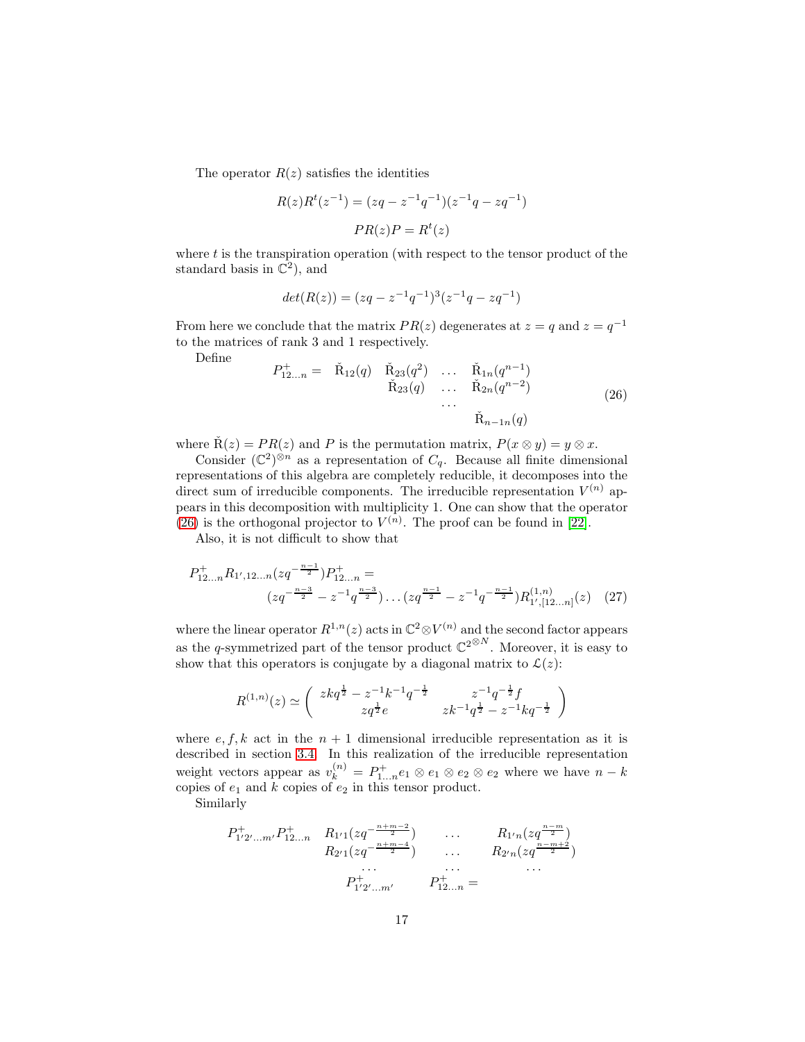The operator $R(z)$ satisfies the identities

$$R(z)R^t(z^{-1}) = (zq - z^{-1}q^{-1})(z^{-1}q - zq^{-1})$$

$$PR(z)P = R^t(z)$$

where $t$ is the transpiration operation (with respect to the tensor product of the standard basis in $\mathbb{C}^2$), and

$$det(R(z)) = (zq - z^{-1}q^{-1})^3(z^{-1}q - zq^{-1})$$

From here we conclude that the matrix $PR(z)$ degenerates at $z = q$ and $z = q^{-1}$ to the matrices of rank 3 and 1 respectively.

Define

$$
\begin{array}{rcccc}
P^{+}_{12\ldots n} = & \check{\mathrm{R}}_{12}(q) & \check{\mathrm{R}}_{23}(q^2) & \ldots & \check{\mathrm{R}}_{1n}(q^{n-1}) \\
 & & \check{\mathrm{R}}_{23}(q) & \ldots & \check{\mathrm{R}}_{2n}(q^{n-2}) \\
 & & & \cdots & \\
 & & & & \check{\mathrm{R}}_{n-1n}(q)
\end{array}
\tag{26}
$$

where $\check{\mathrm{R}}(z) = PR(z)$ and $P$ is the permutation matrix, $P(x \otimes y) = y \otimes x$.

Consider $(\mathbb{C}^2)^{\otimes n}$ as a representation of $C_q$. Because all finite dimensional representations of this algebra are completely reducible, it decomposes into the direct sum of irreducible components. The irreducible representation $V^{(n)}$ appears in this decomposition with multiplicity 1. One can show that the operator (26) is the orthogonal projector to $V^{(n)}$. The proof can be found in [22].

Also, it is not difficult to show that

$$
\begin{aligned}
P^{+}_{12\ldots n} R_{1',12\ldots n}(zq^{-\frac{n-1}{2}}) P^{+}_{12\ldots n} = \\
(zq^{-\frac{n-3}{2}} - z^{-1}q^{\frac{n-3}{2}}) \ldots (zq^{\frac{n-1}{2}} - z^{-1}q^{-\frac{n-1}{2}}) R^{(1,n)}_{1',[12\ldots n]}(z)
\end{aligned}
\tag{27}
$$

where the linear operator $R^{1,n}(z)$ acts in $\mathbb{C}^2 \otimes V^{(n)}$ and the second factor appears as the $q$-symmetrized part of the tensor product $\mathbb{C}^{2^{\otimes N}}$. Moreover, it is easy to show that this operators is conjugate by a diagonal matrix to $\mathcal{L}(z)$:

$$
R^{(1,n)}(z) \simeq \begin{pmatrix} zkq^{\frac{1}{2}} - z^{-1}k^{-1}q^{-\frac{1}{2}} & z^{-1}q^{-\frac{1}{2}}f \\ zq^{\frac{1}{2}}e & zk^{-1}q^{\frac{1}{2}} - z^{-1}kq^{-\frac{1}{2}} \end{pmatrix}
$$

where $e, f, k$ act in the $n+1$ dimensional irreducible representation as it is described in section 3.4. In this realization of the irreducible representation weight vectors appear as $v^{(n)}_k = P^{+}_{1\ldots n} e_1 \otimes e_1 \otimes e_2 \otimes e_2$ where we have $n-k$ copies of $e_1$ and $k$ copies of $e_2$ in this tensor product.

Similarly

$$
\begin{array}{cccc}
P^{+}_{1'2'\ldots m'} P^{+}_{12\ldots n} & R_{1'1}(zq^{-\frac{n+m-2}{2}}) & \ldots & R_{1'n}(zq^{\frac{n-m}{2}}) \\
 & R_{2'1}(zq^{-\frac{n+m-4}{2}}) & \ldots & R_{2'n}(zq^{\frac{n-m+2}{2}}) \\
 & \cdots & \cdots & \cdots \\
 & P^{+}_{1'2'\ldots m'} & P^{+}_{12\ldots n} = &
\end{array}
$$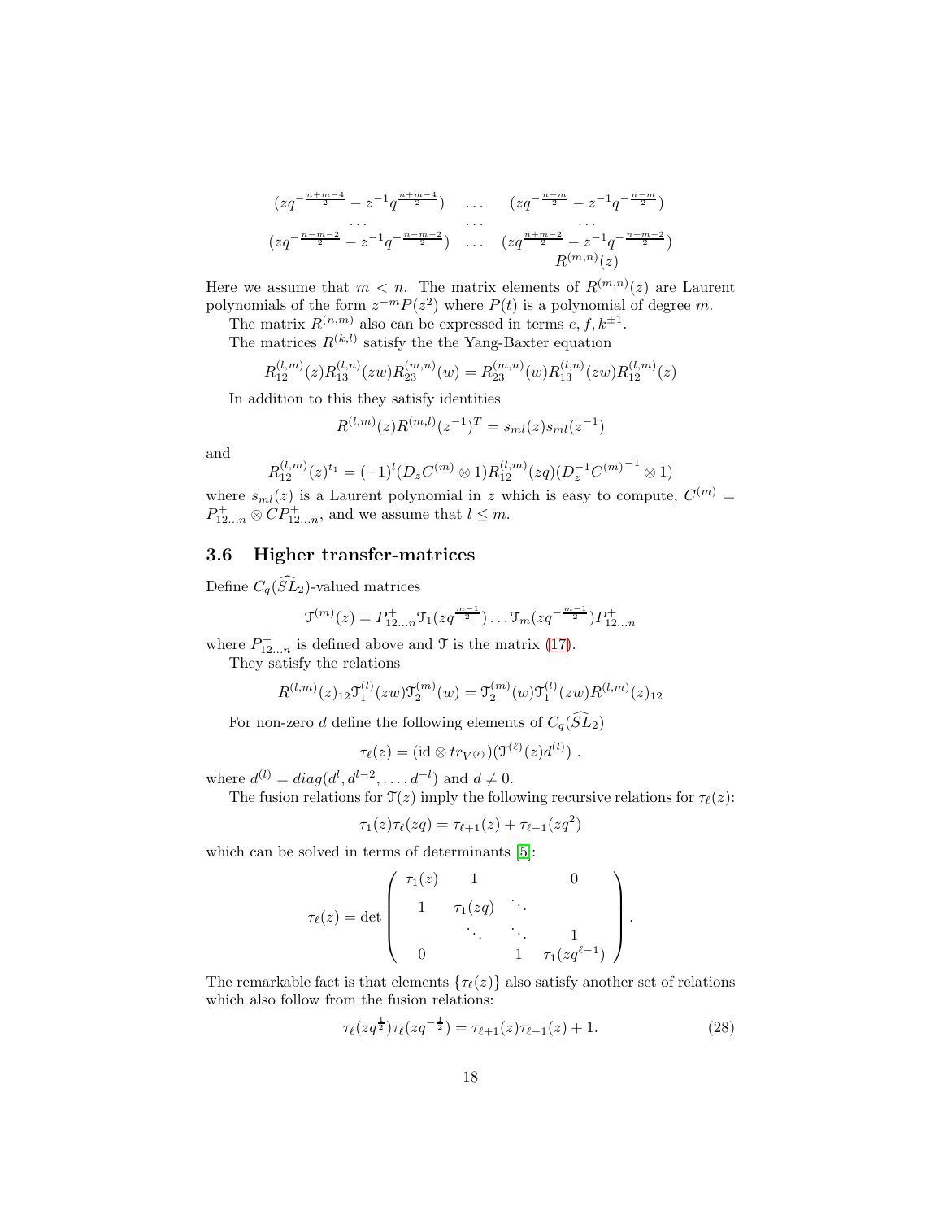$$
\begin{array}{ccc}
(zq^{-\frac{n+m-4}{2}} - z^{-1}q^{\frac{n+m-4}{2}}) & \dots & (zq^{-\frac{n-m}{2}} - z^{-1}q^{-\frac{n-m}{2}}) \\
\dots & \dots & \dots \\
(zq^{-\frac{n-m-2}{2}} - z^{-1}q^{-\frac{n-m-2}{2}}) & \dots & (zq^{\frac{n+m-2}{2}} - z^{-1}q^{-\frac{n+m-2}{2}}) \\
 & & R^{(m,n)}(z)
\end{array}
$$

Here we assume that $m < n$. The matrix elements of $R^{(m,n)}(z)$ are Laurent polynomials of the form $z^{-m}P(z^2)$ where $P(t)$ is a polynomial of degree $m$.

The matrix $R^{(n,m)}$ also can be expressed in terms $e, f, k^{\pm 1}$.

The matrices $R^{(k,l)}$ satisfy the the Yang-Baxter equation

$$
R^{(l,m)}_{12}(z)R^{(l,n)}_{13}(zw)R^{(m,n)}_{23}(w) = R^{(m,n)}_{23}(w)R^{(l,n)}_{13}(zw)R^{(l,m)}_{12}(z)
$$

In addition to this they satisfy identities

$$
R^{(l,m)}(z)R^{(m,l)}(z^{-1})^T = s_{ml}(z)s_{ml}(z^{-1})
$$

and

$$
R^{(l,m)}_{12}(z)^{t_1} = (-1)^l (D_z C^{(m)} \otimes 1) R^{(l,m)}_{12}(zq)(D_z^{-1} {C^{(m)}}^{-1} \otimes 1)
$$

where $s_{ml}(z)$ is a Laurent polynomial in $z$ which is easy to compute, $C^{(m)} = P^+_{12\dots n} \otimes C P^+_{12\dots n}$, and we assume that $l \leq m$.

### 3.6 Higher transfer-matrices

Define $C_q(\widehat{SL}_2)$-valued matrices

$$
\mathcal{T}^{(m)}(z) = P^+_{12\dots n}\mathcal{T}_1(zq^{\frac{m-1}{2}})\dots\mathcal{T}_m(zq^{-\frac{m-1}{2}})P^+_{12\dots n}
$$

where $P^+_{12\dots n}$ is defined above and $\mathcal{T}$ is the matrix (17).

They satisfy the relations

$$
R^{(l,m)}(z)_{12}\mathcal{T}^{(l)}_1(zw)\mathcal{T}^{(m)}_2(w) = \mathcal{T}^{(m)}_2(w)\mathcal{T}^{(l)}_1(zw)R^{(l,m)}(z)_{12}
$$

For non-zero $d$ define the following elements of $C_q(\widehat{SL}_2)$

$$
\tau_\ell(z) = (\mathrm{id} \otimes tr_{V^{(\ell)}})(\mathcal{T}^{(\ell)}(z)d^{(l)}) \ .
$$

where $d^{(l)} = diag(d^l, d^{l-2}, \dots, d^{-l})$ and $d \neq 0$.

The fusion relations for $\mathcal{T}(z)$ imply the following recursive relations for $\tau_\ell(z)$:

$$
\tau_1(z)\tau_\ell(zq) = \tau_{\ell+1}(z) + \tau_{\ell-1}(zq^2)
$$

which can be solved in terms of determinants [5]:

$$
\tau_\ell(z) = \det\begin{pmatrix}
\tau_1(z) & 1 & & 0 \\
1 & \tau_1(zq) & \ddots & \\
 & \ddots & \ddots & 1 \\
0 & & 1 & \tau_1(zq^{\ell-1})
\end{pmatrix}.
$$

The remarkable fact is that elements $\{\tau_\ell(z)\}$ also satisfy another set of relations which also follow from the fusion relations:

$$
\tau_\ell(zq^{\frac{1}{2}})\tau_\ell(zq^{-\frac{1}{2}}) = \tau_{\ell+1}(z)\tau_{\ell-1}(z) + 1. \tag{28}
$$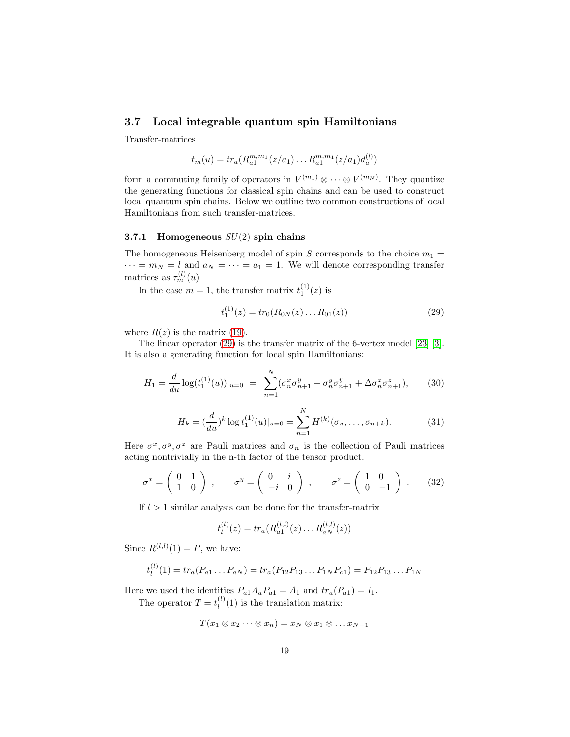### 3.7 Local integrable quantum spin Hamiltonians

Transfer-matrices

$$t_m(u) = tr_a(R_{a1}^{m,m_1}(z/a_1)\dots R_{a1}^{m,m_1}(z/a_1)d_a^{(l)})$$

form a commuting family of operators in $V^{(m_1)} \otimes \dots \otimes V^{(m_N)}$. They quantize the generating functions for classical spin chains and can be used to construct local quantum spin chains. Below we outline two common constructions of local Hamiltonians from such transfer-matrices.

#### 3.7.1 Homogeneous $SU(2)$ spin chains

The homogeneous Heisenberg model of spin $S$ corresponds to the choice $m_1 = \dots = m_N = l$ and $a_N = \dots = a_1 = 1$. We will denote corresponding transfer matrices as $\tau_m^{(l)}(u)$

In the case $m = 1$, the transfer matrix $t_1^{(1)}(z)$ is

$$t_1^{(1)}(z) = tr_0(R_{0N}(z)\dots R_{01}(z)) \tag{29}$$

where $R(z)$ is the matrix (19).

The linear operator (29) is the transfer matrix of the 6-vertex model [23] [3]. It is also a generating function for local spin Hamiltonians:

$$H_1 = \frac{d}{du}\log(t_1^{(1)}(u))|_{u=0} \;=\; \sum_{n=1}^{N}(\sigma_n^x\sigma_{n+1}^y + \sigma_n^y\sigma_{n+1}^y + \Delta\sigma_n^z\sigma_{n+1}^z), \tag{30}$$

$$H_k = (\frac{d}{du})^k \log t_1^{(1)}(u)|_{u=0} = \sum_{n=1}^{N} H^{(k)}(\sigma_n,\dots,\sigma_{n+k}). \tag{31}$$

Here $\sigma^x, \sigma^y, \sigma^z$ are Pauli matrices and $\sigma_n$ is the collection of Pauli matrices acting nontrivially in the n-th factor of the tensor product.

$$\sigma^x = \begin{pmatrix} 0 & 1 \\ 1 & 0 \end{pmatrix}, \qquad \sigma^y = \begin{pmatrix} 0 & i \\ -i & 0 \end{pmatrix}, \qquad \sigma^z = \begin{pmatrix} 1 & 0 \\ 0 & -1 \end{pmatrix}. \tag{32}$$

If $l > 1$ similar analysis can be done for the transfer-matrix

$$t_l^{(l)}(z) = tr_a(R_{a1}^{(l,l)}(z)\dots R_{aN}^{(l,l)}(z))$$

Since $R^{(l,l)}(1) = P$, we have:

$$t_l^{(l)}(1) = tr_a(P_{a1}\dots P_{aN}) = tr_a(P_{12}P_{13}\dots P_{1N}P_{a1}) = P_{12}P_{13}\dots P_{1N}$$

Here we used the identities $P_{a1}A_aP_{a1} = A_1$ and $tr_a(P_{a1}) = I_1$.

The operator $T = t_l^{(l)}(1)$ is the translation matrix:

$$T(x_1 \otimes x_2 \dots \otimes x_n) = x_N \otimes x_1 \otimes \dots x_{N-1}$$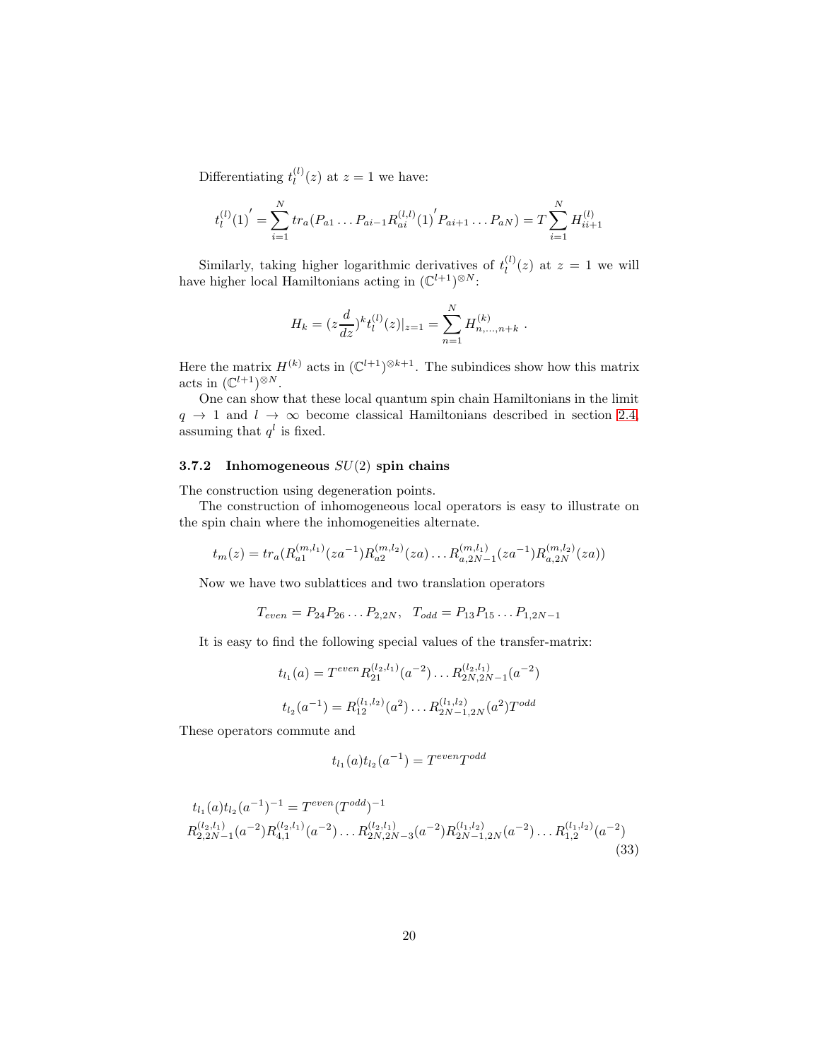Differentiating $t_l^{(l)}(z)$ at $z=1$ we have:

$$t_l^{(l)}(1)' = \sum_{i=1}^{N} tr_a(P_{a1}\dots P_{ai-1}R_{ai}^{(l,l)}(1)' P_{ai+1}\dots P_{aN}) = T\sum_{i=1}^{N} H_{ii+1}^{(l)}$$

Similarly, taking higher logarithmic derivatives of $t_l^{(l)}(z)$ at $z=1$ we will have higher local Hamiltonians acting in $(\mathbb{C}^{l+1})^{\otimes N}$:

$$H_k = (z\frac{d}{dz})^k t_l^{(l)}(z)|_{z=1} = \sum_{n=1}^{N} H_{n,\dots,n+k}^{(k)} \ .$$

Here the matrix $H^{(k)}$ acts in $(\mathbb{C}^{l+1})^{\otimes k+1}$. The subindices show how this matrix acts in $(\mathbb{C}^{l+1})^{\otimes N}$.

One can show that these local quantum spin chain Hamiltonians in the limit $q\to 1$ and $l\to\infty$ become classical Hamiltonians described in section 2.4, assuming that $q^l$ is fixed.

### 3.7.2 Inhomogeneous $SU(2)$ spin chains

The construction using degeneration points.

The construction of inhomogeneous local operators is easy to illustrate on the spin chain where the inhomogeneities alternate.

$$t_m(z) = tr_a(R_{a1}^{(m,l_1)}(za^{-1})R_{a2}^{(m,l_2)}(za)\dots R_{a,2N-1}^{(m,l_1)}(za^{-1})R_{a,2N}^{(m,l_2)}(za))$$

Now we have two sublattices and two translation operators

$$T_{even} = P_{24}P_{26}\dots P_{2,2N}, \quad T_{odd} = P_{13}P_{15}\dots P_{1,2N-1}$$

It is easy to find the following special values of the transfer-matrix:

$$t_{l_1}(a) = T^{even}R_{21}^{(l_2,l_1)}(a^{-2})\dots R_{2N,2N-1}^{(l_2,l_1)}(a^{-2})$$

$$t_{l_2}(a^{-1}) = R_{12}^{(l_1,l_2)}(a^2)\dots R_{2N-1,2N}^{(l_1,l_2)}(a^2)T^{odd}$$

These operators commute and

$$t_{l_1}(a)t_{l_2}(a^{-1}) = T^{even}T^{odd}$$

$$\begin{aligned}&t_{l_1}(a)t_{l_2}(a^{-1})^{-1} = T^{even}(T^{odd})^{-1}\\&R_{2,2N-1}^{(l_2,l_1)}(a^{-2})R_{4,1}^{(l_2,l_1)}(a^{-2})\dots R_{2N,2N-3}^{(l_2,l_1)}(a^{-2})R_{2N-1,2N}^{(l_1,l_2)}(a^{-2})\dots R_{1,2}^{(l_1,l_2)}(a^{-2})\end{aligned} \tag{33}$$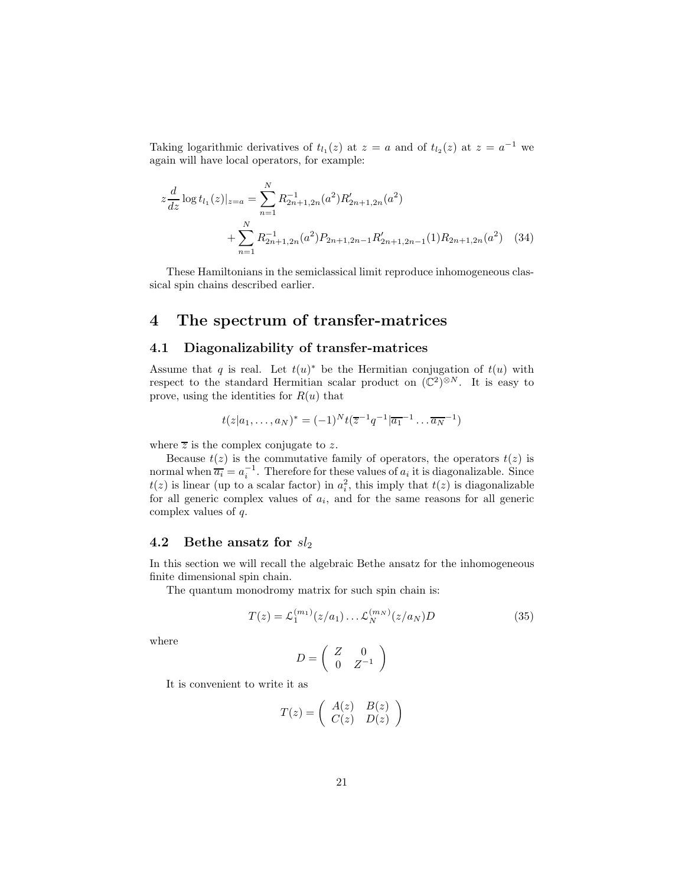Taking logarithmic derivatives of $t_{l_1}(z)$ at $z = a$ and of $t_{l_2}(z)$ at $z = a^{-1}$ we again will have local operators, for example:

$$
z\frac{d}{dz}\log t_{l_1}(z)|_{z=a} = \sum_{n=1}^{N} R^{-1}_{2n+1,2n}(a^2)R'_{2n+1,2n}(a^2) + \sum_{n=1}^{N} R^{-1}_{2n+1,2n}(a^2)P_{2n+1,2n-1}R'_{2n+1,2n-1}(1)R_{2n+1,2n}(a^2) \quad (34)
$$

These Hamiltonians in the semiclassical limit reproduce inhomogeneous classical spin chains described earlier.

# 4 The spectrum of transfer-matrices

## 4.1 Diagonalizability of transfer-matrices

Assume that $q$ is real. Let $t(u)^*$ be the Hermitian conjugation of $t(u)$ with respect to the standard Hermitian scalar product on $(\mathbb{C}^2)^{\otimes N}$. It is easy to prove, using the identities for $R(u)$ that

$$
t(z|a_1,\ldots,a_N)^* = (-1)^N t(\overline{z}^{-1}q^{-1}|\overline{a_1}^{-1}\ldots\overline{a_N}^{-1})
$$

where $\overline{z}$ is the complex conjugate to $z$.

Because $t(z)$ is the commutative family of operators, the operators $t(z)$ is normal when $\overline{a_i} = a_i^{-1}$. Therefore for these values of $a_i$ it is diagonalizable. Since $t(z)$ is linear (up to a scalar factor) in $a_i^2$, this imply that $t(z)$ is diagonalizable for all generic complex values of $a_i$, and for the same reasons for all generic complex values of $q$.

## 4.2 Bethe ansatz for $sl_2$

In this section we will recall the algebraic Bethe ansatz for the inhomogeneous finite dimensional spin chain.

The quantum monodromy matrix for such spin chain is:

$$
T(z) = \mathcal{L}_1^{(m_1)}(z/a_1)\ldots\mathcal{L}_N^{(m_N)}(z/a_N)D \quad (35)
$$

where

$$
D = \begin{pmatrix} Z & 0 \\ 0 & Z^{-1} \end{pmatrix}
$$

It is convenient to write it as

$$
T(z) = \begin{pmatrix} A(z) & B(z) \\ C(z) & D(z) \end{pmatrix}
$$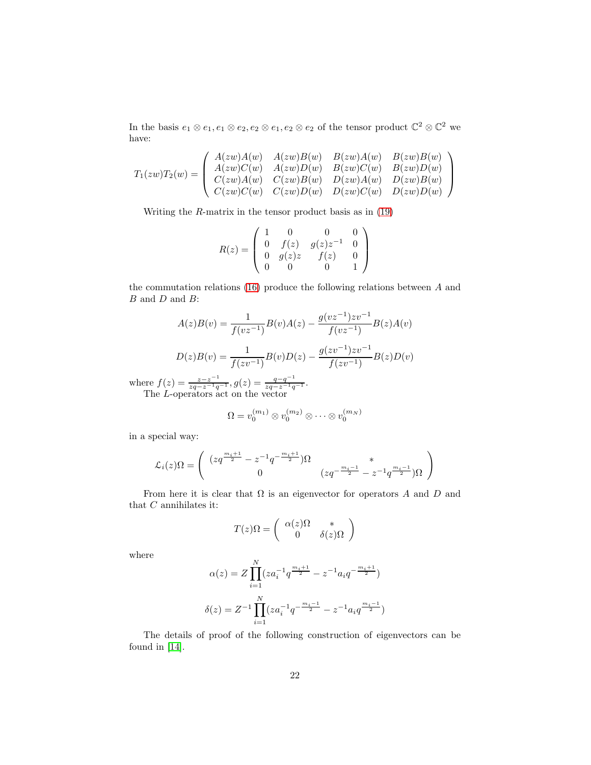In the basis $e_1 \otimes e_1, e_1 \otimes e_2, e_2 \otimes e_1, e_2 \otimes e_2$ of the tensor product $\mathbb{C}^2 \otimes \mathbb{C}^2$ we have:

$$T_1(zw)T_2(w) = \begin{pmatrix} A(zw)A(w) & A(zw)B(w) & B(zw)A(w) & B(zw)B(w) \\ A(zw)C(w) & A(zw)D(w) & B(zw)C(w) & B(zw)D(w) \\ C(zw)A(w) & C(zw)B(w) & D(zw)A(w) & D(zw)B(w) \\ C(zw)C(w) & C(zw)D(w) & D(zw)C(w) & D(zw)D(w) \end{pmatrix}$$

Writing the $R$-matrix in the tensor product basis as in (19)

$$R(z) = \begin{pmatrix} 1 & 0 & 0 & 0 \\ 0 & f(z) & g(z)z^{-1} & 0 \\ 0 & g(z)z & f(z) & 0 \\ 0 & 0 & 0 & 1 \end{pmatrix}$$

the commutation relations (16) produce the following relations between $A$ and $B$ and $D$ and $B$:

$$A(z)B(v) = \frac{1}{f(vz^{-1})}B(v)A(z) - \frac{g(vz^{-1})zv^{-1}}{f(vz^{-1})}B(z)A(v)$$

$$D(z)B(v) = \frac{1}{f(zv^{-1})}B(v)D(z) - \frac{g(zv^{-1})zv^{-1}}{f(zv^{-1})}B(z)D(v)$$

where $f(z) = \frac{z-z^{-1}}{zq-z^{-1}q^{-1}}, g(z) = \frac{q-q^{-1}}{zq-z^{-1}q^{-1}}$.

The $L$-operators act on the vector

$$\Omega = v_0^{(m_1)} \otimes v_0^{(m_2)} \otimes \cdots \otimes v_0^{(m_N)}$$

in a special way:

$$\mathcal{L}_i(z)\Omega = \begin{pmatrix} (zq^{\frac{m_i+1}{2}} - z^{-1}q^{-\frac{m_i+1}{2}})\Omega & * \\ 0 & (zq^{-\frac{m_i-1}{2}} - z^{-1}q^{\frac{m_i-1}{2}})\Omega \end{pmatrix}$$

From here it is clear that $\Omega$ is an eigenvector for operators $A$ and $D$ and that $C$ annihilates it:

$$T(z)\Omega = \begin{pmatrix} \alpha(z)\Omega & * \\ 0 & \delta(z)\Omega \end{pmatrix}$$

where

$$\alpha(z) = Z\prod_{i=1}^{N}(za_i^{-1}q^{\frac{m_i+1}{2}} - z^{-1}a_iq^{-\frac{m_i+1}{2}})$$

$$\delta(z) = Z^{-1}\prod_{i=1}^{N}(za_i^{-1}q^{-\frac{m_i-1}{2}} - z^{-1}a_iq^{\frac{m_i-1}{2}})$$

The details of proof of the following construction of eigenvectors can be found in [14].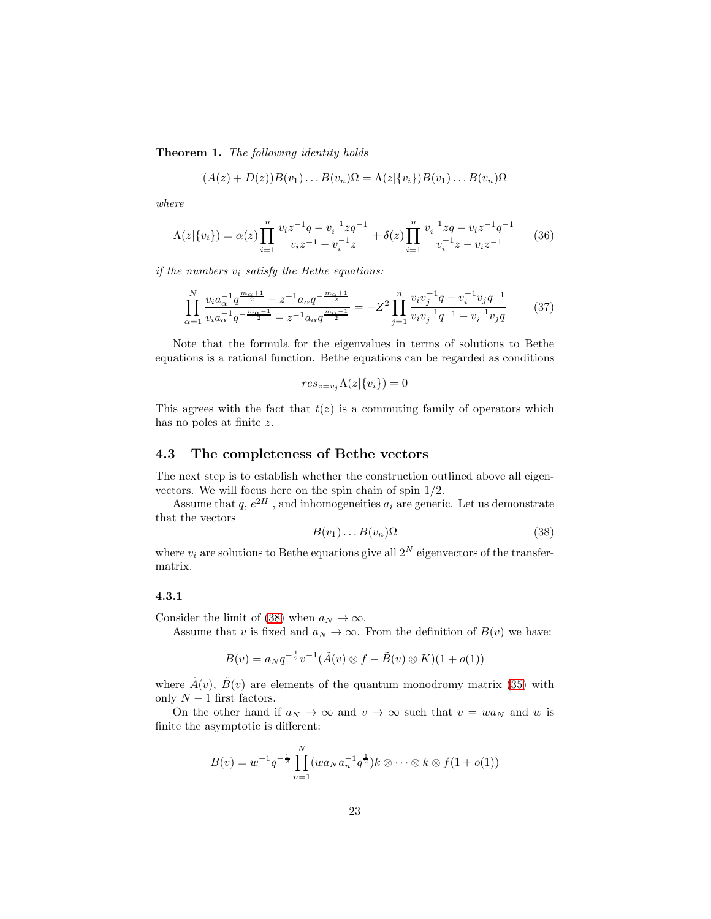**Theorem 1.** *The following identity holds*

$$(A(z)+D(z))B(v_1)\dots B(v_n)\Omega = \Lambda(z|\{v_i\})B(v_1)\dots B(v_n)\Omega$$

*where*

$$\Lambda(z|\{v_i\}) = \alpha(z)\prod_{i=1}^{n}\frac{v_iz^{-1}q - v_i^{-1}zq^{-1}}{v_iz^{-1}-v_i^{-1}z} + \delta(z)\prod_{i=1}^{n}\frac{v_i^{-1}zq - v_iz^{-1}q^{-1}}{v_i^{-1}z - v_iz^{-1}} \tag{36}$$

*if the numbers $v_i$ satisfy the Bethe equations:*

$$\prod_{\alpha=1}^{N}\frac{v_ia_\alpha^{-1}q^{\frac{m_\alpha+1}{2}} - z^{-1}a_\alpha q^{-\frac{m_\alpha+1}{2}}}{v_ia_\alpha^{-1}q^{-\frac{m_\alpha-1}{2}} - z^{-1}a_\alpha q^{\frac{m_\alpha-1}{2}}} = -Z^2\prod_{j=1}^{n}\frac{v_iv_j^{-1}q - v_i^{-1}v_jq^{-1}}{v_iv_j^{-1}q^{-1} - v_i^{-1}v_jq} \tag{37}$$

Note that the formula for the eigenvalues in terms of solutions to Bethe equations is a rational function. Bethe equations can be regarded as conditions

$$res_{z=v_j}\Lambda(z|\{v_i\}) = 0$$

This agrees with the fact that $t(z)$ is a commuting family of operators which has no poles at finite $z$.

## 4.3 The completeness of Bethe vectors

The next step is to establish whether the construction outlined above all eigenvectors. We will focus here on the spin chain of spin 1/2.

Assume that $q$, $e^{2H}$ , and inhomogeneities $a_i$ are generic. Let us demonstrate that the vectors

$$B(v_1)\dots B(v_n)\Omega \tag{38}$$

where $v_i$ are solutions to Bethe equations give all $2^N$ eigenvectors of the transfer-matrix.

### 4.3.1

Consider the limit of (38) when $a_N \to \infty$.

Assume that $v$ is fixed and $a_N \to \infty$. From the definition of $B(v)$ we have:

$$B(v) = a_Nq^{-\frac{1}{2}}v^{-1}(\tilde{A}(v)\otimes f - \tilde{B}(v)\otimes K)(1+o(1))$$

where $\tilde{A}(v)$, $\tilde{B}(v)$ are elements of the quantum monodromy matrix (35) with only $N-1$ first factors.

On the other hand if $a_N \to \infty$ and $v \to \infty$ such that $v = wa_N$ and $w$ is finite the asymptotic is different:

$$B(v) = w^{-1}q^{-\frac{1}{2}}\prod_{n=1}^{N}(wa_Na_n^{-1}q^{\frac{1}{2}})k\otimes\dots\otimes k\otimes f(1+o(1))$$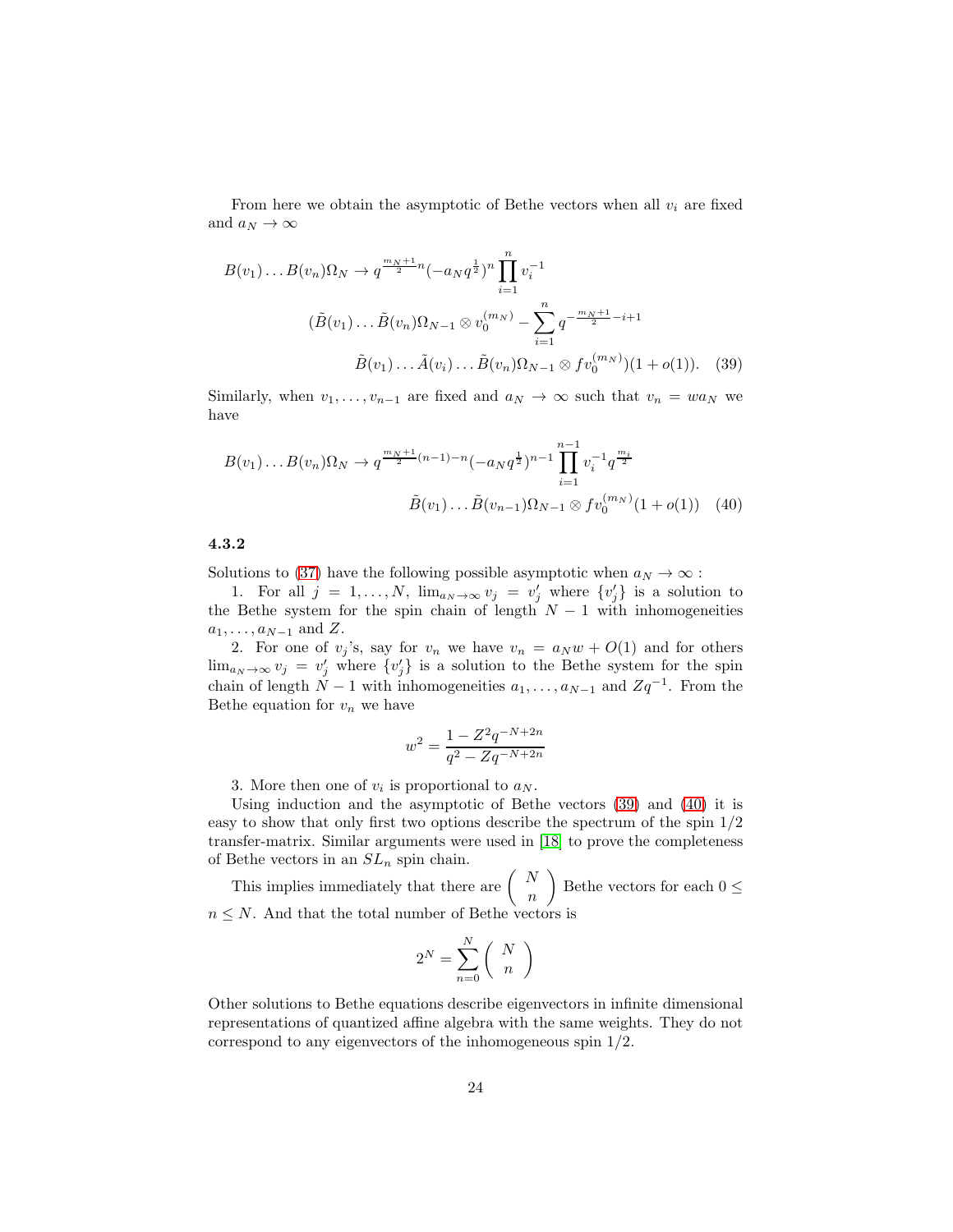From here we obtain the asymptotic of Bethe vectors when all $v_i$ are fixed and $a_N \to \infty$

$$
\begin{aligned}
B(v_1)\dots B(v_n)\Omega_N \to q^{\frac{m_N+1}{2}n}(-a_N q^{\frac{1}{2}})^n \prod_{i=1}^n v_i^{-1} \\
(\tilde{B}(v_1)\dots\tilde{B}(v_n)\Omega_{N-1}\otimes v_0^{(m_N)} - \sum_{i=1}^n q^{-\frac{m_N+1}{2}-i+1} \\
\tilde{B}(v_1)\dots\tilde{A}(v_i)\dots\tilde{B}(v_n)\Omega_{N-1}\otimes f v_0^{(m_N)})(1+o(1)). \quad (39)
\end{aligned}
$$

Similarly, when $v_1,\dots,v_{n-1}$ are fixed and $a_N \to \infty$ such that $v_n = w a_N$ we have

$$
\begin{aligned}
B(v_1)\dots B(v_n)\Omega_N \to q^{\frac{m_N+1}{2}(n-1)-n}(-a_N q^{\frac{1}{2}})^{n-1} \prod_{i=1}^{n-1} v_i^{-1} q^{\frac{m_i}{2}} \\
\tilde{B}(v_1)\dots\tilde{B}(v_{n-1})\Omega_{N-1}\otimes f v_0^{(m_N)}(1+o(1)) \quad (40)
\end{aligned}
$$

#### 4.3.2

Solutions to (37) have the following possible asymptotic when $a_N \to \infty$ :

1. For all $j = 1,\dots,N$, $\lim_{a_N\to\infty} v_j = v_j'$ where $\{v_j'\}$ is a solution to the Bethe system for the spin chain of length $N-1$ with inhomogeneities $a_1,\dots,a_{N-1}$ and $Z$.

2. For one of $v_j$'s, say for $v_n$ we have $v_n = a_N w + O(1)$ and for others $\lim_{a_N\to\infty} v_j = v_j'$ where $\{v_j'\}$ is a solution to the Bethe system for the spin chain of length $N-1$ with inhomogeneities $a_1,\dots,a_{N-1}$ and $Zq^{-1}$. From the Bethe equation for $v_n$ we have

$$
w^2 = \frac{1 - Z^2 q^{-N+2n}}{q^2 - Z q^{-N+2n}}
$$

3. More then one of $v_i$ is proportional to $a_N$.

Using induction and the asymptotic of Bethe vectors (39) and (40) it is easy to show that only first two options describe the spectrum of the spin 1/2 transfer-matrix. Similar arguments were used in [18] to prove the completeness of Bethe vectors in an $SL_n$ spin chain.

This implies immediately that there are $\binom{N}{n}$ Bethe vectors for each $0 \le n \le N$. And that the total number of Bethe vectors is

$$
2^N = \sum_{n=0}^N \binom{N}{n}
$$

Other solutions to Bethe equations describe eigenvectors in infinite dimensional representations of quantized affine algebra with the same weights. They do not correspond to any eigenvectors of the inhomogeneous spin 1/2.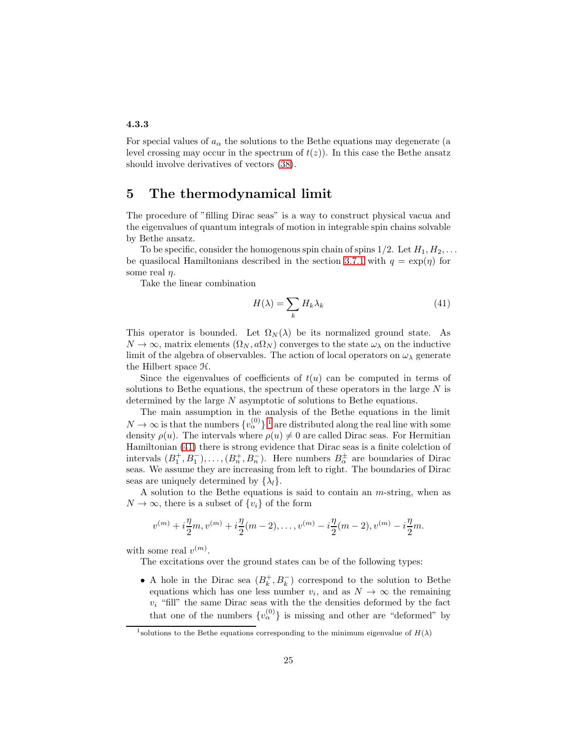#### 4.3.3

For special values of $a_\alpha$ the solutions to the Bethe equations may degenerate (a level crossing may occur in the spectrum of $t(z)$). In this case the Bethe ansatz should involve derivatives of vectors (38).

# 5 The thermodynamical limit

The procedure of "filling Dirac seas" is a way to construct physical vacua and the eigenvalues of quantum integrals of motion in integrable spin chains solvable by Bethe ansatz.

To be specific, consider the homogenous spin chain of spins $1/2$. Let $H_1, H_2, \dots$ be quasilocal Hamiltonians described in the section 3.7.1 with $q = \exp(\eta)$ for some real $\eta$.

Take the linear combination

$$H(\lambda) = \sum_k H_k \lambda_k \tag{41}$$

This operator is bounded. Let $\Omega_N(\lambda)$ be its normalized ground state. As $N \to \infty$, matrix elements $(\Omega_N, a\Omega_N)$ converges to the state $\omega_\lambda$ on the inductive limit of the algebra of observables. The action of local operators on $\omega_\lambda$ generate the Hilbert space $\mathcal{H}$.

Since the eigenvalues of coefficients of $t(u)$ can be computed in terms of solutions to Bethe equations, the spectrum of these operators in the large $N$ is determined by the large $N$ asymptotic of solutions to Bethe equations.

The main assumption in the analysis of the Bethe equations in the limit $N \to \infty$ is that the numbers $\{v_\alpha^{(0)}\}$ [1] are distributed along the real line with some density $\rho(u)$. The intervals where $\rho(u) \neq 0$ are called Dirac seas. For Hermitian Hamiltonian (41) there is strong evidence that Dirac seas is a finite colelction of intervals $(B_1^+, B_1^-), \dots, (B_n^+, B_n^-)$. Here numbers $B_\alpha^\pm$ are boundaries of Dirac seas. We assume they are increasing from left to right. The boundaries of Dirac seas are uniquely determined by $\{\lambda_l\}$.

A solution to the Bethe equations is said to contain an $m$-string, when as $N \to \infty$, there is a subset of $\{v_i\}$ of the form

$$v^{(m)} + i\frac{\eta}{2}m, v^{(m)} + i\frac{\eta}{2}(m-2), \dots, v^{(m)} - i\frac{\eta}{2}(m-2), v^{(m)} - i\frac{\eta}{2}m.$$

with some real $v^{(m)}$.

The excitations over the ground states can be of the following types:

- A hole in the Dirac sea $(B_k^+, B_k^-)$ correspond to the solution to Bethe equations which has one less number $v_i$, and as $N \to \infty$ the remaining $v_i$ "fill" the same Dirac seas with the the densities deformed by the fact that one of the numbers $\{v_\alpha^{(0)}\}$ is missing and other are "deformed" by

[1] solutions to the Bethe equations corresponding to the minimum eigenvalue of $H(\lambda)$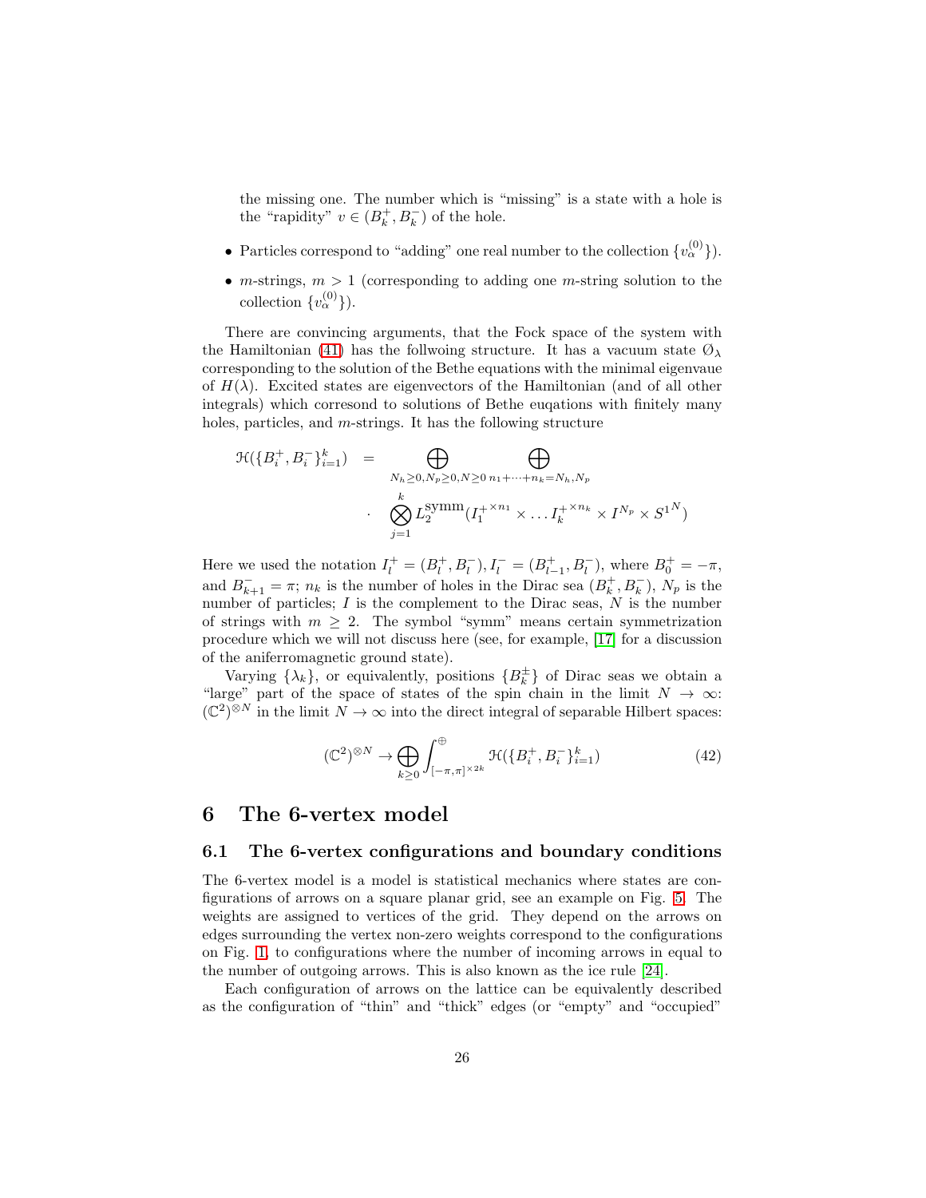the missing one. The number which is "missing" is a state with a hole is the "rapidity" $v \in (B_k^+, B_k^-)$ of the hole.

- Particles correspond to "adding" one real number to the collection $\{v_\alpha^{(0)}\}$).
- $m$-strings, $m > 1$ (corresponding to adding one $m$-string solution to the collection $\{v_\alpha^{(0)}\}$).

There are convincing arguments, that the Fock space of the system with the Hamiltonian (41) has the follwoing structure. It has a vacuum state $\emptyset_\lambda$ corresponding to the solution of the Bethe equations with the minimal eigenvaue of $H(\lambda)$. Excited states are eigenvectors of the Hamiltonian (and of all other integrals) which corresond to solutions of Bethe euqations with finitely many holes, particles, and $m$-strings. It has the following structure

$$\begin{aligned}\mathcal{H}(\{B_i^+, B_i^-\}_{i=1}^k) &= \bigoplus_{N_h \geq 0, N_p \geq 0, N \geq 0} \bigoplus_{n_1 + \dots + n_k = N_h, N_p} \\ &\cdot \bigotimes_{j=1}^{k} L_2^{\text{symm}}(I_1^{+\times n_1} \times \dots I_k^{+\times n_k} \times I^{N_p} \times S^{1N})\end{aligned}$$

Here we used the notation $I_l^+ = (B_l^+, B_l^-), I_l^- = (B_{l-1}^+, B_l^-)$, where $B_0^+ = -\pi$, and $B_{k+1}^- = \pi$; $n_k$ is the number of holes in the Dirac sea $(B_k^+, B_k^-)$, $N_p$ is the number of particles; $I$ is the complement to the Dirac seas, $N$ is the number of strings with $m \geq 2$. The symbol "symm" means certain symmetrization procedure which we will not discuss here (see, for example, [17] for a discussion of the aniferromagnetic ground state).

Varying $\{\lambda_k\}$, or equivalently, positions $\{B_k^\pm\}$ of Dirac seas we obtain a "large" part of the space of states of the spin chain in the limit $N \to \infty$: $(\mathbb{C}^2)^{\otimes N}$ in the limit $N \to \infty$ into the direct integral of separable Hilbert spaces:

$$(\mathbb{C}^2)^{\otimes N} \to \bigoplus_{k \geq 0} \int_{[-\pi,\pi]^{\times 2k}}^{\oplus} \mathcal{H}(\{B_i^+, B_i^-\}_{i=1}^k) \tag{42}$$

# 6 The 6-vertex model

## 6.1 The 6-vertex configurations and boundary conditions

The 6-vertex model is a model is statistical mechanics where states are configurations of arrows on a square planar grid, see an example on Fig. 5. The weights are assigned to vertices of the grid. They depend on the arrows on edges surrounding the vertex non-zero weights correspond to the configurations on Fig. 1, to configurations where the number of incoming arrows in equal to the number of outgoing arrows. This is also known as the ice rule [24].

Each configuration of arrows on the lattice can be equivalently described as the configuration of "thin" and "thick" edges (or "empty" and "occupied"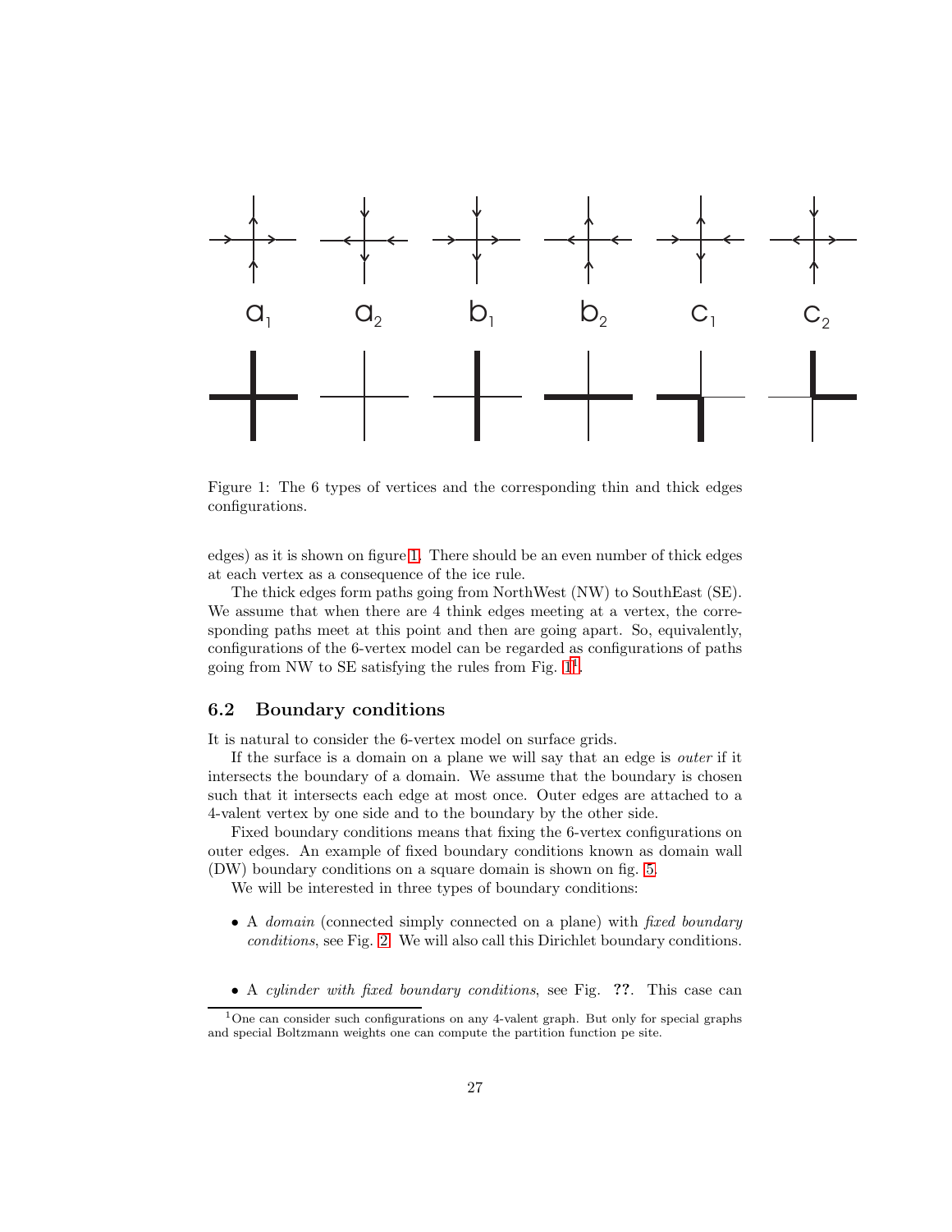Figure 1: The 6 types of vertices and the corresponding thin and thick edges configurations.

edges) as it is shown on figure 1. There should be an even number of thick edges at each vertex as a consequence of the ice rule.

The thick edges form paths going from NorthWest (NW) to SouthEast (SE). We assume that when there are 4 think edges meeting at a vertex, the corresponding paths meet at this point and then are going apart. So, equivalently, configurations of the 6-vertex model can be regarded as configurations of paths going from NW to SE satisfying the rules from Fig. 1[1].

## 6.2 Boundary conditions

It is natural to consider the 6-vertex model on surface grids.

If the surface is a domain on a plane we will say that an edge is *outer* if it intersects the boundary of a domain. We assume that the boundary is chosen such that it intersects each edge at most once. Outer edges are attached to a 4-valent vertex by one side and to the boundary by the other side.

Fixed boundary conditions means that fixing the 6-vertex configurations on outer edges. An example of fixed boundary conditions known as domain wall (DW) boundary conditions on a square domain is shown on fig. 5.

We will be interested in three types of boundary conditions:

- A *domain* (connected simply connected on a plane) with *fixed boundary conditions*, see Fig. 2. We will also call this Dirichlet boundary conditions.

- A *cylinder with fixed boundary conditions*, see Fig. **??**. This case can

[1] One can consider such configurations on any 4-valent graph. But only for special graphs and special Boltzmann weights one can compute the partition function pe site.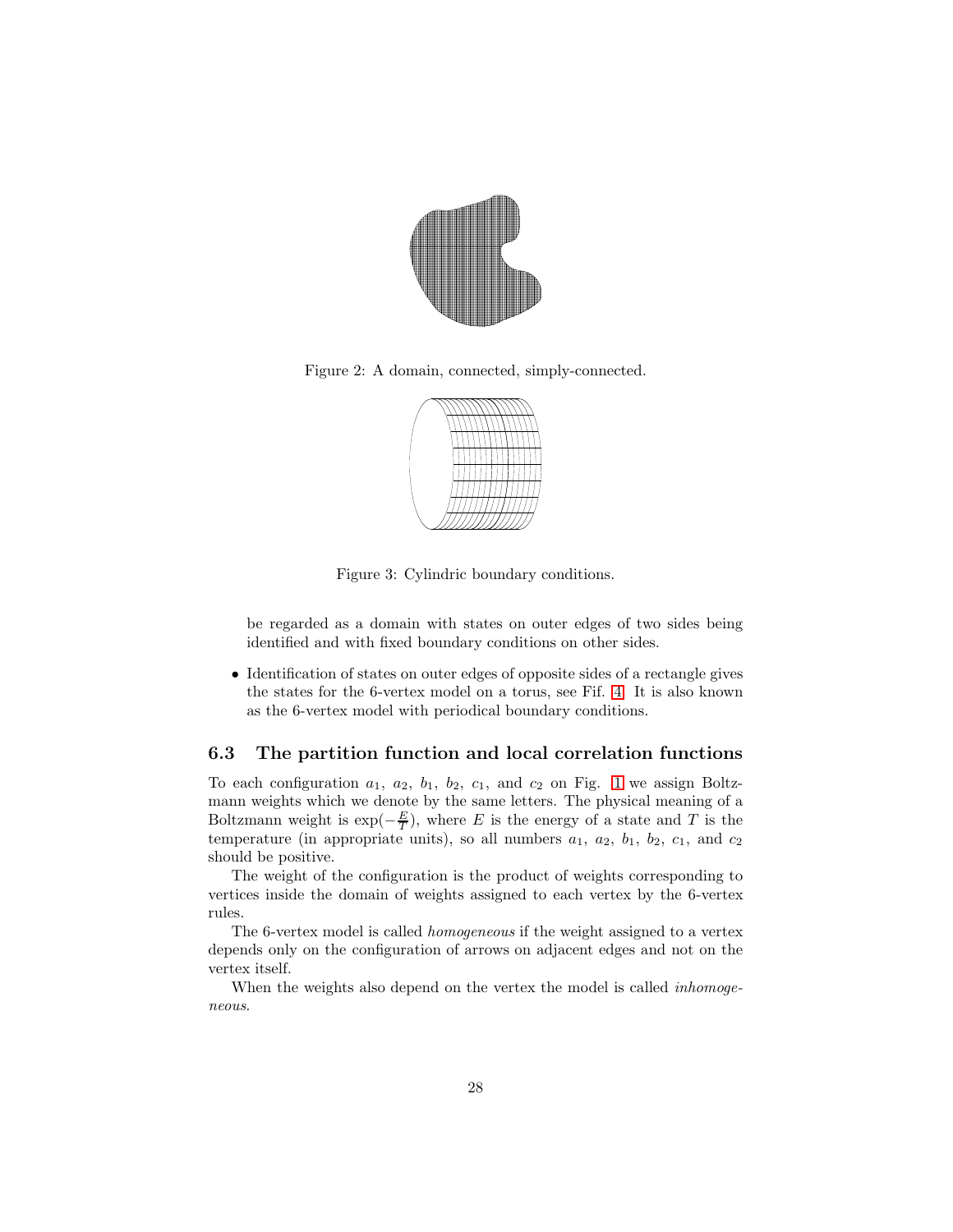Figure 2: A domain, connected, simply-connected.

Figure 3: Cylindric boundary conditions.

be regarded as a domain with states on outer edges of two sides being identified and with fixed boundary conditions on other sides.

- Identification of states on outer edges of opposite sides of a rectangle gives the states for the 6-vertex model on a torus, see Fif. 4. It is also known as the 6-vertex model with periodical boundary conditions.

### 6.3 The partition function and local correlation functions

To each configuration $a_1$, $a_2$, $b_1$, $b_2$, $c_1$, and $c_2$ on Fig. 1 we assign Boltzmann weights which we denote by the same letters. The physical meaning of a Boltzmann weight is $\exp(-\frac{E}{T})$, where $E$ is the energy of a state and $T$ is the temperature (in appropriate units), so all numbers $a_1$, $a_2$, $b_1$, $b_2$, $c_1$, and $c_2$ should be positive.

The weight of the configuration is the product of weights corresponding to vertices inside the domain of weights assigned to each vertex by the 6-vertex rules.

The 6-vertex model is called *homogeneous* if the weight assigned to a vertex depends only on the configuration of arrows on adjacent edges and not on the vertex itself.

When the weights also depend on the vertex the model is called *inhomogeneous*.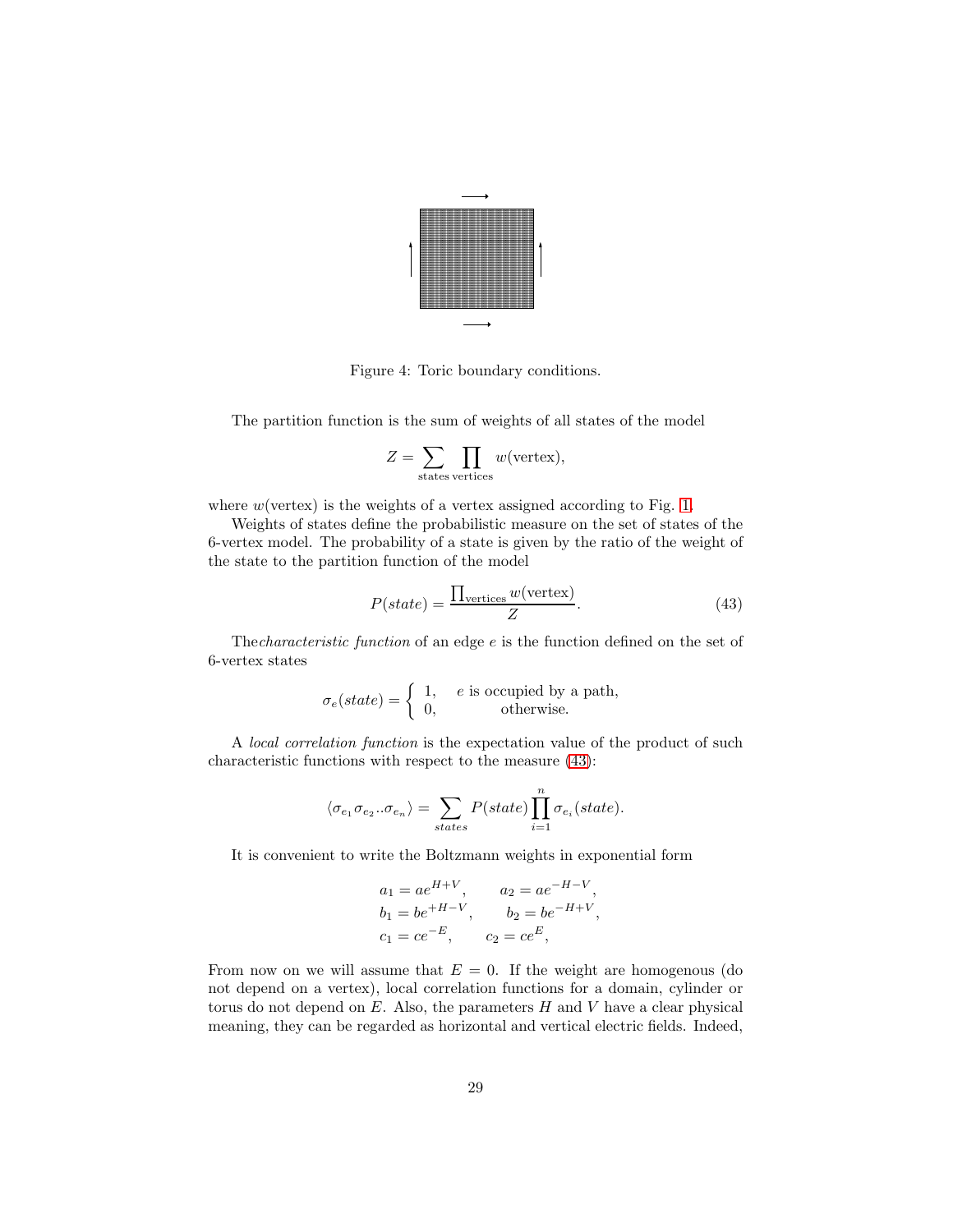Figure 4: Toric boundary conditions.

The partition function is the sum of weights of all states of the model

$$Z = \sum_{\text{states}} \prod_{\text{vertices}} w(\text{vertex}),$$

where $w(\text{vertex})$ is the weights of a vertex assigned according to Fig. 1.

Weights of states define the probabilistic measure on the set of states of the 6-vertex model. The probability of a state is given by the ratio of the weight of the state to the partition function of the model

$$P(state) = \frac{\prod_{\text{vertices}} w(\text{vertex})}{Z}. \tag{43}$$

The*characteristic function* of an edge $e$ is the function defined on the set of 6-vertex states

$$\sigma_e(state) = \begin{cases} 1, & e \text{ is occupied by a path,} \\ 0, & \text{otherwise.} \end{cases}$$

A *local correlation function* is the expectation value of the product of such characteristic functions with respect to the measure (43):

$$\langle \sigma_{e_1} \sigma_{e_2} .. \sigma_{e_n} \rangle = \sum_{states} P(state) \prod_{i=1}^{n} \sigma_{e_i}(state).$$

It is convenient to write the Boltzmann weights in exponential form

$$\begin{aligned}
a_1 &= a e^{H+V}, \qquad a_2 = a e^{-H-V}, \\
b_1 &= b e^{+H-V}, \qquad b_2 = b e^{-H+V}, \\
c_1 &= c e^{-E}, \qquad c_2 = c e^{E},
\end{aligned}$$

From now on we will assume that $E = 0$. If the weight are homogenous (do not depend on a vertex), local correlation functions for a domain, cylinder or torus do not depend on $E$. Also, the parameters $H$ and $V$ have a clear physical meaning, they can be regarded as horizontal and vertical electric fields. Indeed,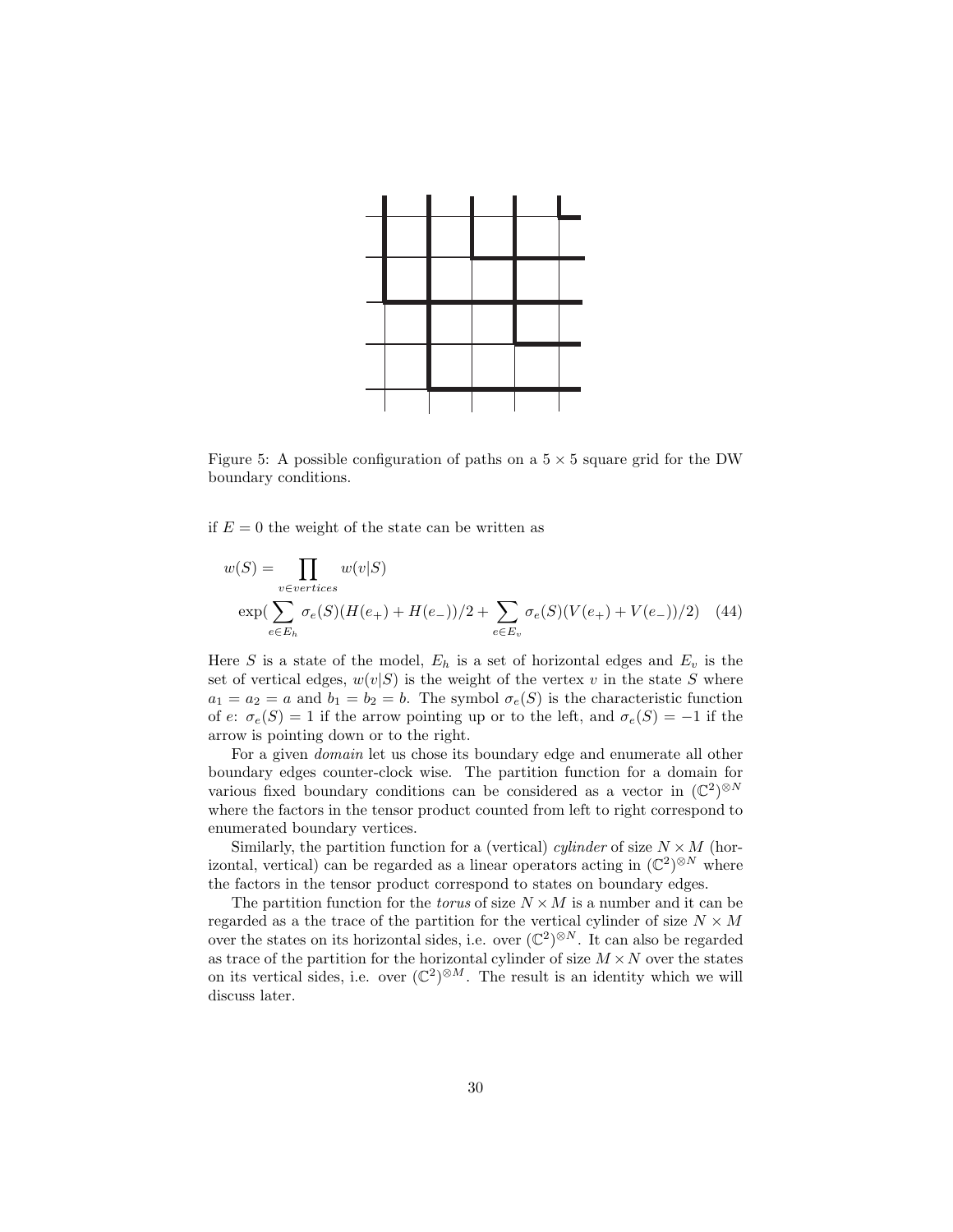Figure 5: A possible configuration of paths on a $5 \times 5$ square grid for the DW boundary conditions.

if $E = 0$ the weight of the state can be written as

$$
w(S) = \prod_{v \in vertices} w(v|S)
$$

$$
\exp\Big(\sum_{e \in E_h} \sigma_e(S)(H(e_+) + H(e_-))/2 + \sum_{e \in E_v} \sigma_e(S)(V(e_+) + V(e_-))/2\Big) \quad (44)
$$

Here $S$ is a state of the model, $E_h$ is a set of horizontal edges and $E_v$ is the set of vertical edges, $w(v|S)$ is the weight of the vertex $v$ in the state $S$ where $a_1 = a_2 = a$ and $b_1 = b_2 = b$. The symbol $\sigma_e(S)$ is the characteristic function of $e$: $\sigma_e(S) = 1$ if the arrow pointing up or to the left, and $\sigma_e(S) = -1$ if the arrow is pointing down or to the right.

For a given *domain* let us chose its boundary edge and enumerate all other boundary edges counter-clock wise. The partition function for a domain for various fixed boundary conditions can be considered as a vector in $(\mathbb{C}^2)^{\otimes N}$ where the factors in the tensor product counted from left to right correspond to enumerated boundary vertices.

Similarly, the partition function for a (vertical) *cylinder* of size $N \times M$ (horizontal, vertical) can be regarded as a linear operators acting in $(\mathbb{C}^2)^{\otimes N}$ where the factors in the tensor product correspond to states on boundary edges.

The partition function for the *torus* of size $N \times M$ is a number and it can be regarded as a the trace of the partition for the vertical cylinder of size $N \times M$ over the states on its horizontal sides, i.e. over $(\mathbb{C}^2)^{\otimes N}$. It can also be regarded as trace of the partition for the horizontal cylinder of size $M \times N$ over the states on its vertical sides, i.e. over $(\mathbb{C}^2)^{\otimes M}$. The result is an identity which we will discuss later.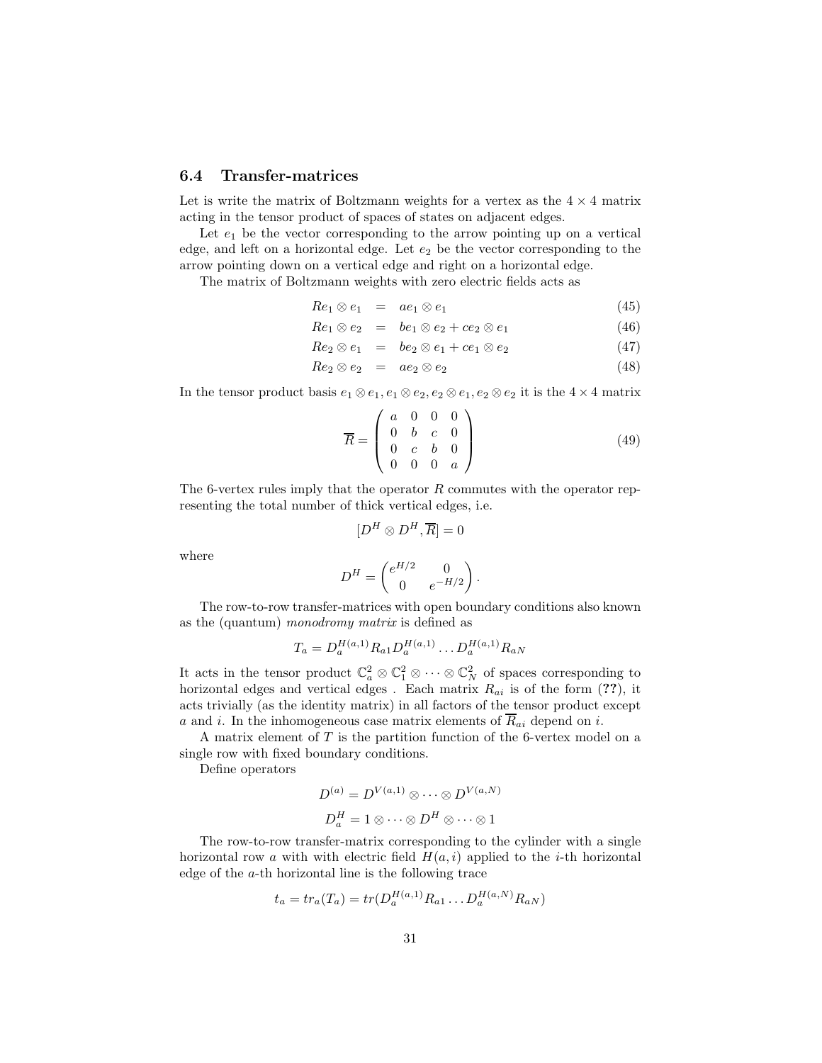### 6.4 Transfer-matrices

Let is write the matrix of Boltzmann weights for a vertex as the $4 \times 4$ matrix acting in the tensor product of spaces of states on adjacent edges.

Let $e_1$ be the vector corresponding to the arrow pointing up on a vertical edge, and left on a horizontal edge. Let $e_2$ be the vector corresponding to the arrow pointing down on a vertical edge and right on a horizontal edge.

The matrix of Boltzmann weights with zero electric fields acts as

$$Re_1 \otimes e_1 = ae_1 \otimes e_1 \tag{45}$$

$$Re_1 \otimes e_2 = be_1 \otimes e_2 + ce_2 \otimes e_1 \tag{46}$$

$$Re_2 \otimes e_1 = be_2 \otimes e_1 + ce_1 \otimes e_2 \tag{47}$$

$$Re_2 \otimes e_2 = ae_2 \otimes e_2 \tag{48}$$

In the tensor product basis $e_1 \otimes e_1, e_1 \otimes e_2, e_2 \otimes e_1, e_2 \otimes e_2$ it is the $4 \times 4$ matrix

$$\overline{R} = \begin{pmatrix} a & 0 & 0 & 0 \\ 0 & b & c & 0 \\ 0 & c & b & 0 \\ 0 & 0 & 0 & a \end{pmatrix} \tag{49}$$

The 6-vertex rules imply that the operator $R$ commutes with the operator representing the total number of thick vertical edges, i.e.

$$[D^H \otimes D^H, \overline{R}] = 0$$

where

$$D^H = \begin{pmatrix} e^{H/2} & 0 \\ 0 & e^{-H/2} \end{pmatrix}.$$

The row-to-row transfer-matrices with open boundary conditions also known as the (quantum) *monodromy matrix* is defined as

$$T_a = D_a^{H(a,1)} R_{a1} D_a^{H(a,1)} \dots D_a^{H(a,1)} R_{aN}$$

It acts in the tensor product $\mathbb{C}_a^2 \otimes \mathbb{C}_1^2 \otimes \cdots \otimes \mathbb{C}_N^2$ of spaces corresponding to horizontal edges and vertical edges . Each matrix $R_{ai}$ is of the form (**??**), it acts trivially (as the identity matrix) in all factors of the tensor product except $a$ and $i$. In the inhomogeneous case matrix elements of $\overline{R}_{ai}$ depend on $i$.

A matrix element of $T$ is the partition function of the 6-vertex model on a single row with fixed boundary conditions.

Define operators

$$D^{(a)} = D^{V(a,1)} \otimes \cdots \otimes D^{V(a,N)}$$

$$D_a^H = 1 \otimes \cdots \otimes D^H \otimes \cdots \otimes 1$$

The row-to-row transfer-matrix corresponding to the cylinder with a single horizontal row $a$ with with electric field $H(a,i)$ applied to the $i$-th horizontal edge of the $a$-th horizontal line is the following trace

$$t_a = tr_a(T_a) = tr(D_a^{H(a,1)} R_{a1} \dots D_a^{H(a,N)} R_{aN})$$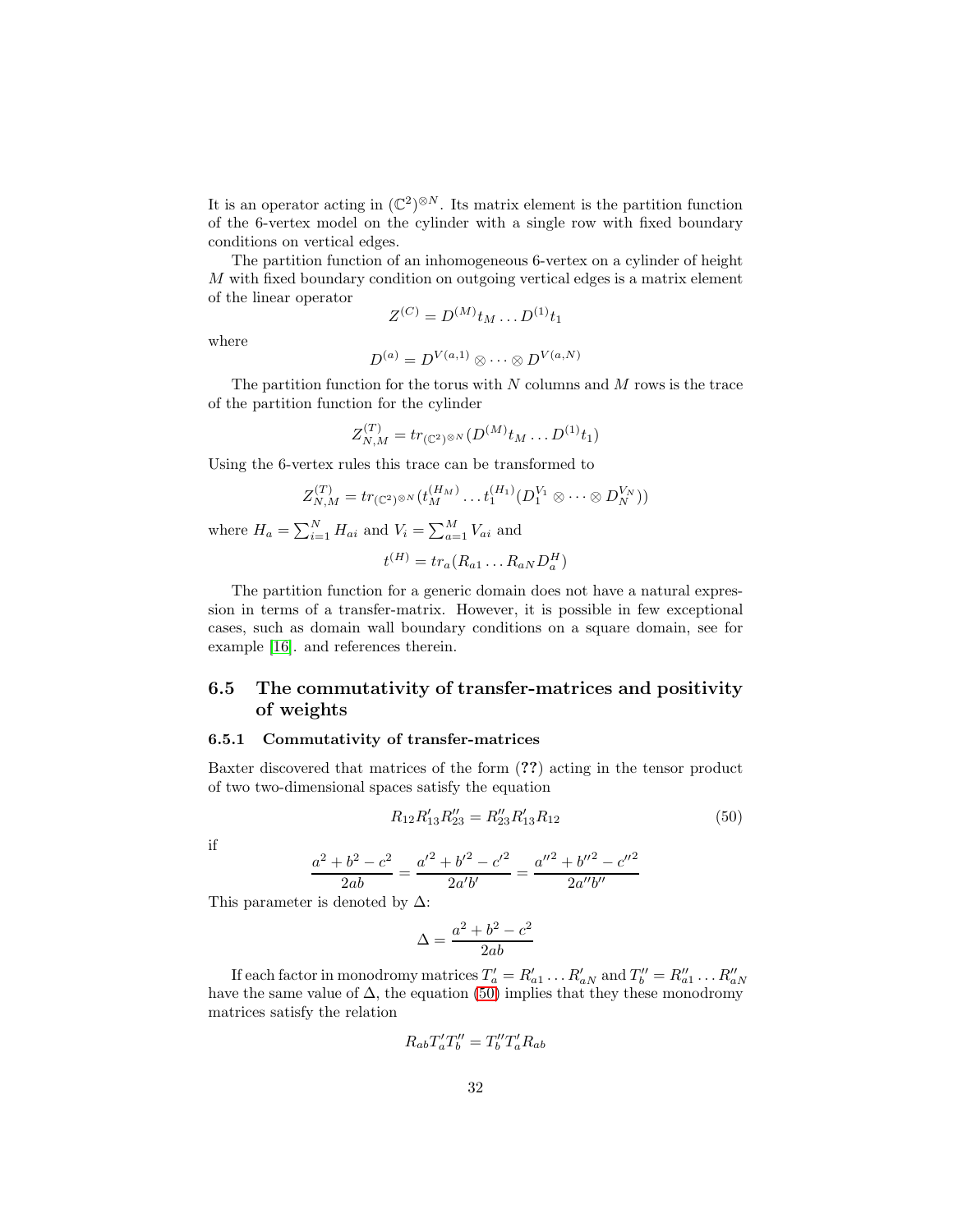It is an operator acting in $(\mathbb{C}^2)^{\otimes N}$. Its matrix element is the partition function of the 6-vertex model on the cylinder with a single row with fixed boundary conditions on vertical edges.

The partition function of an inhomogeneous 6-vertex on a cylinder of height $M$ with fixed boundary condition on outgoing vertical edges is a matrix element of the linear operator

$$Z^{(C)} = D^{(M)} t_M \dots D^{(1)} t_1$$

where

$$D^{(a)} = D^{V(a,1)} \otimes \dots \otimes D^{V(a,N)}$$

The partition function for the torus with $N$ columns and $M$ rows is the trace of the partition function for the cylinder

$$Z^{(T)}_{N,M} = tr_{(\mathbb{C}^2)^{\otimes N}}(D^{(M)} t_M \dots D^{(1)} t_1)$$

Using the 6-vertex rules this trace can be transformed to

$$Z^{(T)}_{N,M} = tr_{(\mathbb{C}^2)^{\otimes N}}(t_M^{(H_M)} \dots t_1^{(H_1)}(D_1^{V_1} \otimes \dots \otimes D_N^{V_N}))$$

where $H_a = \sum_{i=1}^N H_{ai}$ and $V_i = \sum_{a=1}^M V_{ai}$ and

$$t^{(H)} = tr_a(R_{a1} \dots R_{aN} D_a^H)$$

The partition function for a generic domain does not have a natural expression in terms of a transfer-matrix. However, it is possible in few exceptional cases, such as domain wall boundary conditions on a square domain, see for example [16]. and references therein.

## 6.5 The commutativity of transfer-matrices and positivity of weights

### 6.5.1 Commutativity of transfer-matrices

Baxter discovered that matrices of the form (**??**) acting in the tensor product of two two-dimensional spaces satisfy the equation

$$R_{12} R'_{13} R''_{23} = R''_{23} R'_{13} R_{12} \tag{50}$$

if

$$\frac{a^2 + b^2 - c^2}{2ab} = \frac{a'^2 + b'^2 - c'^2}{2a'b'} = \frac{a''^2 + b''^2 - c''^2}{2a''b''}$$

This parameter is denoted by $\Delta$:

$$\Delta = \frac{a^2 + b^2 - c^2}{2ab}$$

If each factor in monodromy matrices $T'_a = R'_{a1} \dots R'_{aN}$ and $T''_b = R''_{a1} \dots R''_{aN}$ have the same value of $\Delta$, the equation (50) implies that they these monodromy matrices satisfy the relation

$$R_{ab} T'_a T''_b = T''_b T'_a R_{ab}$$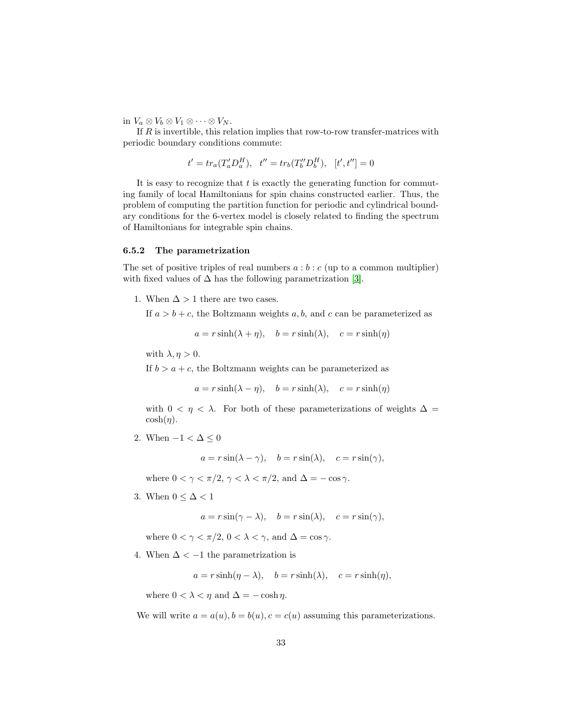in $V_a \otimes V_b \otimes V_1 \otimes \cdots \otimes V_N$.

If $R$ is invertible, this relation implies that row-to-row transfer-matrices with periodic boundary conditions commute:

$$t' = tr_a(T'_a D_a^H), \quad t'' = tr_b(T''_b D_b^H), \quad [t', t''] = 0$$

It is easy to recognize that $t$ is exactly the generating function for commuting family of local Hamiltonians for spin chains constructed earlier. Thus, the problem of computing the partition function for periodic and cylindrical boundary conditions for the 6-vertex model is closely related to finding the spectrum of Hamiltonians for integrable spin chains.

### 6.5.2 The parametrization

The set of positive triples of real numbers $a : b : c$ (up to a common multiplier) with fixed values of $\Delta$ has the following parametrization [3].

1. When $\Delta > 1$ there are two cases.

   If $a > b + c$, the Boltzmann weights $a, b$, and $c$ can be parameterized as

   $$a = r\sinh(\lambda + \eta), \quad b = r\sinh(\lambda), \quad c = r\sinh(\eta)$$

   with $\lambda, \eta > 0$.

   If $b > a + c$, the Boltzmann weights can be parameterized as

   $$a = r\sinh(\lambda - \eta), \quad b = r\sinh(\lambda), \quad c = r\sinh(\eta)$$

   with $0 < \eta < \lambda$. For both of these parameterizations of weights $\Delta = \cosh(\eta)$.

2. When $-1 < \Delta \leq 0$

   $$a = r\sin(\lambda - \gamma), \quad b = r\sin(\lambda), \quad c = r\sin(\gamma),$$

   where $0 < \gamma < \pi/2$, $\gamma < \lambda < \pi/2$, and $\Delta = -\cos\gamma$.

3. When $0 \leq \Delta < 1$

   $$a = r\sin(\gamma - \lambda), \quad b = r\sin(\lambda), \quad c = r\sin(\gamma),$$

   where $0 < \gamma < \pi/2$, $0 < \lambda < \gamma$, and $\Delta = \cos\gamma$.

4. When $\Delta < -1$ the parametrization is

   $$a = r\sinh(\eta - \lambda), \quad b = r\sinh(\lambda), \quad c = r\sinh(\eta),$$

   where $0 < \lambda < \eta$ and $\Delta = -\cosh\eta$.

We will write $a = a(u), b = b(u), c = c(u)$ assuming this parameterizations.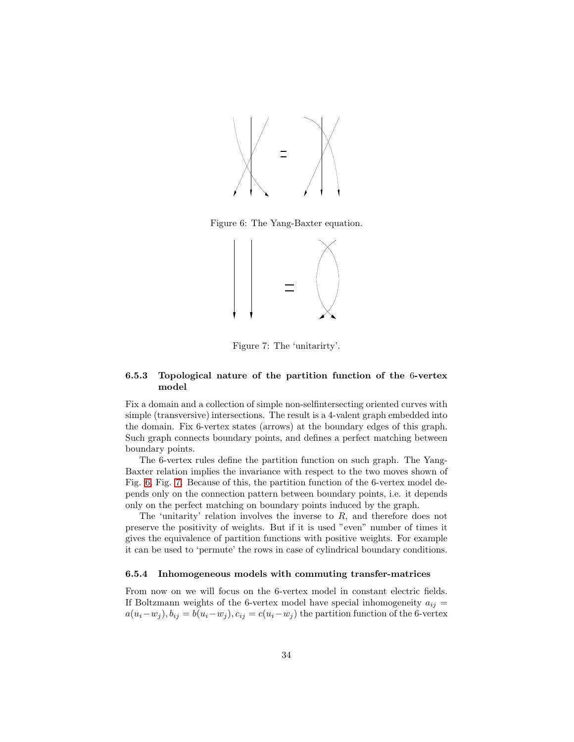Figure 6: The Yang-Baxter equation.

Figure 7: The 'unitarirty'.

#### 6.5.3 Topological nature of the partition function of the 6-vertex model

Fix a domain and a collection of simple non-selfintersecting oriented curves with simple (transversive) intersections. The result is a 4-valent graph embedded into the domain. Fix 6-vertex states (arrows) at the boundary edges of this graph. Such graph connects boundary points, and defines a perfect matching between boundary points.

The 6-vertex rules define the partition function on such graph. The Yang-Baxter relation implies the invariance with respect to the two moves shown of Fig. 6, Fig. 7. Because of this, the partition function of the 6-vertex model depends only on the connection pattern between boundary points, i.e. it depends only on the perfect matching on boundary points induced by the graph.

The 'unitarity' relation involves the inverse to $R$, and therefore does not preserve the positivity of weights. But if it is used "even" number of times it gives the equivalence of partition functions with positive weights. For example it can be used to 'permute' the rows in case of cylindrical boundary conditions.

#### 6.5.4 Inhomogeneous models with commuting transfer-matrices

From now on we will focus on the 6-vertex model in constant electric fields. If Boltzmann weights of the 6-vertex model have special inhomogeneity $a_{ij} = a(u_i - w_j), b_{ij} = b(u_i - w_j), c_{ij} = c(u_i - w_j)$ the partition function of the 6-vertex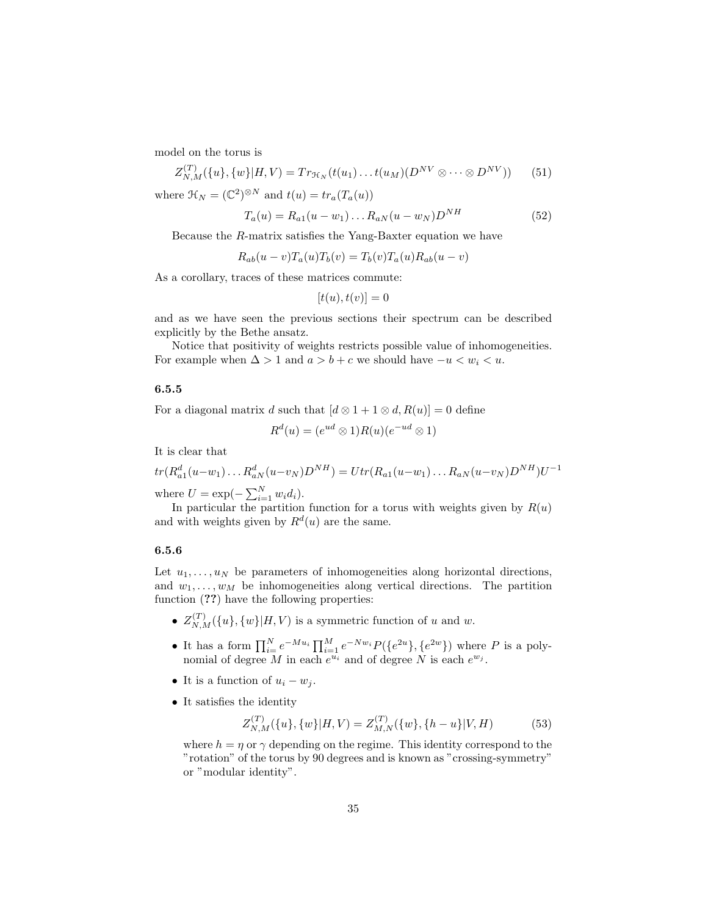model on the torus is

$$Z^{(T)}_{N,M}(\{u\},\{w\}|H,V) = Tr_{\mathcal{H}_N}(t(u_1)\dots t(u_M)(D^{NV}\otimes\dots\otimes D^{NV})) \qquad (51)$$

where $\mathcal{H}_N = (\mathbb{C}^2)^{\otimes N}$ and $t(u) = tr_a(T_a(u))$

$$T_a(u) = R_{a1}(u-w_1)\dots R_{aN}(u-w_N)D^{NH} \qquad (52)$$

Because the $R$-matrix satisfies the Yang-Baxter equation we have

$$R_{ab}(u-v)T_a(u)T_b(v) = T_b(v)T_a(u)R_{ab}(u-v)$$

As a corollary, traces of these matrices commute:

$$[t(u), t(v)] = 0$$

and as we have seen the previous sections their spectrum can be described explicitly by the Bethe ansatz.

Notice that positivity of weights restricts possible value of inhomogeneities. For example when $\Delta > 1$ and $a > b + c$ we should have $-u < w_i < u$.

#### 6.5.5

For a diagonal matrix $d$ such that $[d\otimes 1 + 1\otimes d, R(u)] = 0$ define

$$R^d(u) = (e^{ud}\otimes 1)R(u)(e^{-ud}\otimes 1)$$

It is clear that

$$tr(R^d_{a1}(u-w_1)\dots R^d_{aN}(u-v_N)D^{NH}) = U tr(R_{a1}(u-w_1)\dots R_{aN}(u-v_N)D^{NH})U^{-1}$$

where $U = \exp(-\sum_{i=1}^N w_i d_i)$.

In particular the partition function for a torus with weights given by $R(u)$ and with weights given by $R^d(u)$ are the same.

#### 6.5.6

Let $u_1,\dots,u_N$ be parameters of inhomogeneities along horizontal directions, and $w_1,\dots,w_M$ be inhomogeneities along vertical directions. The partition function (**??**) have the following properties:

- $Z^{(T)}_{N,M}(\{u\},\{w\}|H,V)$ is a symmetric function of $u$ and $w$.
- It has a form $\prod_{i=}^N e^{-Mu_i}\prod_{i=1}^M e^{-Nw_i}P(\{e^{2u}\},\{e^{2w}\})$ where $P$ is a polynomial of degree $M$ in each $e^{u_i}$ and of degree $N$ is each $e^{w_j}$.
- It is a function of $u_i - w_j$.
- It satisfies the identity

$$Z^{(T)}_{N,M}(\{u\},\{w\}|H,V) = Z^{(T)}_{M,N}(\{w\},\{h-u\}|V,H) \qquad (53)$$

where $h = \eta$ or $\gamma$ depending on the regime. This identity correspond to the "rotation" of the torus by 90 degrees and is known as "crossing-symmetry" or "modular identity".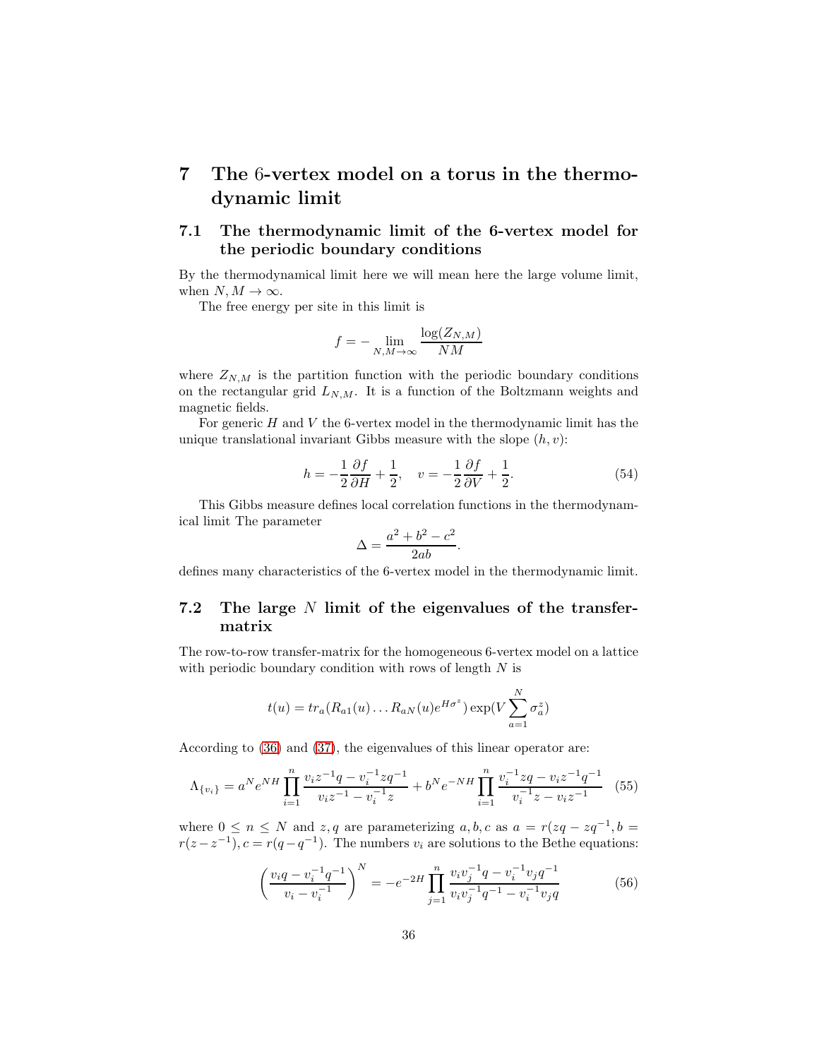# 7 The 6-vertex model on a torus in the thermodynamic limit

## 7.1 The thermodynamic limit of the 6-vertex model for the periodic boundary conditions

By the thermodynamical limit here we will mean here the large volume limit, when $N, M \to \infty$.

The free energy per site in this limit is

$$f = -\lim_{N,M\to\infty} \frac{\log(Z_{N,M})}{NM}$$

where $Z_{N,M}$ is the partition function with the periodic boundary conditions on the rectangular grid $L_{N,M}$. It is a function of the Boltzmann weights and magnetic fields.

For generic $H$ and $V$ the 6-vertex model in the thermodynamic limit has the unique translational invariant Gibbs measure with the slope $(h, v)$:

$$h = -\frac{1}{2}\frac{\partial f}{\partial H} + \frac{1}{2}, \quad v = -\frac{1}{2}\frac{\partial f}{\partial V} + \frac{1}{2}. \tag{54}$$

This Gibbs measure defines local correlation functions in the thermodynamical limit The parameter

$$\Delta = \frac{a^2 + b^2 - c^2}{2ab}.$$

defines many characteristics of the 6-vertex model in the thermodynamic limit.

## 7.2 The large $N$ limit of the eigenvalues of the transfer-matrix

The row-to-row transfer-matrix for the homogeneous 6-vertex model on a lattice with periodic boundary condition with rows of length $N$ is

$$t(u) = tr_a(R_{a1}(u)\dots R_{aN}(u)e^{H\sigma^z})\exp(V\sum_{a=1}^{N}\sigma_a^z)$$

According to (36) and (37), the eigenvalues of this linear operator are:

$$\Lambda_{\{v_i\}} = a^N e^{NH}\prod_{i=1}^{n}\frac{v_i z^{-1}q - v_i^{-1}zq^{-1}}{v_i z^{-1} - v_i^{-1}z} + b^N e^{-NH}\prod_{i=1}^{n}\frac{v_i^{-1}zq - v_i z^{-1}q^{-1}}{v_i^{-1}z - v_i z^{-1}} \tag{55}$$

where $0 \le n \le N$ and $z, q$ are parameterizing $a, b, c$ as $a = r(zq - zq^{-1}, b = r(z - z^{-1}), c = r(q - q^{-1})$. The numbers $v_i$ are solutions to the Bethe equations:

$$\left(\frac{v_i q - v_i^{-1}q^{-1}}{v_i - v_i^{-1}}\right)^N = -e^{-2H}\prod_{j=1}^{n}\frac{v_i v_j^{-1}q - v_i^{-1}v_j q^{-1}}{v_i v_j^{-1}q^{-1} - v_i^{-1}v_j q} \tag{56}$$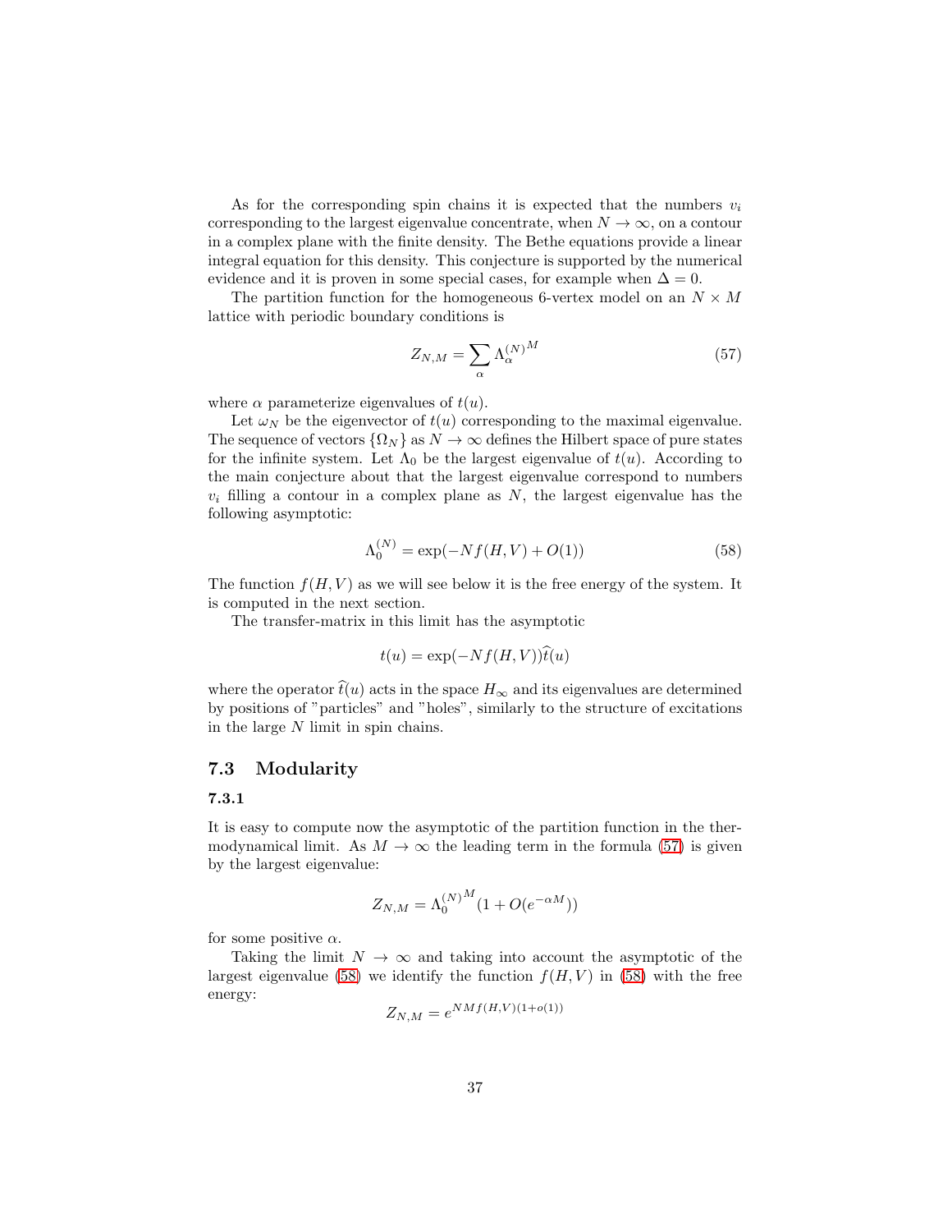As for the corresponding spin chains it is expected that the numbers $v_i$ corresponding to the largest eigenvalue concentrate, when $N \to \infty$, on a contour in a complex plane with the finite density. The Bethe equations provide a linear integral equation for this density. This conjecture is supported by the numerical evidence and it is proven in some special cases, for example when $\Delta = 0$.

The partition function for the homogeneous 6-vertex model on an $N \times M$ lattice with periodic boundary conditions is

$$Z_{N,M} = \sum_{\alpha} {\Lambda_{\alpha}^{(N)}}^{M} \tag{57}$$

where $\alpha$ parameterize eigenvalues of $t(u)$.

Let $\omega_N$ be the eigenvector of $t(u)$ corresponding to the maximal eigenvalue. The sequence of vectors $\{\Omega_N\}$ as $N \to \infty$ defines the Hilbert space of pure states for the infinite system. Let $\Lambda_0$ be the largest eigenvalue of $t(u)$. According to the main conjecture about that the largest eigenvalue correspond to numbers $v_i$ filling a contour in a complex plane as $N$, the largest eigenvalue has the following asymptotic:

$$\Lambda_0^{(N)} = \exp(-Nf(H,V) + O(1)) \tag{58}$$

The function $f(H,V)$ as we will see below it is the free energy of the system. It is computed in the next section.

The transfer-matrix in this limit has the asymptotic

$$t(u) = \exp(-Nf(H,V))\widehat{t}(u)$$

where the operator $\widehat{t}(u)$ acts in the space $H_\infty$ and its eigenvalues are determined by positions of "particles" and "holes", similarly to the structure of excitations in the large $N$ limit in spin chains.

## 7.3 Modularity

### 7.3.1

It is easy to compute now the asymptotic of the partition function in the thermodynamical limit. As $M \to \infty$ the leading term in the formula (57) is given by the largest eigenvalue:

$$Z_{N,M} = {\Lambda_0^{(N)}}^{M}(1 + O(e^{-\alpha M}))$$

for some positive $\alpha$.

Taking the limit $N \to \infty$ and taking into account the asymptotic of the largest eigenvalue (58) we identify the function $f(H,V)$ in (58) with the free energy:

$$Z_{N,M} = e^{NMf(H,V)(1+o(1))}$$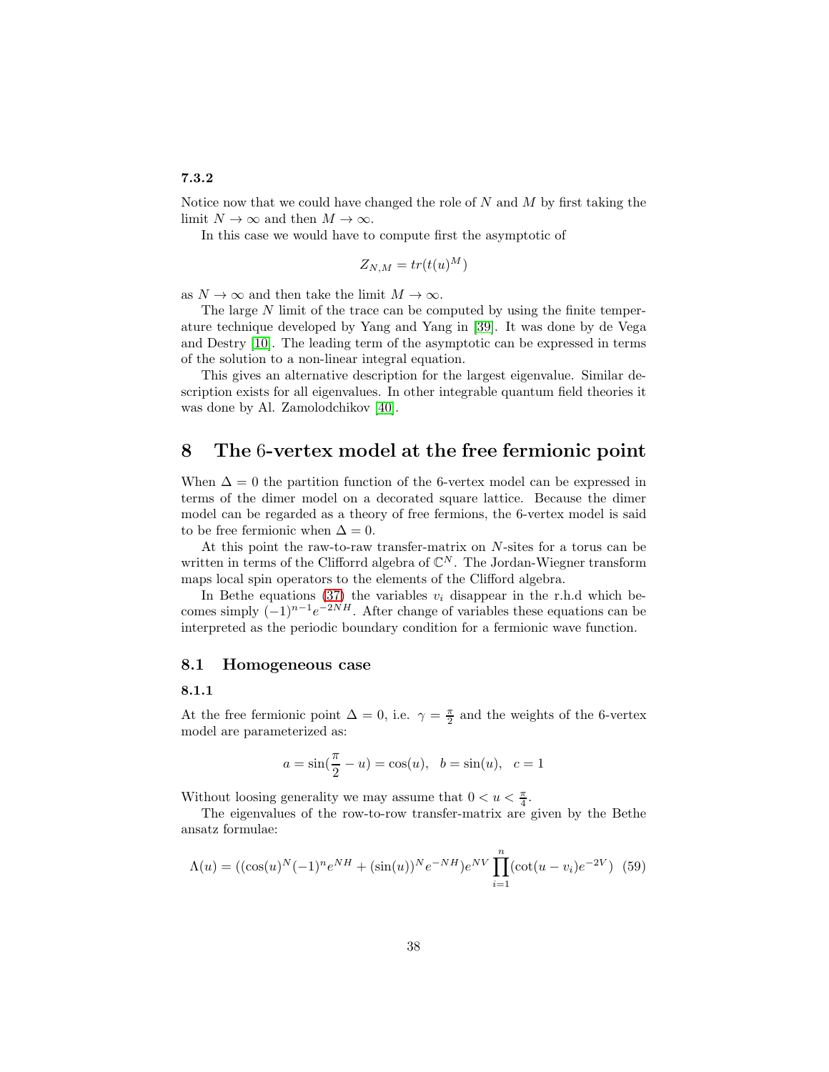#### 7.3.2

Notice now that we could have changed the role of $N$ and $M$ by first taking the limit $N \to \infty$ and then $M \to \infty$.

In this case we would have to compute first the asymptotic of

$$Z_{N,M} = tr(t(u)^M)$$

as $N \to \infty$ and then take the limit $M \to \infty$.

The large $N$ limit of the trace can be computed by using the finite temperature technique developed by Yang and Yang in [39]. It was done by de Vega and Destry [10]. The leading term of the asymptotic can be expressed in terms of the solution to a non-linear integral equation.

This gives an alternative description for the largest eigenvalue. Similar description exists for all eigenvalues. In other integrable quantum field theories it was done by Al. Zamolodchikov [40].

# 8 The 6-vertex model at the free fermionic point

When $\Delta = 0$ the partition function of the 6-vertex model can be expressed in terms of the dimer model on a decorated square lattice. Because the dimer model can be regarded as a theory of free fermions, the 6-vertex model is said to be free fermionic when $\Delta = 0$.

At this point the raw-to-raw transfer-matrix on $N$-sites for a torus can be written in terms of the Clifforrd algebra of $\mathbb{C}^N$. The Jordan-Wiegner transform maps local spin operators to the elements of the Clifford algebra.

In Bethe equations (37) the variables $v_i$ disappear in the r.h.d which becomes simply $(-1)^{n-1}e^{-2NH}$. After change of variables these equations can be interpreted as the periodic boundary condition for a fermionic wave function.

## 8.1 Homogeneous case

#### 8.1.1

At the free fermionic point $\Delta = 0$, i.e. $\gamma = \frac{\pi}{2}$ and the weights of the 6-vertex model are parameterized as:

$$a = \sin(\frac{\pi}{2} - u) = \cos(u), \quad b = \sin(u), \quad c = 1$$

Without loosing generality we may assume that $0 < u < \frac{\pi}{4}$.

The eigenvalues of the row-to-row transfer-matrix are given by the Bethe ansatz formulae:

$$\Lambda(u) = ((\cos(u)^N (-1)^n e^{NH} + (\sin(u))^N e^{-NH})e^{NV} \prod_{i=1}^{n} (\cot(u - v_i)e^{-2V}) \quad (59)$$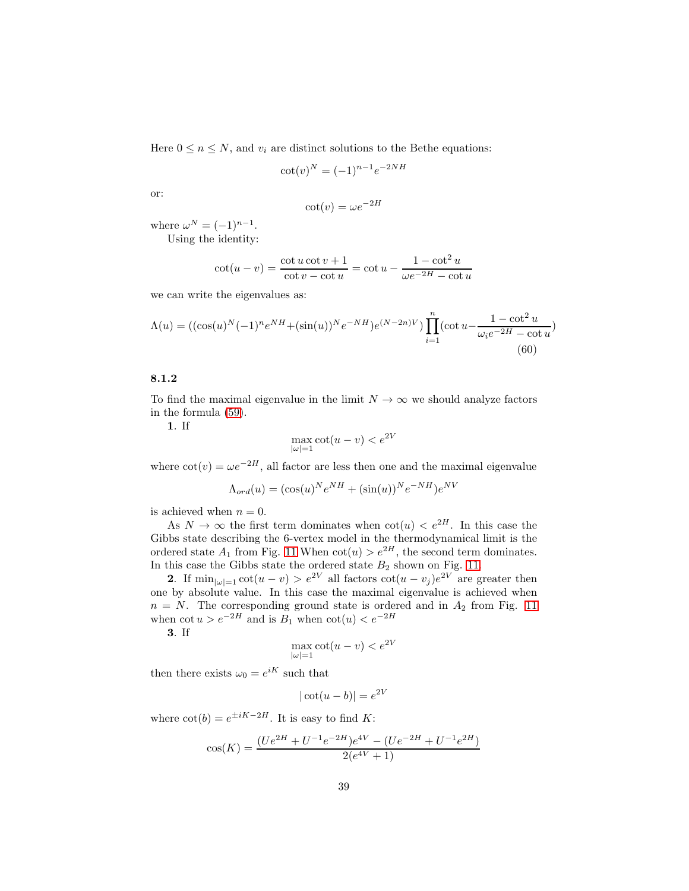Here $0 \leq n \leq N$, and $v_i$ are distinct solutions to the Bethe equations:

$$\cot(v)^N = (-1)^{n-1} e^{-2NH}$$

or:

$$\cot(v) = \omega e^{-2H}$$

where $\omega^N = (-1)^{n-1}$.

Using the identity:

$$\cot(u-v) = \frac{\cot u \cot v + 1}{\cot v - \cot u} = \cot u - \frac{1-\cot^2 u}{\omega e^{-2H} - \cot u}$$

we can write the eigenvalues as:

$$\Lambda(u) = ((\cos(u)^N (-1)^n e^{NH} + (\sin(u))^N e^{-NH}) e^{(N-2n)V}) \prod_{i=1}^{n} (\cot u - \frac{1-\cot^2 u}{\omega_i e^{-2H} - \cot u}) \quad (60)$$

### 8.1.2

To find the maximal eigenvalue in the limit $N \to \infty$ we should analyze factors in the formula (59).

**1**. If

$$\max_{|\omega|=1} \cot(u-v) < e^{2V}$$

where $\cot(v) = \omega e^{-2H}$, all factor are less then one and the maximal eigenvalue

$$\Lambda_{ord}(u) = (\cos(u)^N e^{NH} + (\sin(u))^N e^{-NH}) e^{NV}$$

is achieved when $n = 0$.

As $N \to \infty$ the first term dominates when $\cot(u) < e^{2H}$. In this case the Gibbs state describing the 6-vertex model in the thermodynamical limit is the ordered state $A_1$ from Fig. 11 When $\cot(u) > e^{2H}$, the second term dominates. In this case the Gibbs state the ordered state $B_2$ shown on Fig. 11

**2**. If $\min_{|\omega|=1} \cot(u-v) > e^{2V}$ all factors $\cot(u-v_j)e^{2V}$ are greater then one by absolute value. In this case the maximal eigenvalue is achieved when $n = N$. The corresponding ground state is ordered and in $A_2$ from Fig. 11 when $\cot u > e^{-2H}$ and is $B_1$ when $\cot(u) < e^{-2H}$

**3**. If

$$\max_{|\omega|=1} \cot(u-v) < e^{2V}$$

then there exists $\omega_0 = e^{iK}$ such that

$$|\cot(u-b)| = e^{2V}$$

where $\cot(b) = e^{\pm iK - 2H}$. It is easy to find $K$:

$$\cos(K) = \frac{(Ue^{2H} + U^{-1}e^{-2H})e^{4V} - (Ue^{-2H} + U^{-1}e^{2H})}{2(e^{4V}+1)}$$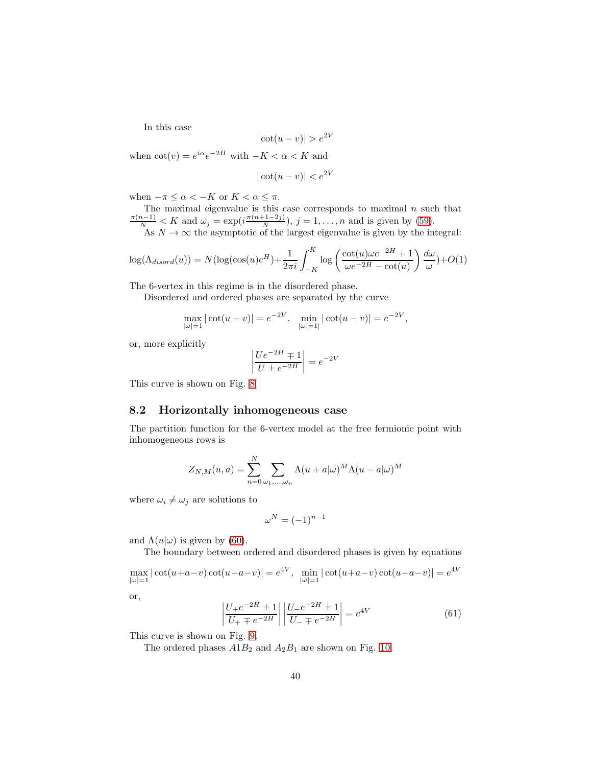In this case

$$|\cot(u-v)| > e^{2V}$$

when $\cot(v) = e^{i\alpha}e^{-2H}$ with $-K < \alpha < K$ and

$$|\cot(u-v)| < e^{2V}$$

when $-\pi \leq \alpha < -K$ or $K < \alpha \leq \pi$.

The maximal eigenvalue is this case corresponds to maximal $n$ such that $\frac{\pi(n-1)}{N} < K$ and $\omega_j = \exp(i\frac{\pi(n+1-2j)}{N})$, $j = 1, \ldots, n$ and is given by (59).

As $N \to \infty$ the asymptotic of the largest eigenvalue is given by the integral:

$$\log(\Lambda_{disord}(u)) = N(\log(\cos(u)e^H) + \frac{1}{2\pi i}\int_{-K}^{K} \log\left(\frac{\cot(u)\omega e^{-2H}+1}{\omega e^{-2H}-\cot(u)}\right)\frac{d\omega}{\omega}) + O(1)$$

The 6-vertex in this regime is in the disordered phase.

Disordered and ordered phases are separated by the curve

$$\max_{|\omega|=1} |\cot(u-v)| = e^{-2V}, \quad \min_{|\omega|=1|} |\cot(u-v)| = e^{-2V},$$

or, more explicitly

$$\left|\frac{Ue^{-2H} \mp 1}{U \pm e^{-2H}}\right| = e^{-2V}$$

This curve is shown on Fig. 8

## 8.2 Horizontally inhomogeneous case

The partition function for the 6-vertex model at the free fermionic point with inhomogeneous rows is

$$Z_{N,M}(u,a) = \sum_{n=0}^{N} \sum_{\omega_1,\ldots,\omega_n} \Lambda(u+a|\omega)^M \Lambda(u-a|\omega)^M$$

where $\omega_i \neq \omega_j$ are solutions to

$$\omega^N = (-1)^{n-1}$$

and $\Lambda(u|\omega)$ is given by (60).

The boundary between ordered and disordered phases is given by equations

$$\max_{|\omega|=1} |\cot(u+a-v)\cot(u-a-v)| = e^{4V}, \quad \min_{|\omega|=1} |\cot(u+a-v)\cot(u-a-v)| = e^{4V}$$

or,

$$\left|\frac{U_+ e^{-2H} \pm 1}{U_+ \mp e^{-2H}}\right| \left|\frac{U_- e^{-2H} \pm 1}{U_- \mp e^{-2H}}\right| = e^{4V} \tag{61}$$

This curve is shown on Fig. 9.

The ordered phases $A1B_2$ and $A_2B_1$ are shown on Fig. 10.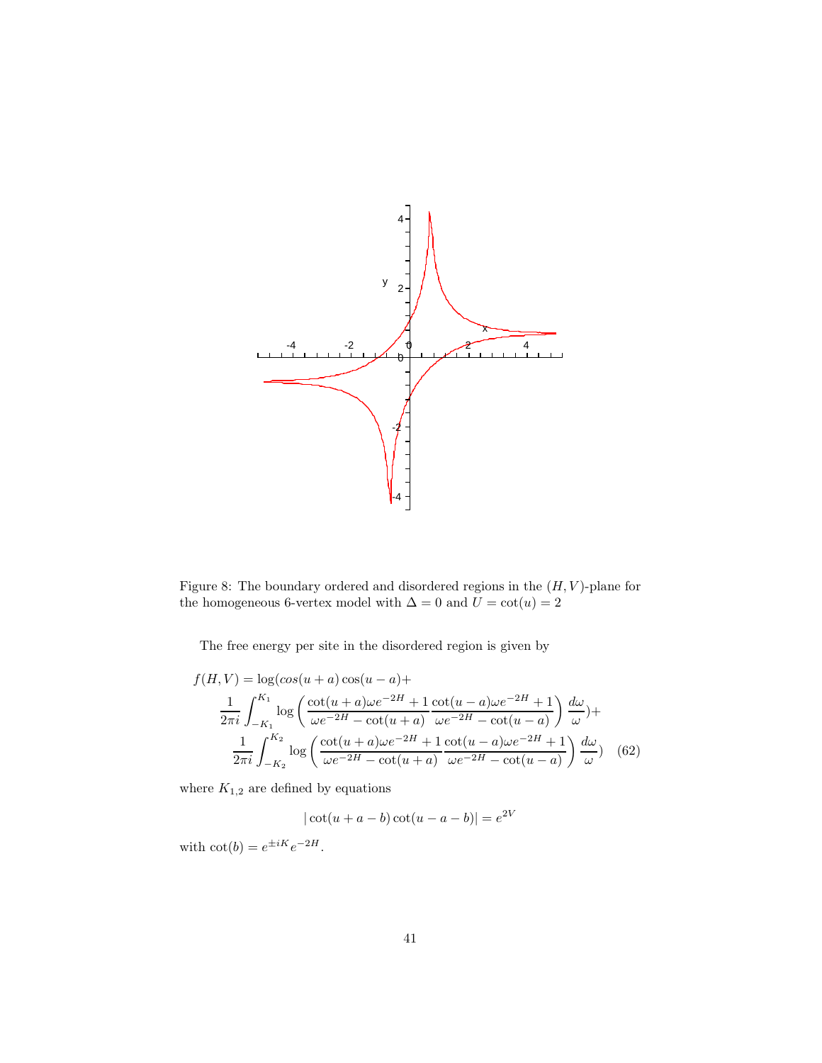Figure 8: The boundary ordered and disordered regions in the $(H, V)$-plane for the homogeneous 6-vertex model with $\Delta = 0$ and $U = \cot(u) = 2$

The free energy per site in the disordered region is given by

$$
\begin{aligned}
f(H,V) = \log(cos(u+a)\cos(u-a) + \\
\frac{1}{2\pi i}\int_{-K_1}^{K_1} \log\left(\frac{\cot(u+a)\omega e^{-2H}+1}{\omega e^{-2H}-\cot(u+a)}\frac{\cot(u-a)\omega e^{-2H}+1}{\omega e^{-2H}-\cot(u-a)}\right)\frac{d\omega}{\omega}) + \\
\frac{1}{2\pi i}\int_{-K_2}^{K_2} \log\left(\frac{\cot(u+a)\omega e^{-2H}+1}{\omega e^{-2H}-\cot(u+a)}\frac{\cot(u-a)\omega e^{-2H}+1}{\omega e^{-2H}-\cot(u-a)}\right)\frac{d\omega}{\omega}) \quad (62)
\end{aligned}
$$

where $K_{1,2}$ are defined by equations

$$
|\cot(u+a-b)\cot(u-a-b)| = e^{2V}
$$

with $\cot(b) = e^{\pm iK}e^{-2H}$.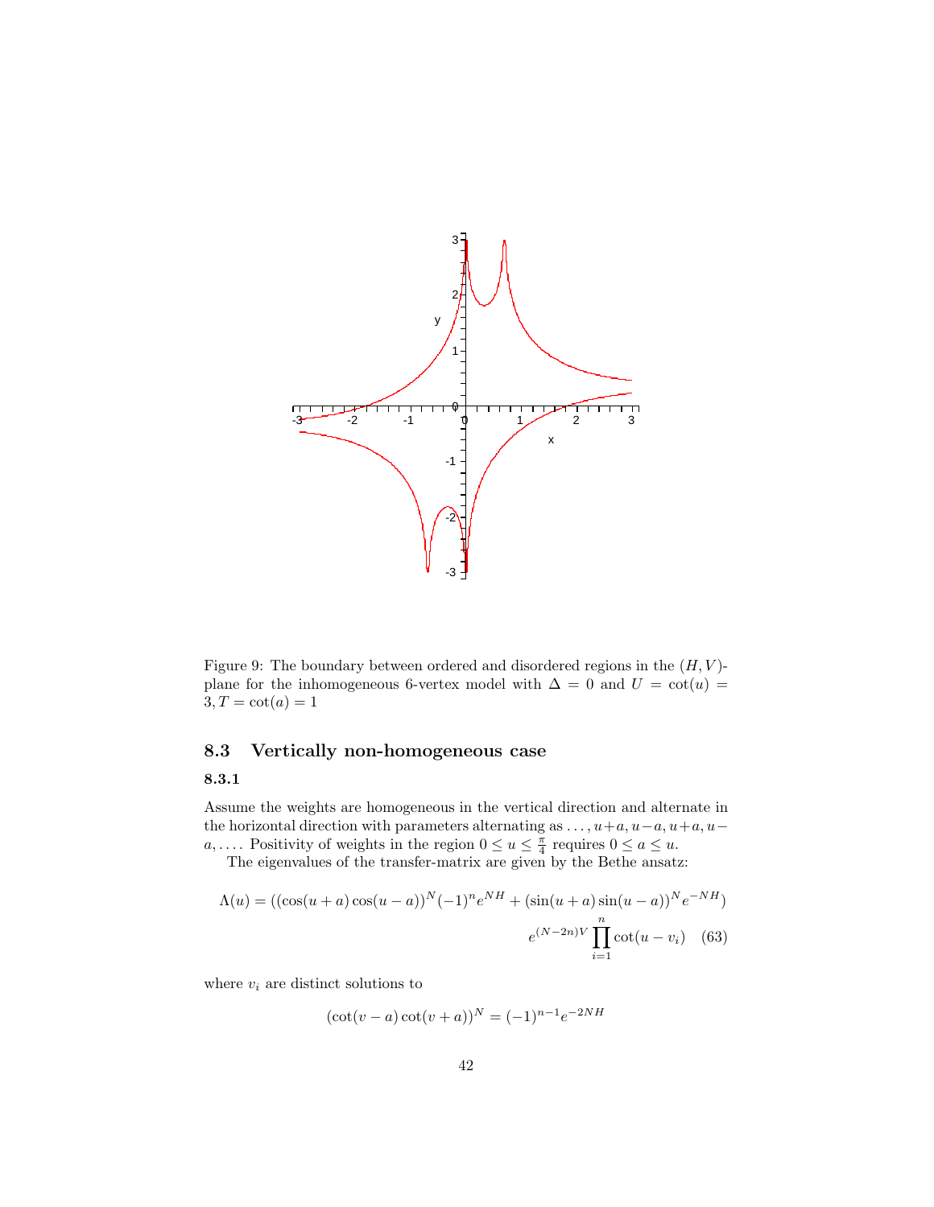Figure 9: The boundary between ordered and disordered regions in the $(H,V)$-plane for the inhomogeneous 6-vertex model with $\Delta = 0$ and $U = \cot(u) = 3, T = \cot(a) = 1$

### 8.3 Vertically non-homogeneous case

#### 8.3.1

Assume the weights are homogeneous in the vertical direction and alternate in the horizontal direction with parameters alternating as $\ldots, u+a, u-a, u+a, u-a, \ldots$. Positivity of weights in the region $0 \le u \le \frac{\pi}{4}$ requires $0 \le a \le u$.

The eigenvalues of the transfer-matrix are given by the Bethe ansatz:

$$\Lambda(u) = ((\cos(u+a)\cos(u-a))^N (-1)^n e^{NH} + (\sin(u+a)\sin(u-a))^N e^{-NH}) \\ e^{(N-2n)V} \prod_{i=1}^{n} \cot(u - v_i) \quad (63)$$

where $v_i$ are distinct solutions to

$$(\cot(v-a)\cot(v+a))^N = (-1)^{n-1} e^{-2NH}$$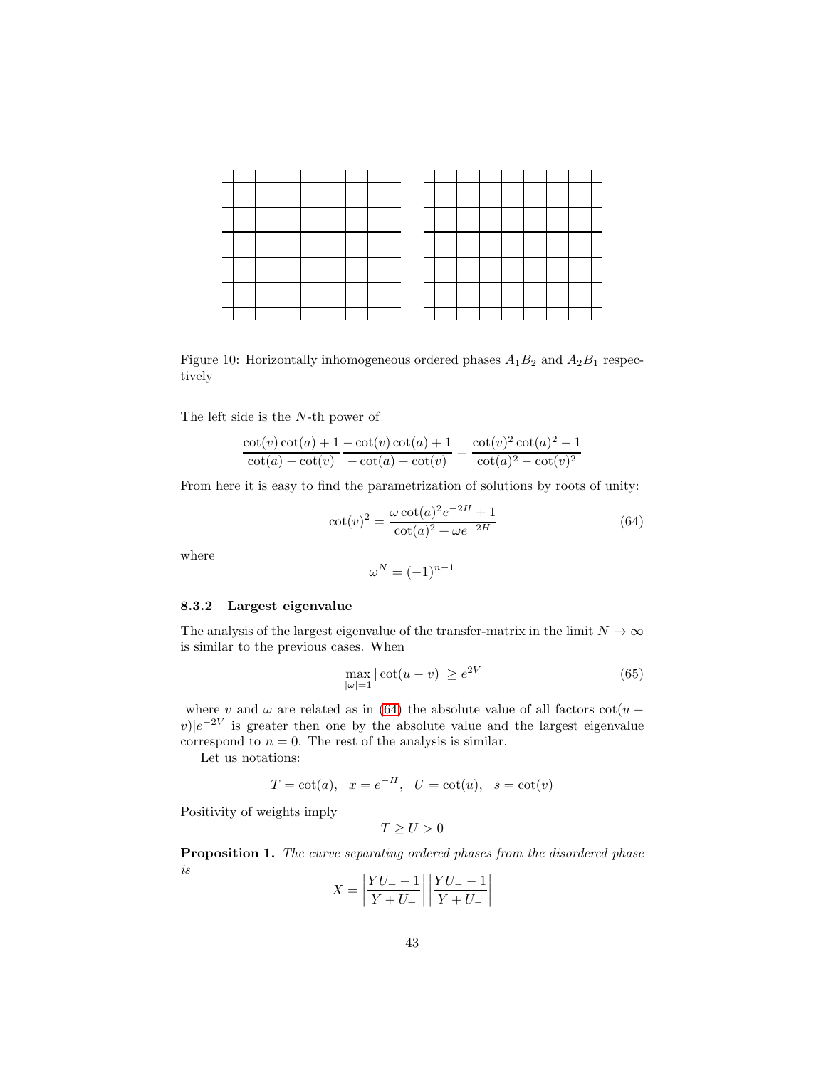Figure 10: Horizontally inhomogeneous ordered phases $A_1B_2$ and $A_2B_1$ respectively

The left side is the $N$-th power of

$$\frac{\cot(v)\cot(a)+1}{\cot(a)-\cot(v)}\frac{-\cot(v)\cot(a)+1}{-\cot(a)-\cot(v)} = \frac{\cot(v)^2\cot(a)^2-1}{\cot(a)^2-\cot(v)^2}$$

From here it is easy to find the parametrization of solutions by roots of unity:

$$\cot(v)^2 = \frac{\omega\cot(a)^2 e^{-2H}+1}{\cot(a)^2+\omega e^{-2H}} \tag{64}$$

where

$$\omega^N = (-1)^{n-1}$$

### 8.3.2 Largest eigenvalue

The analysis of the largest eigenvalue of the transfer-matrix in the limit $N\to\infty$ is similar to the previous cases. When

$$\max_{|\omega|=1}|\cot(u-v)| \geq e^{2V} \tag{65}$$

where $v$ and $\omega$ are related as in (64) the absolute value of all factors $\cot(u-v)|e^{-2V}$ is greater then one by the absolute value and the largest eigenvalue correspond to $n=0$. The rest of the analysis is similar.

Let us notations:

$$T=\cot(a),\quad x=e^{-H},\quad U=\cot(u),\quad s=\cot(v)$$

Positivity of weights imply

$$T\geq U>0$$

**Proposition 1.** *The curve separating ordered phases from the disordered phase is*

$$X = \left|\frac{YU_+-1}{Y+U_+}\right|\left|\frac{YU_--1}{Y+U_-}\right|$$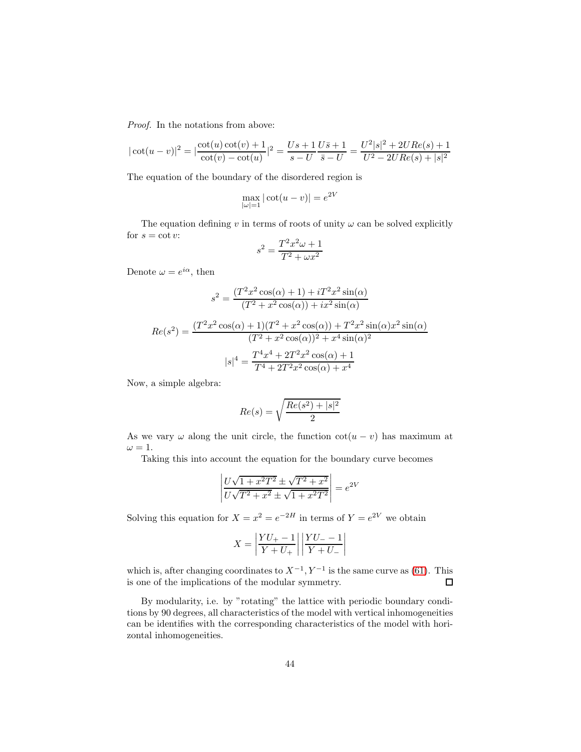*Proof.* In the notations from above:

$$|\cot(u-v)|^2 = |\frac{\cot(u)\cot(v)+1}{\cot(v)-\cot(u)}|^2 = \frac{Us+1}{s-U}\frac{U\bar{s}+1}{\bar{s}-U} = \frac{U^2|s|^2+2URe(s)+1}{U^2-2URe(s)+|s|^2}$$

The equation of the boundary of the disordered region is

$$\max_{|\omega|=1}|\cot(u-v)| = e^{2V}$$

The equation defining $v$ in terms of roots of unity $\omega$ can be solved explicitly for $s = \cot v$:

$$s^2 = \frac{T^2x^2\omega+1}{T^2+\omega x^2}$$

Denote $\omega = e^{i\alpha}$, then

$$s^2 = \frac{(T^2x^2\cos(\alpha)+1)+iT^2x^2\sin(\alpha)}{(T^2+x^2\cos(\alpha))+ix^2\sin(\alpha)}$$

$$Re(s^2) = \frac{(T^2x^2\cos(\alpha)+1)(T^2+x^2\cos(\alpha))+T^2x^2\sin(\alpha)x^2\sin(\alpha)}{(T^2+x^2\cos(\alpha))^2+x^4\sin(\alpha)^2}$$

$$|s|^4 = \frac{T^4x^4+2T^2x^2\cos(\alpha)+1}{T^4+2T^2x^2\cos(\alpha)+x^4}$$

Now, a simple algebra:

$$Re(s) = \sqrt{\frac{Re(s^2)+|s|^2}{2}}$$

As we vary $\omega$ along the unit circle, the function $\cot(u-v)$ has maximum at $\omega = 1$.

Taking this into account the equation for the boundary curve becomes

$$\left|\frac{U\sqrt{1+x^2T^2} \pm \sqrt{T^2+x^2}}{U\sqrt{T^2+x^2} \pm \sqrt{1+x^2T^2}}\right| = e^{2V}$$

Solving this equation for $X = x^2 = e^{-2H}$ in terms of $Y = e^{2V}$ we obtain

$$X = \left|\frac{YU_+ - 1}{Y+U_+}\right|\left|\frac{YU_- - 1}{Y+U_-}\right|$$

which is, after changing coordinates to $X^{-1}, Y^{-1}$ is the same curve as (61). This is one of the implications of the modular symmetry. $\square$

By modularity, i.e. by "rotating" the lattice with periodic boundary conditions by 90 degrees, all characteristics of the model with vertical inhomogeneities can be identifies with the corresponding characteristics of the model with horizontal inhomogeneities.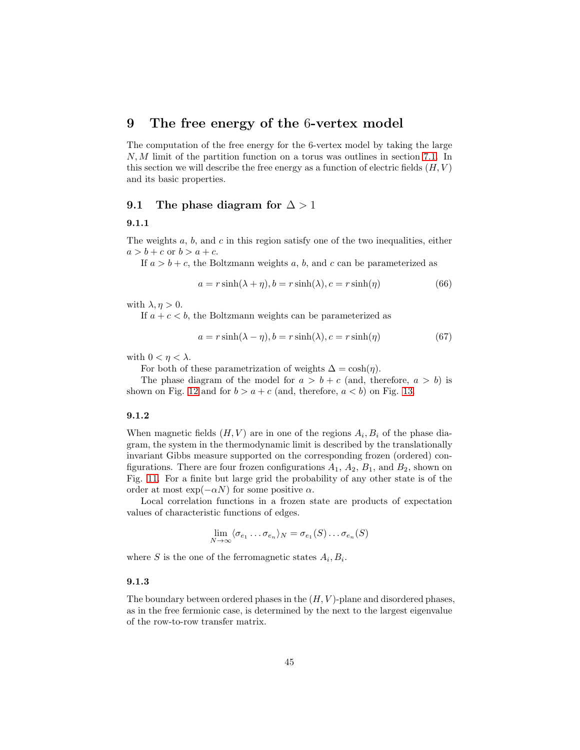# 9 The free energy of the 6-vertex model

The computation of the free energy for the 6-vertex model by taking the large $N, M$ limit of the partition function on a torus was outlines in section 7.1. In this section we will describe the free energy as a function of electric fields $(H, V)$ and its basic properties.

## 9.1 The phase diagram for $\Delta > 1$

### 9.1.1

The weights $a$, $b$, and $c$ in this region satisfy one of the two inequalities, either $a > b + c$ or $b > a + c$.

If $a > b + c$, the Boltzmann weights $a$, $b$, and $c$ can be parameterized as

$$a = r\sinh(\lambda + \eta), b = r\sinh(\lambda), c = r\sinh(\eta) \tag{66}$$

with $\lambda, \eta > 0$.

If $a + c < b$, the Boltzmann weights can be parameterized as

$$a = r\sinh(\lambda - \eta), b = r\sinh(\lambda), c = r\sinh(\eta) \tag{67}$$

with $0 < \eta < \lambda$.

For both of these parametrization of weights $\Delta = \cosh(\eta)$.

The phase diagram of the model for $a > b + c$ (and, therefore, $a > b$) is shown on Fig. 12 and for $b > a + c$ (and, therefore, $a < b$) on Fig. 13.

### 9.1.2

When magnetic fields $(H, V)$ are in one of the regions $A_i, B_i$ of the phase diagram, the system in the thermodynamic limit is described by the translationally invariant Gibbs measure supported on the corresponding frozen (ordered) configurations. There are four frozen configurations $A_1$, $A_2$, $B_1$, and $B_2$, shown on Fig. 11. For a finite but large grid the probability of any other state is of the order at most $\exp(-\alpha N)$ for some positive $\alpha$.

Local correlation functions in a frozen state are products of expectation values of characteristic functions of edges.

$$\lim_{N\to\infty} \langle \sigma_{e_1} \dots \sigma_{e_n} \rangle_N = \sigma_{e_1}(S) \dots \sigma_{e_n}(S)$$

where $S$ is the one of the ferromagnetic states $A_i, B_i$.

### 9.1.3

The boundary between ordered phases in the $(H, V)$-plane and disordered phases, as in the free fermionic case, is determined by the next to the largest eigenvalue of the row-to-row transfer matrix.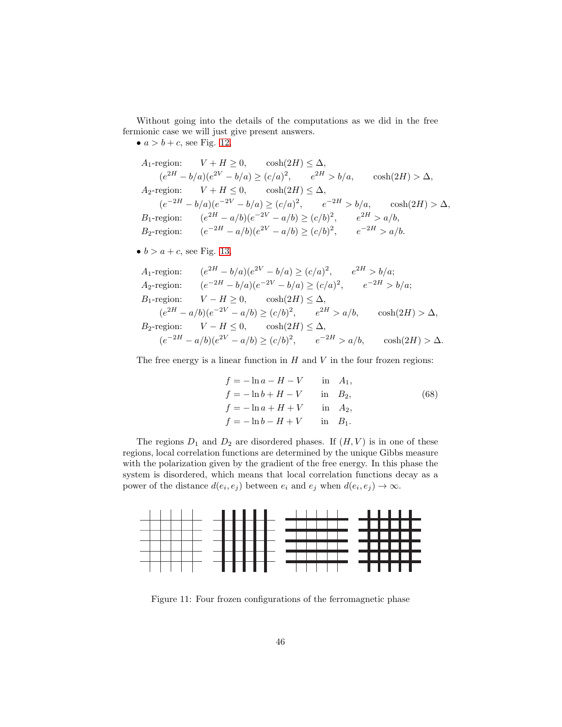Without going into the details of the computations as we did in the free fermionic case we will just give present answers.

• $a > b + c$, see Fig. 12,

$$
\begin{aligned}
&A_1\text{-region:} \quad V + H \geq 0, \quad \cosh(2H) \leq \Delta, \\
&\quad (e^{2H} - b/a)(e^{2V} - b/a) \geq (c/a)^2, \quad e^{2H} > b/a, \quad \cosh(2H) > \Delta, \\
&A_2\text{-region:} \quad V + H \leq 0, \quad \cosh(2H) \leq \Delta, \\
&\quad (e^{-2H} - b/a)(e^{-2V} - b/a) \geq (c/a)^2, \quad e^{-2H} > b/a, \quad \cosh(2H) > \Delta, \\
&B_1\text{-region:} \quad (e^{2H} - a/b)(e^{-2V} - a/b) \geq (c/b)^2, \quad e^{2H} > a/b, \\
&B_2\text{-region:} \quad (e^{-2H} - a/b)(e^{2V} - a/b) \geq (c/b)^2, \quad e^{-2H} > a/b.
\end{aligned}
$$

• $b > a + c$, see Fig. 13,

$$
\begin{aligned}
&A_1\text{-region:} \quad (e^{2H} - b/a)(e^{2V} - b/a) \geq (c/a)^2, \quad e^{2H} > b/a; \\
&A_2\text{-region:} \quad (e^{-2H} - b/a)(e^{-2V} - b/a) \geq (c/a)^2, \quad e^{-2H} > b/a; \\
&B_1\text{-region:} \quad V - H \geq 0, \quad \cosh(2H) \leq \Delta, \\
&\quad (e^{2H} - a/b)(e^{-2V} - a/b) \geq (c/b)^2, \quad e^{2H} > a/b, \quad \cosh(2H) > \Delta, \\
&B_2\text{-region:} \quad V - H \leq 0, \quad \cosh(2H) \leq \Delta, \\
&\quad (e^{-2H} - a/b)(e^{2V} - a/b) \geq (c/b)^2, \quad e^{-2H} > a/b, \quad \cosh(2H) > \Delta.
\end{aligned}
$$

The free energy is a linear function in $H$ and $V$ in the four frozen regions:

$$
\begin{aligned}
f &= -\ln a - H - V \quad \text{in} \quad A_1, \\
f &= -\ln b + H - V \quad \text{in} \quad B_2, \\
f &= -\ln a + H + V \quad \text{in} \quad A_2, \\
f &= -\ln b - H + V \quad \text{in} \quad B_1.
\end{aligned}
\tag{68}
$$

The regions $D_1$ and $D_2$ are disordered phases. If $(H, V)$ is in one of these regions, local correlation functions are determined by the unique Gibbs measure with the polarization given by the gradient of the free energy. In this phase the system is disordered, which means that local correlation functions decay as a power of the distance $d(e_i, e_j)$ between $e_i$ and $e_j$ when $d(e_i, e_j) \to \infty$.

Figure 11: Four frozen configurations of the ferromagnetic phase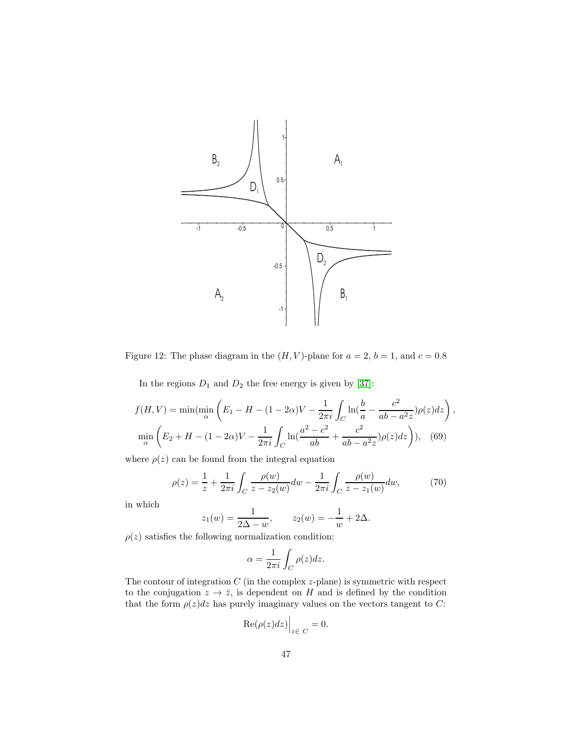Figure 12: The phase diagram in the $(H, V)$-plane for $a = 2$, $b = 1$, and $c = 0.8$

In the regions $D_1$ and $D_2$ the free energy is given by [37]:

$$f(H,V) = \min(\min_{\alpha}\left(E_1 - H - (1-2\alpha)V - \frac{1}{2\pi i}\int_C \ln(\frac{b}{a} - \frac{c^2}{ab - a^2 z})\rho(z)dz\right),$$

$$\min_{\alpha}\left(E_2 + H - (1-2\alpha)V - \frac{1}{2\pi i}\int_C \ln(\frac{a^2-c^2}{ab} + \frac{c^2}{ab - a^2 z})\rho(z)dz\right)), \quad (69)$$

where $\rho(z)$ can be found from the integral equation

$$\rho(z) = \frac{1}{z} + \frac{1}{2\pi i}\int_C \frac{\rho(w)}{z - z_2(w)}dw - \frac{1}{2\pi i}\int_C \frac{\rho(w)}{z - z_1(w)}dw, \quad (70)$$

in which

$$z_1(w) = \frac{1}{2\Delta - w}, \qquad z_2(w) = -\frac{1}{w} + 2\Delta.$$

$\rho(z)$ satisfies the following normalization condition:

$$\alpha = \frac{1}{2\pi i}\int_C \rho(z)dz.$$

The contour of integration $C$ (in the complex $z$-plane) is symmetric with respect to the conjugation $z \to \bar{z}$, is dependent on $H$ and is defined by the condition that the form $\rho(z)dz$ has purely imaginary values on the vectors tangent to $C$:

$$\mathrm{Re}(\rho(z)dz)\Big|_{z\in\ C} = 0.$$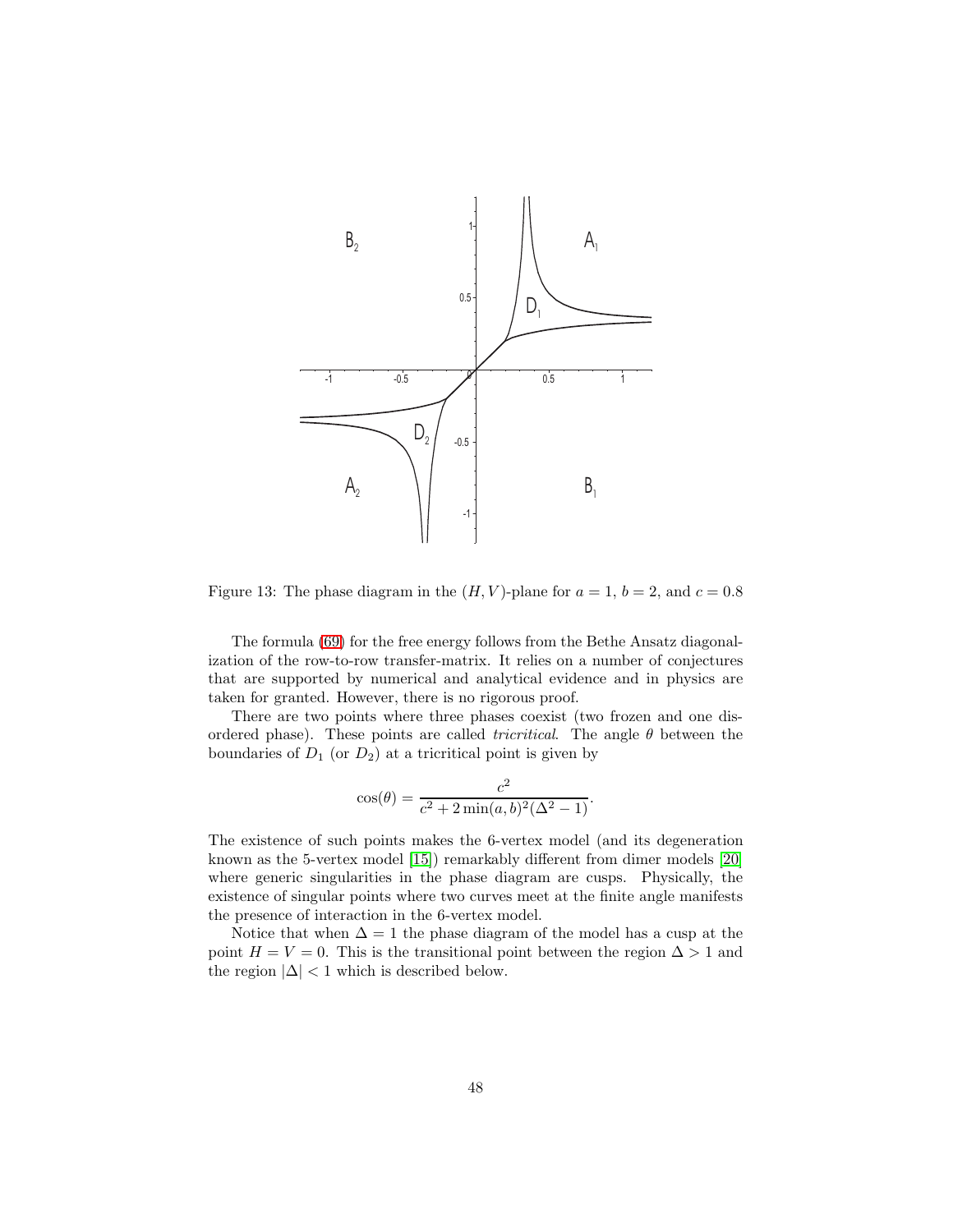Figure 13: The phase diagram in the $(H, V)$-plane for $a = 1$, $b = 2$, and $c = 0.8$

The formula (69) for the free energy follows from the Bethe Ansatz diagonalization of the row-to-row transfer-matrix. It relies on a number of conjectures that are supported by numerical and analytical evidence and in physics are taken for granted. However, there is no rigorous proof.

There are two points where three phases coexist (two frozen and one disordered phase). These points are called *tricritical*. The angle $\theta$ between the boundaries of $D_1$ (or $D_2$) at a tricritical point is given by

$$\cos(\theta) = \frac{c^2}{c^2 + 2\min(a,b)^2(\Delta^2 - 1)}.$$

The existence of such points makes the 6-vertex model (and its degeneration known as the 5-vertex model [15]) remarkably different from dimer models [20] where generic singularities in the phase diagram are cusps. Physically, the existence of singular points where two curves meet at the finite angle manifests the presence of interaction in the 6-vertex model.

Notice that when $\Delta = 1$ the phase diagram of the model has a cusp at the point $H = V = 0$. This is the transitional point between the region $\Delta > 1$ and the region $|\Delta| < 1$ which is described below.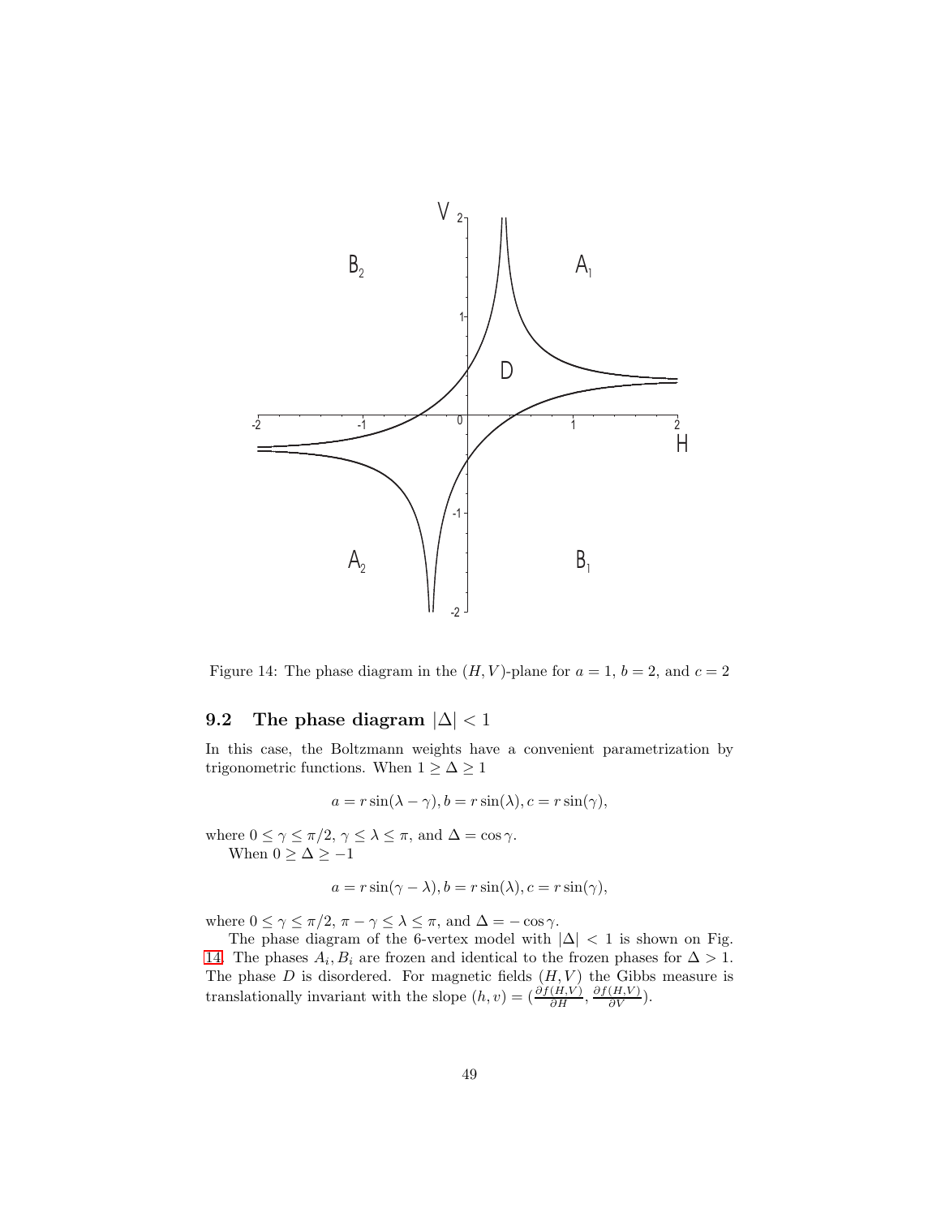Figure 14: The phase diagram in the $(H, V)$-plane for $a = 1$, $b = 2$, and $c = 2$

## 9.2 The phase diagram $|\Delta| < 1$

In this case, the Boltzmann weights have a convenient parametrization by trigonometric functions. When $1 \geq \Delta \geq 1$

$$a = r\sin(\lambda - \gamma), b = r\sin(\lambda), c = r\sin(\gamma),$$

where $0 \leq \gamma \leq \pi/2$, $\gamma \leq \lambda \leq \pi$, and $\Delta = \cos\gamma$.

When $0 \geq \Delta \geq -1$

$$a = r\sin(\gamma - \lambda), b = r\sin(\lambda), c = r\sin(\gamma),$$

where $0 \leq \gamma \leq \pi/2$, $\pi - \gamma \leq \lambda \leq \pi$, and $\Delta = -\cos\gamma$.

The phase diagram of the 6-vertex model with $|\Delta| < 1$ is shown on Fig. 14. The phases $A_i, B_i$ are frozen and identical to the frozen phases for $\Delta > 1$. The phase $D$ is disordered. For magnetic fields $(H, V)$ the Gibbs measure is translationally invariant with the slope $(h, v) = (\frac{\partial f(H,V)}{\partial H}, \frac{\partial f(H,V)}{\partial V})$.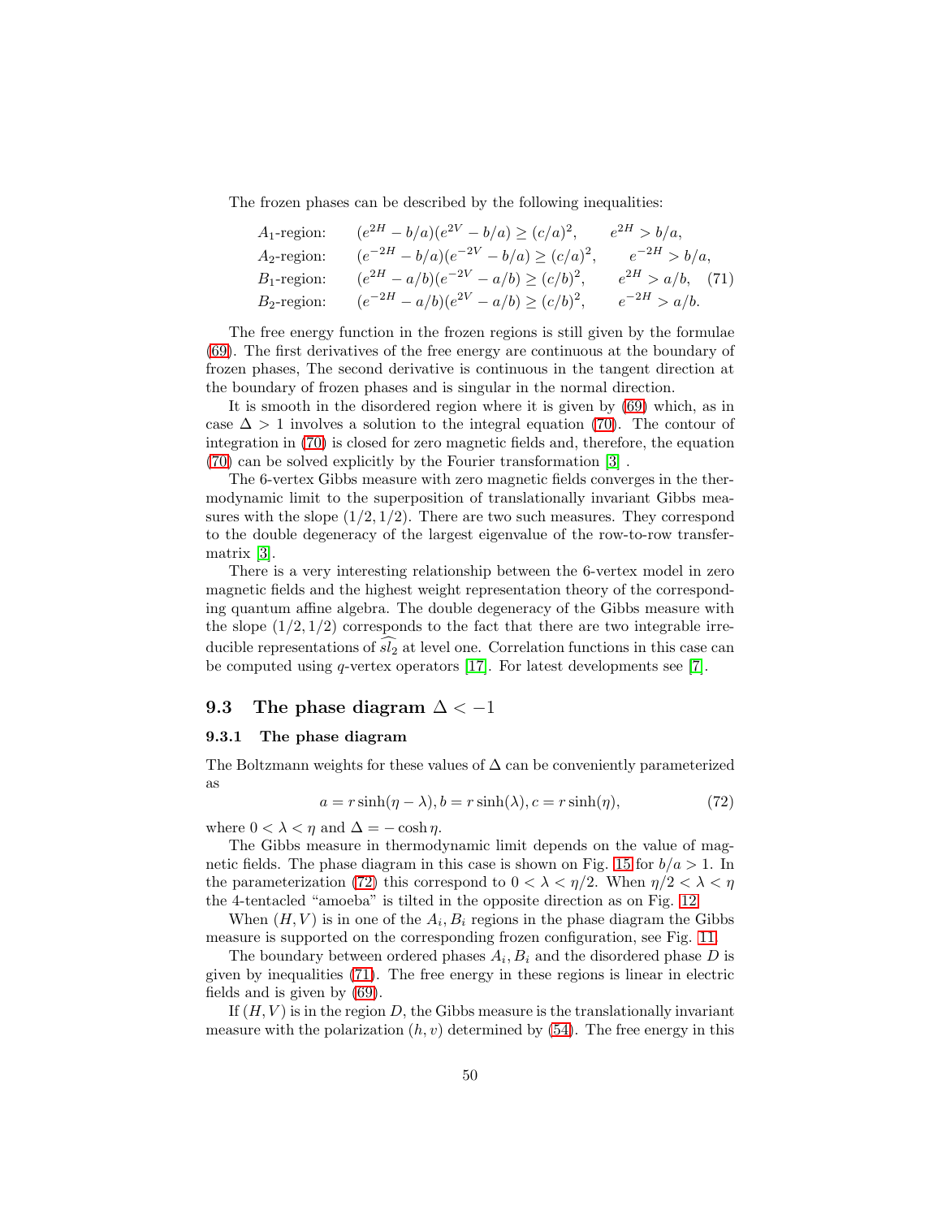The frozen phases can be described by the following inequalities:

$$
\begin{aligned}
&A_1\text{-region:} \qquad (e^{2H}-b/a)(e^{2V}-b/a) \geq (c/a)^2, \qquad e^{2H} > b/a, \\
&A_2\text{-region:} \qquad (e^{-2H}-b/a)(e^{-2V}-b/a) \geq (c/a)^2, \qquad e^{-2H} > b/a, \\
&B_1\text{-region:} \qquad (e^{2H}-a/b)(e^{-2V}-a/b) \geq (c/b)^2, \qquad e^{2H} > a/b, \\
&B_2\text{-region:} \qquad (e^{-2H}-a/b)(e^{2V}-a/b) \geq (c/b)^2, \qquad e^{-2H} > a/b.
\end{aligned}
\tag{71}
$$

The free energy function in the frozen regions is still given by the formulae (69). The first derivatives of the free energy are continuous at the boundary of frozen phases, The second derivative is continuous in the tangent direction at the boundary of frozen phases and is singular in the normal direction.

It is smooth in the disordered region where it is given by (69) which, as in case $\Delta > 1$ involves a solution to the integral equation (70). The contour of integration in (70) is closed for zero magnetic fields and, therefore, the equation (70) can be solved explicitly by the Fourier transformation [3] .

The 6-vertex Gibbs measure with zero magnetic fields converges in the thermodynamic limit to the superposition of translationally invariant Gibbs measures with the slope $(1/2, 1/2)$. There are two such measures. They correspond to the double degeneracy of the largest eigenvalue of the row-to-row transfer-matrix [3].

There is a very interesting relationship between the 6-vertex model in zero magnetic fields and the highest weight representation theory of the corresponding quantum affine algebra. The double degeneracy of the Gibbs measure with the slope $(1/2, 1/2)$ corresponds to the fact that there are two integrable irreducible representations of $\widehat{sl_2}$ at level one. Correlation functions in this case can be computed using $q$-vertex operators [17]. For latest developments see [7].

## 9.3 The phase diagram $\Delta < -1$

### 9.3.1 The phase diagram

The Boltzmann weights for these values of $\Delta$ can be conveniently parameterized as

$$
a = r\sinh(\eta - \lambda), b = r\sinh(\lambda), c = r\sinh(\eta), \tag{72}
$$

where $0 < \lambda < \eta$ and $\Delta = -\cosh\eta$.

The Gibbs measure in thermodynamic limit depends on the value of magnetic fields. The phase diagram in this case is shown on Fig. 15 for $b/a > 1$. In the parameterization (72) this correspond to $0 < \lambda < \eta/2$. When $\eta/2 < \lambda < \eta$ the 4-tentacled "amoeba" is tilted in the opposite direction as on Fig. 12.

When $(H, V)$ is in one of the $A_i, B_i$ regions in the phase diagram the Gibbs measure is supported on the corresponding frozen configuration, see Fig. 11.

The boundary between ordered phases $A_i, B_i$ and the disordered phase $D$ is given by inequalities (71). The free energy in these regions is linear in electric fields and is given by (69).

If $(H, V)$ is in the region $D$, the Gibbs measure is the translationally invariant measure with the polarization $(h, v)$ determined by (54). The free energy in this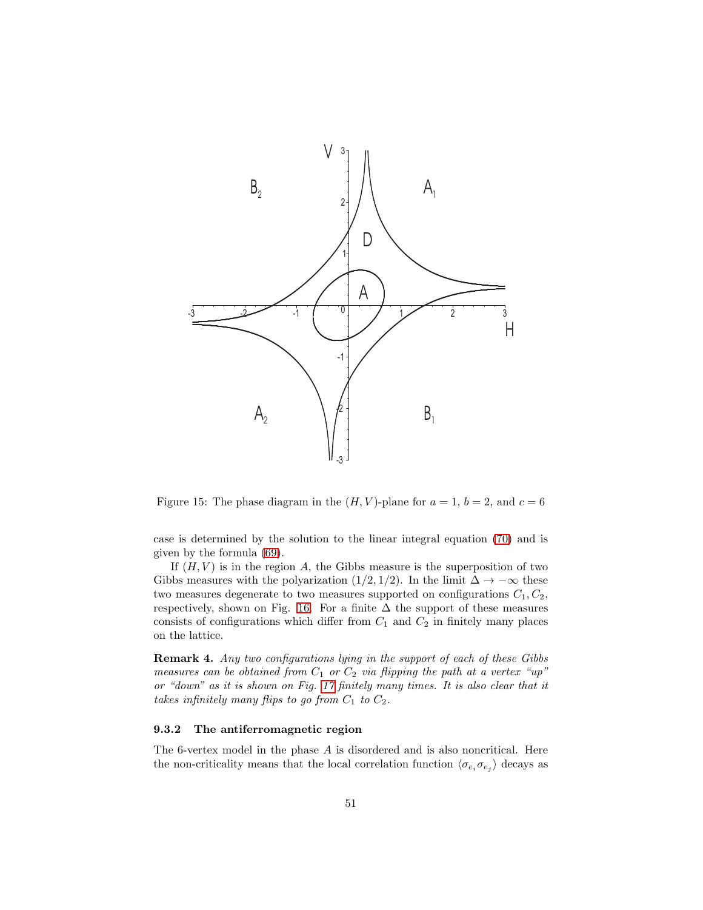Figure 15: The phase diagram in the $(H, V)$-plane for $a = 1$, $b = 2$, and $c = 6$

case is determined by the solution to the linear integral equation (70) and is given by the formula (69).

If $(H, V)$ is in the region $A$, the Gibbs measure is the superposition of two Gibbs measures with the polyarization $(1/2, 1/2)$. In the limit $\Delta \to -\infty$ these two measures degenerate to two measures supported on configurations $C_1, C_2$, respectively, shown on Fig. 16. For a finite $\Delta$ the support of these measures consists of configurations which differ from $C_1$ and $C_2$ in finitely many places on the lattice.

**Remark 4.** *Any two configurations lying in the support of each of these Gibbs measures can be obtained from $C_1$ or $C_2$ via flipping the path at a vertex "up" or "down" as it is shown on Fig. 17 finitely many times. It is also clear that it takes infinitely many flips to go from $C_1$ to $C_2$.*

#### 9.3.2 The antiferromagnetic region

The 6-vertex model in the phase $A$ is disordered and is also noncritical. Here the non-criticality means that the local correlation function $\langle \sigma_{e_i} \sigma_{e_j} \rangle$ decays as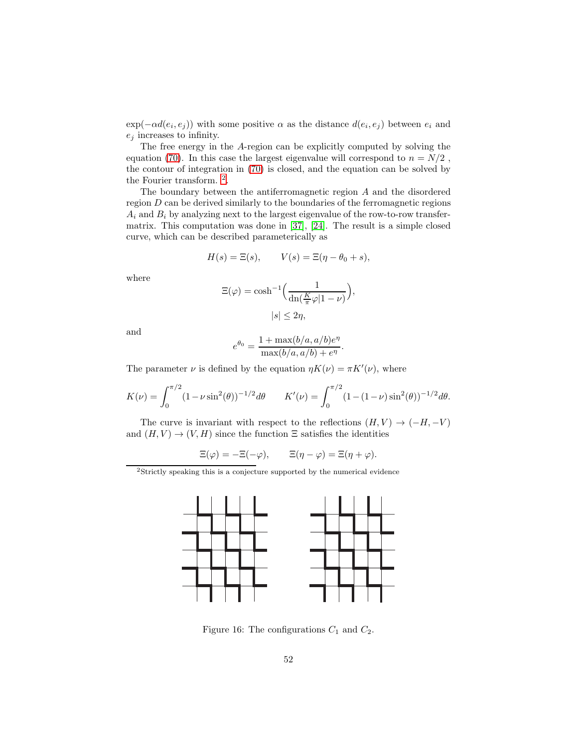$\exp(-\alpha d(e_i, e_j))$ with some positive $\alpha$ as the distance $d(e_i, e_j)$ between $e_i$ and $e_j$ increases to infinity.

The free energy in the $A$-region can be explicitly computed by solving the equation (70). In this case the largest eigenvalue will correspond to $n = N/2$ , the contour of integration in (70) is closed, and the equation can be solved by the Fourier transform. [2].

The boundary between the antiferromagnetic region $A$ and the disordered region $D$ can be derived similarly to the boundaries of the ferromagnetic regions $A_i$ and $B_i$ by analyzing next to the largest eigenvalue of the row-to-row transfer-matrix. This computation was done in [37], [24]. The result is a simple closed curve, which can be described parametrically as

$$H(s) = \Xi(s), \qquad V(s) = \Xi(\eta - \theta_0 + s),$$

where

$$\Xi(\varphi) = \cosh^{-1}\Big(\frac{1}{\mathrm{dn}(\frac{K}{\pi}\varphi|1-\nu)}\Big),$$

$$|s| \leq 2\eta,$$

and

$$e^{\theta_0} = \frac{1 + \max(b/a, a/b)e^{\eta}}{\max(b/a, a/b) + e^{\eta}}.$$

The parameter $\nu$ is defined by the equation $\eta K(\nu) = \pi K'(\nu)$, where

$$K(\nu) = \int_0^{\pi/2} (1 - \nu \sin^2(\theta))^{-1/2} d\theta \qquad K'(\nu) = \int_0^{\pi/2} (1 - (1-\nu)\sin^2(\theta))^{-1/2} d\theta.$$

The curve is invariant with respect to the reflections $(H, V) \to (-H, -V)$ and $(H, V) \to (V, H)$ since the function $\Xi$ satisfies the identities

$$\Xi(\varphi) = -\Xi(-\varphi), \qquad \Xi(\eta - \varphi) = \Xi(\eta + \varphi).$$

[2] Strictly speaking this is a conjecture supported by the numerical evidence

Figure 16: The configurations $C_1$ and $C_2$.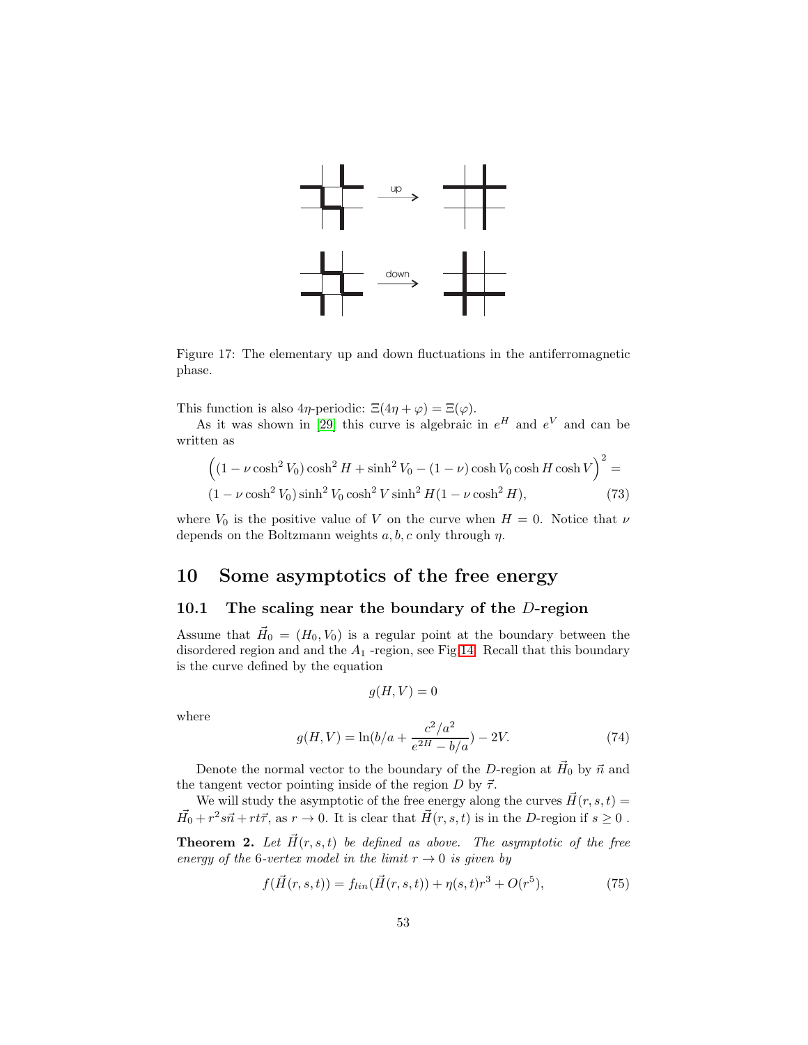Figure 17: The elementary up and down fluctuations in the antiferromagnetic phase.

This function is also $4\eta$-periodic: $\Xi(4\eta + \varphi) = \Xi(\varphi)$.

As it was shown in [29] this curve is algebraic in $e^H$ and $e^V$ and can be written as

$$
\Big((1 - \nu \cosh^2 V_0) \cosh^2 H + \sinh^2 V_0 - (1 - \nu) \cosh V_0 \cosh H \cosh V\Big)^2 =
$$
$$
(1 - \nu \cosh^2 V_0) \sinh^2 V_0 \cosh^2 V \sinh^2 H (1 - \nu \cosh^2 H), \tag{73}
$$

where $V_0$ is the positive value of $V$ on the curve when $H = 0$. Notice that $\nu$ depends on the Boltzmann weights $a, b, c$ only through $\eta$.

# 10 Some asymptotics of the free energy

## 10.1 The scaling near the boundary of the $D$-region

Assume that $\vec{H}_0 = (H_0, V_0)$ is a regular point at the boundary between the disordered region and and the $A_1$ -region, see Fig.14. Recall that this boundary is the curve defined by the equation

$$
g(H, V) = 0
$$

where

$$
g(H, V) = \ln(b/a + \frac{c^2/a^2}{e^{2H} - b/a}) - 2V. \tag{74}
$$

Denote the normal vector to the boundary of the $D$-region at $\vec{H}_0$ by $\vec{n}$ and the tangent vector pointing inside of the region $D$ by $\vec{\tau}$.

We will study the asymptotic of the free energy along the curves $\vec{H}(r, s, t) = \vec{H}_0 + r^2 s\vec{n} + rt\vec{\tau}$, as $r \to 0$. It is clear that $\vec{H}(r, s, t)$ is in the $D$-region if $s \geq 0$ .

**Theorem 2.** *Let $\vec{H}(r, s, t)$ be defined as above. The asymptotic of the free energy of the 6-vertex model in the limit $r \to 0$ is given by*

$$
f(\vec{H}(r, s, t)) = f_{lin}(\vec{H}(r, s, t)) + \eta(s, t) r^3 + O(r^5), \tag{75}
$$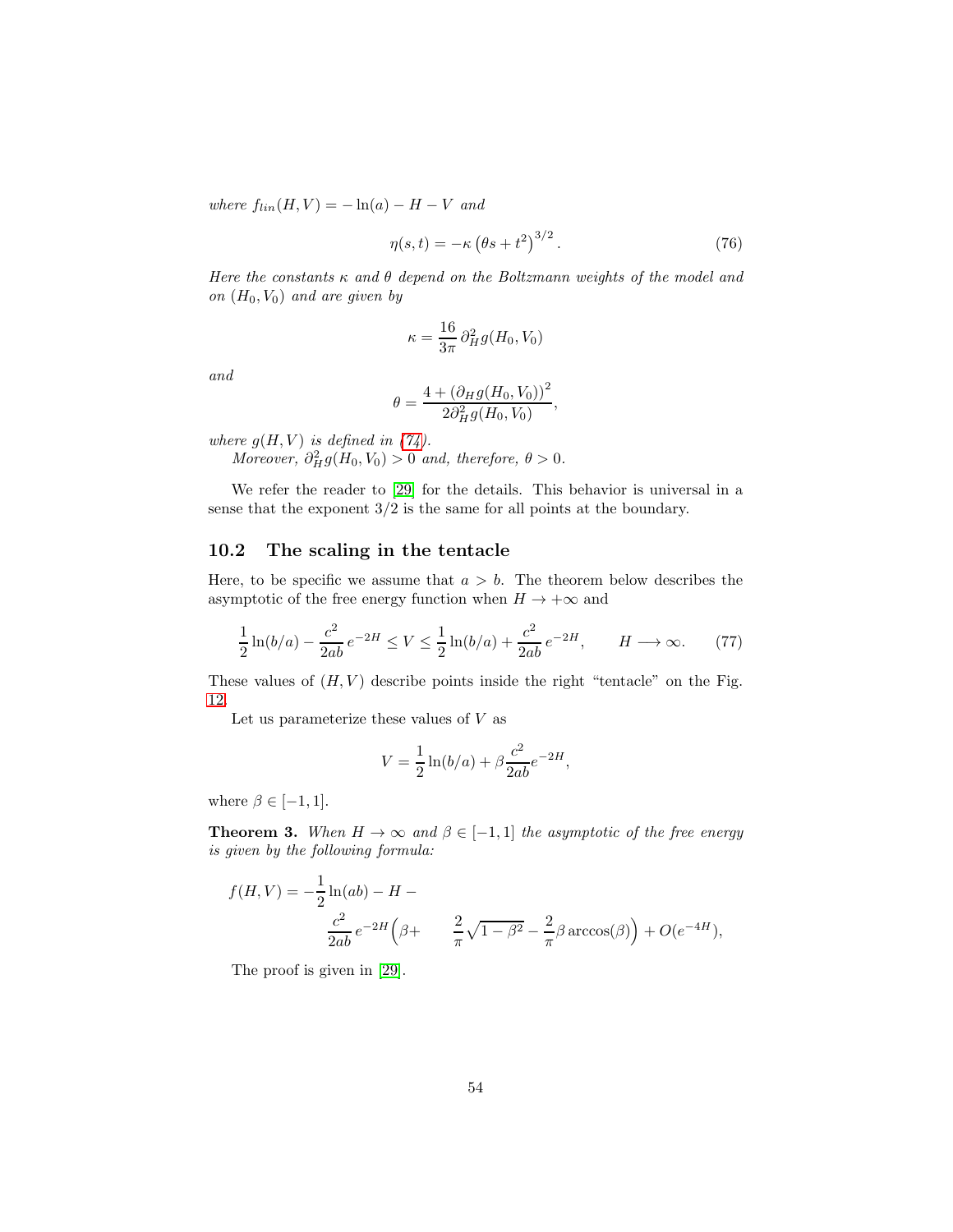*where* $f_{lin}(H,V) = -\ln(a) - H - V$ *and*

$$\eta(s,t) = -\kappa \left(\theta s + t^2\right)^{3/2}. \tag{76}$$

*Here the constants* $\kappa$ *and* $\theta$ *depend on the Boltzmann weights of the model and on* $(H_0, V_0)$ *and are given by*

$$\kappa = \frac{16}{3\pi}\, \partial_H^2 g(H_0, V_0)$$

*and*

$$\theta = \frac{4 + (\partial_H g(H_0,V_0))^2}{2\partial_H^2 g(H_0,V_0)},$$

*where* $g(H,V)$ *is defined in (74).*

*Moreover,* $\partial_H^2 g(H_0,V_0) > 0$ *and, therefore,* $\theta > 0$.

We refer the reader to [29] for the details. This behavior is universal in a sense that the exponent $3/2$ is the same for all points at the boundary.

### 10.2 The scaling in the tentacle

Here, to be specific we assume that $a > b$. The theorem below describes the asymptotic of the free energy function when $H \to +\infty$ and

$$\frac{1}{2}\ln(b/a) - \frac{c^2}{2ab}\, e^{-2H} \le V \le \frac{1}{2}\ln(b/a) + \frac{c^2}{2ab}\, e^{-2H}, \qquad H \longrightarrow \infty. \tag{77}$$

These values of $(H,V)$ describe points inside the right "tentacle" on the Fig. 12.

Let us parameterize these values of $V$ as

$$V = \frac{1}{2}\ln(b/a) + \beta \frac{c^2}{2ab} e^{-2H},$$

where $\beta \in [-1,1]$.

**Theorem 3.** *When* $H \to \infty$ *and* $\beta \in [-1,1]$ *the asymptotic of the free energy is given by the following formula:*

$$f(H,V) = -\frac{1}{2}\ln(ab) - H - \frac{c^2}{2ab}\, e^{-2H}\Big(\beta + \frac{2}{\pi}\sqrt{1-\beta^2} - \frac{2}{\pi}\beta \arccos(\beta)\Big) + O(e^{-4H}),$$

The proof is given in [29].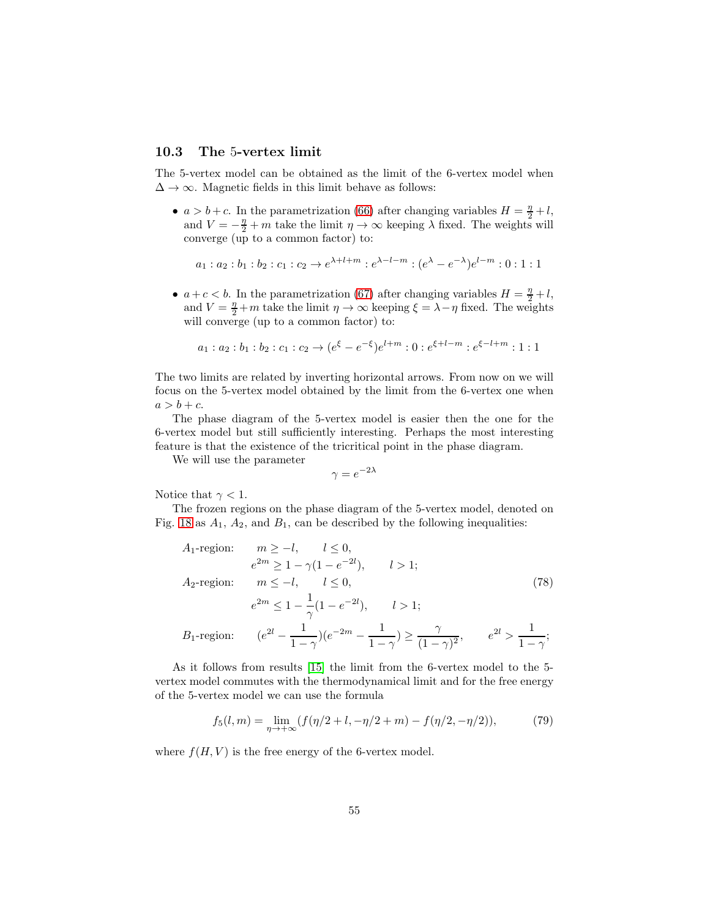### 10.3 The 5-vertex limit

The 5-vertex model can be obtained as the limit of the 6-vertex model when $\Delta \to \infty$. Magnetic fields in this limit behave as follows:

- $a > b + c$. In the parametrization (66) after changing variables $H = \frac{\eta}{2} + l$, and $V = -\frac{\eta}{2} + m$ take the limit $\eta \to \infty$ keeping $\lambda$ fixed. The weights will converge (up to a common factor) to:

$$a_1 : a_2 : b_1 : b_2 : c_1 : c_2 \to e^{\lambda+l+m} : e^{\lambda-l-m} : (e^{\lambda} - e^{-\lambda})e^{l-m} : 0 : 1 : 1$$

- $a + c < b$. In the parametrization (67) after changing variables $H = \frac{\eta}{2} + l$, and $V = \frac{\eta}{2} + m$ take the limit $\eta \to \infty$ keeping $\xi = \lambda - \eta$ fixed. The weights will converge (up to a common factor) to:

$$a_1 : a_2 : b_1 : b_2 : c_1 : c_2 \to (e^{\xi} - e^{-\xi})e^{l+m} : 0 : e^{\xi+l-m} : e^{\xi-l+m} : 1 : 1$$

The two limits are related by inverting horizontal arrows. From now on we will focus on the 5-vertex model obtained by the limit from the 6-vertex one when $a > b + c$.

The phase diagram of the 5-vertex model is easier then the one for the 6-vertex model but still sufficiently interesting. Perhaps the most interesting feature is that the existence of the tricritical point in the phase diagram.

We will use the parameter

$$\gamma = e^{-2\lambda}$$

Notice that $\gamma < 1$.

The frozen regions on the phase diagram of the 5-vertex model, denoted on Fig. 18 as $A_1$, $A_2$, and $B_1$, can be described by the following inequalities:

$$\begin{aligned}
A_1\text{-region:} \qquad & m \geq -l, \qquad l \leq 0, \\
& e^{2m} \geq 1 - \gamma(1 - e^{-2l}), \qquad l > 1; \\
A_2\text{-region:} \qquad & m \leq -l, \qquad l \leq 0, \\
& e^{2m} \leq 1 - \frac{1}{\gamma}(1 - e^{-2l}), \qquad l > 1; \\
B_1\text{-region:} \qquad & (e^{2l} - \frac{1}{1-\gamma})(e^{-2m} - \frac{1}{1-\gamma}) \geq \frac{\gamma}{(1-\gamma)^2}, \qquad e^{2l} > \frac{1}{1-\gamma};
\end{aligned} \tag{78}$$

As it follows from results [15] the limit from the 6-vertex model to the 5-vertex model commutes with the thermodynamical limit and for the free energy of the 5-vertex model we can use the formula

$$f_5(l, m) = \lim_{\eta \to +\infty} (f(\eta/2 + l, -\eta/2 + m) - f(\eta/2, -\eta/2)), \tag{79}$$

where $f(H, V)$ is the free energy of the 6-vertex model.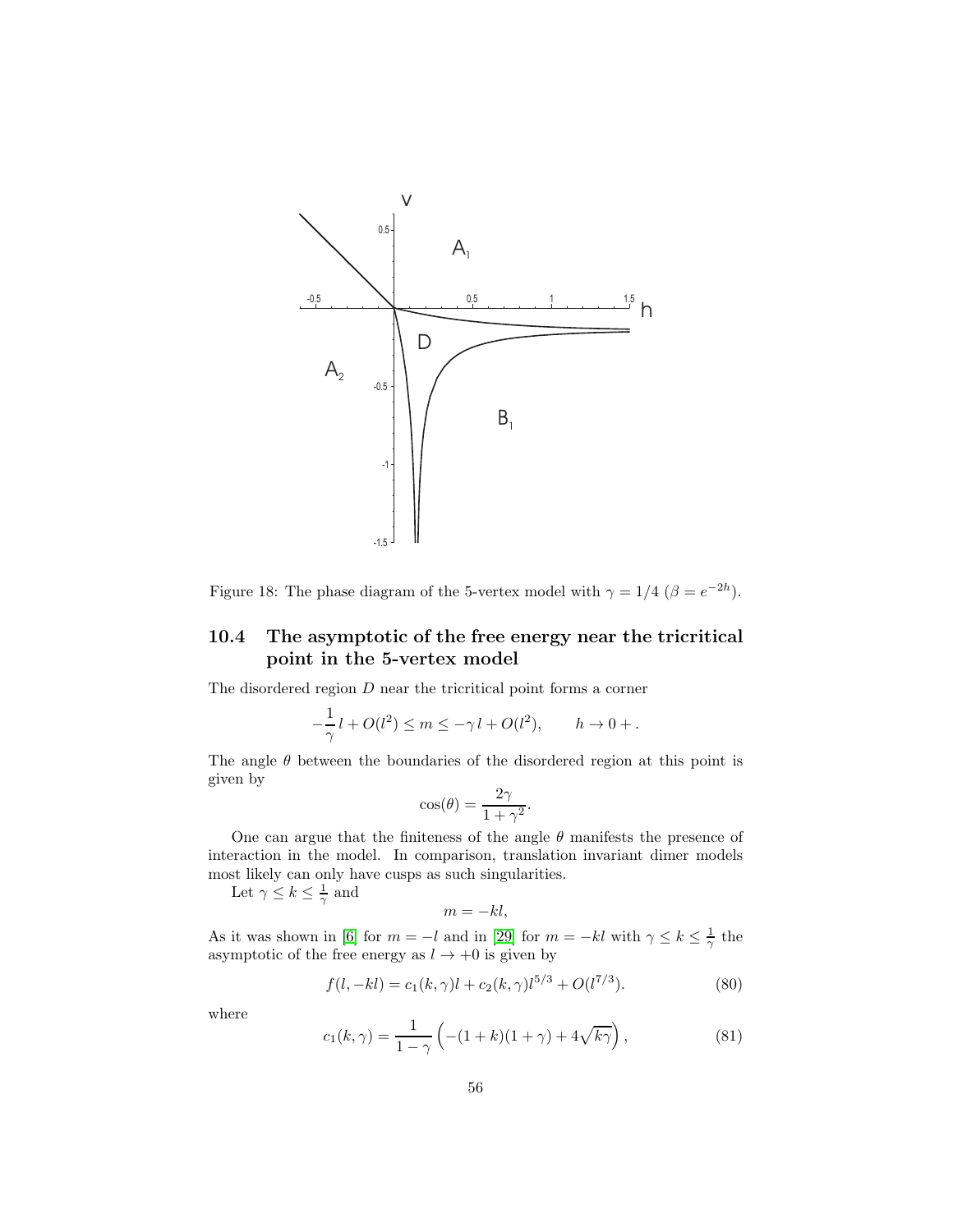Figure 18: The phase diagram of the 5-vertex model with $\gamma = 1/4$ ($\beta = e^{-2h}$).

### 10.4 The asymptotic of the free energy near the tricritical point in the 5-vertex model

The disordered region $D$ near the tricritical point forms a corner

$$-\frac{1}{\gamma}\, l + O(l^2) \leq m \leq -\gamma\, l + O(l^2), \qquad h \to 0+\, .$$

The angle $\theta$ between the boundaries of the disordered region at this point is given by

$$\cos(\theta) = \frac{2\gamma}{1+\gamma^2}.$$

One can argue that the finiteness of the angle $\theta$ manifests the presence of interaction in the model. In comparison, translation invariant dimer models most likely can only have cusps as such singularities.

Let $\gamma \leq k \leq \frac{1}{\gamma}$ and

$$m = -kl,$$

As it was shown in [6] for $m = -l$ and in [29] for $m = -kl$ with $\gamma \leq k \leq \frac{1}{\gamma}$ the asymptotic of the free energy as $l \to +0$ is given by

$$f(l, -kl) = c_1(k,\gamma) l + c_2(k,\gamma) l^{5/3} + O(l^{7/3}). \tag{80}$$

where

$$c_1(k,\gamma) = \frac{1}{1-\gamma}\left(-(1+k)(1+\gamma) + 4\sqrt{k\gamma}\right), \tag{81}$$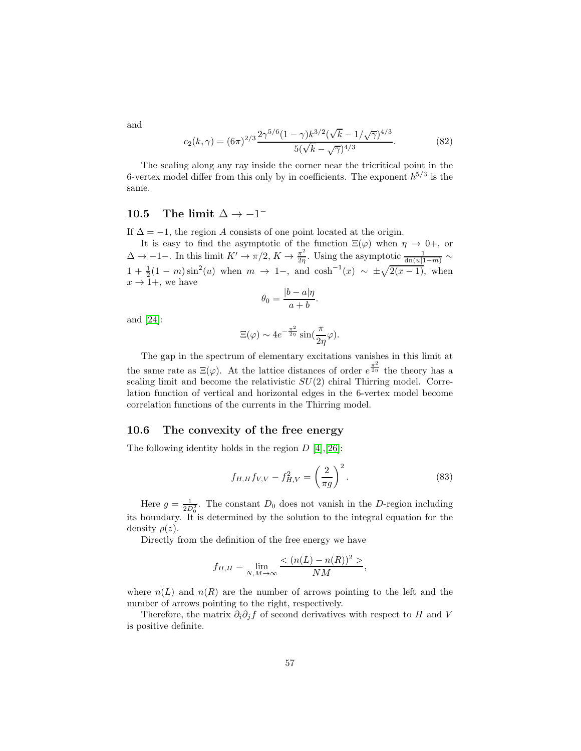and

$$c_2(k,\gamma) = (6\pi)^{2/3} \frac{2\gamma^{5/6}(1-\gamma)k^{3/2}(\sqrt{k}-1/\sqrt{\gamma})^{4/3}}{5(\sqrt{k}-\sqrt{\gamma})^{4/3}}. \tag{82}$$

The scaling along any ray inside the corner near the tricritical point in the 6-vertex model differ from this only by in coefficients. The exponent $h^{5/3}$ is the same.

### 10.5 The limit $\Delta \to -1^-$

If $\Delta = -1$, the region $A$ consists of one point located at the origin.

It is easy to find the asymptotic of the function $\Xi(\varphi)$ when $\eta \to 0+$, or $\Delta \to -1-$. In this limit $K' \to \pi/2$, $K \to \frac{\pi^2}{2\eta}$. Using the asymptotic $\frac{1}{\mathrm{dn}(u|1-m)} \sim 1 + \frac{1}{2}(1-m)\sin^2(u)$ when $m \to 1-$, and $\cosh^{-1}(x) \sim \pm\sqrt{2(x-1)}$, when $x \to 1+$, we have

$$\theta_0 = \frac{|b-a|\eta}{a+b}.$$

and [24]:

$$\Xi(\varphi) \sim 4e^{-\frac{\pi^2}{2\eta}} \sin(\frac{\pi}{2\eta}\varphi).$$

The gap in the spectrum of elementary excitations vanishes in this limit at the same rate as $\Xi(\varphi)$. At the lattice distances of order $e^{\frac{\pi^2}{2\eta}}$ the theory has a scaling limit and become the relativistic $SU(2)$ chiral Thirring model. Correlation function of vertical and horizontal edges in the 6-vertex model become correlation functions of the currents in the Thirring model.

### 10.6 The convexity of the free energy

The following identity holds in the region $D$ [4],[26]:

$$f_{H,H}f_{V,V} - f_{H,V}^2 = \left(\frac{2}{\pi g}\right)^2. \tag{83}$$

Here $g = \frac{1}{2D_0^2}$. The constant $D_0$ does not vanish in the $D$-region including its boundary. It is determined by the solution to the integral equation for the density $\rho(z)$.

Directly from the definition of the free energy we have

$$f_{H,H} = \lim_{N,M\to\infty} \frac{<(n(L)-n(R))^2>}{NM},$$

where $n(L)$ and $n(R)$ are the number of arrows pointing to the left and the number of arrows pointing to the right, respectively.

Therefore, the matrix $\partial_i\partial_j f$ of second derivatives with respect to $H$ and $V$ is positive definite.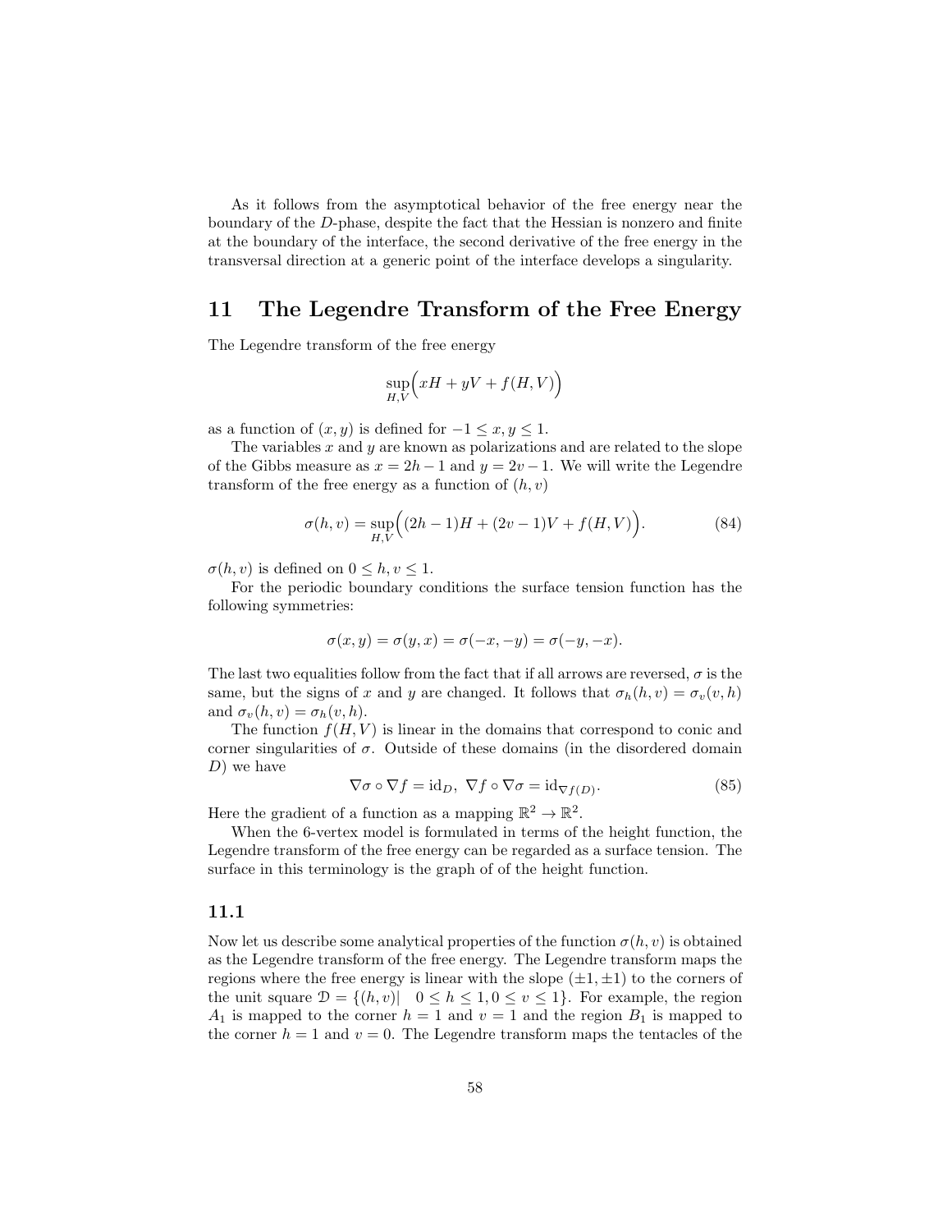As it follows from the asymptotical behavior of the free energy near the boundary of the $D$-phase, despite the fact that the Hessian is nonzero and finite at the boundary of the interface, the second derivative of the free energy in the transversal direction at a generic point of the interface develops a singularity.

## 11 The Legendre Transform of the Free Energy

The Legendre transform of the free energy

$$\sup_{H,V}\Big(xH + yV + f(H,V)\Big)$$

as a function of $(x,y)$ is defined for $-1 \leq x, y \leq 1$.

The variables $x$ and $y$ are known as polarizations and are related to the slope of the Gibbs measure as $x = 2h-1$ and $y = 2v-1$. We will write the Legendre transform of the free energy as a function of $(h,v)$

$$\sigma(h,v) = \sup_{H,V}\Big((2h-1)H + (2v-1)V + f(H,V)\Big). \tag{84}$$

$\sigma(h,v)$ is defined on $0 \leq h, v \leq 1$.

For the periodic boundary conditions the surface tension function has the following symmetries:

$$\sigma(x,y) = \sigma(y,x) = \sigma(-x,-y) = \sigma(-y,-x).$$

The last two equalities follow from the fact that if all arrows are reversed, $\sigma$ is the same, but the signs of $x$ and $y$ are changed. It follows that $\sigma_h(h,v) = \sigma_v(v,h)$ and $\sigma_v(h,v) = \sigma_h(v,h)$.

The function $f(H,V)$ is linear in the domains that correspond to conic and corner singularities of $\sigma$. Outside of these domains (in the disordered domain $D$) we have

$$\nabla\sigma \circ \nabla f = \mathrm{id}_D, \;\; \nabla f \circ \nabla\sigma = \mathrm{id}_{\nabla f(D)}. \tag{85}$$

Here the gradient of a function as a mapping $\mathbb{R}^2 \to \mathbb{R}^2$.

When the 6-vertex model is formulated in terms of the height function, the Legendre transform of the free energy can be regarded as a surface tension. The surface in this terminology is the graph of of the height function.

### 11.1

Now let us describe some analytical properties of the function $\sigma(h,v)$ is obtained as the Legendre transform of the free energy. The Legendre transform maps the regions where the free energy is linear with the slope $(\pm 1, \pm 1)$ to the corners of the unit square $\mathcal{D} = \{(h,v) | \quad 0 \leq h \leq 1, 0 \leq v \leq 1\}$. For example, the region $A_1$ is mapped to the corner $h = 1$ and $v = 1$ and the region $B_1$ is mapped to the corner $h = 1$ and $v = 0$. The Legendre transform maps the tentacles of the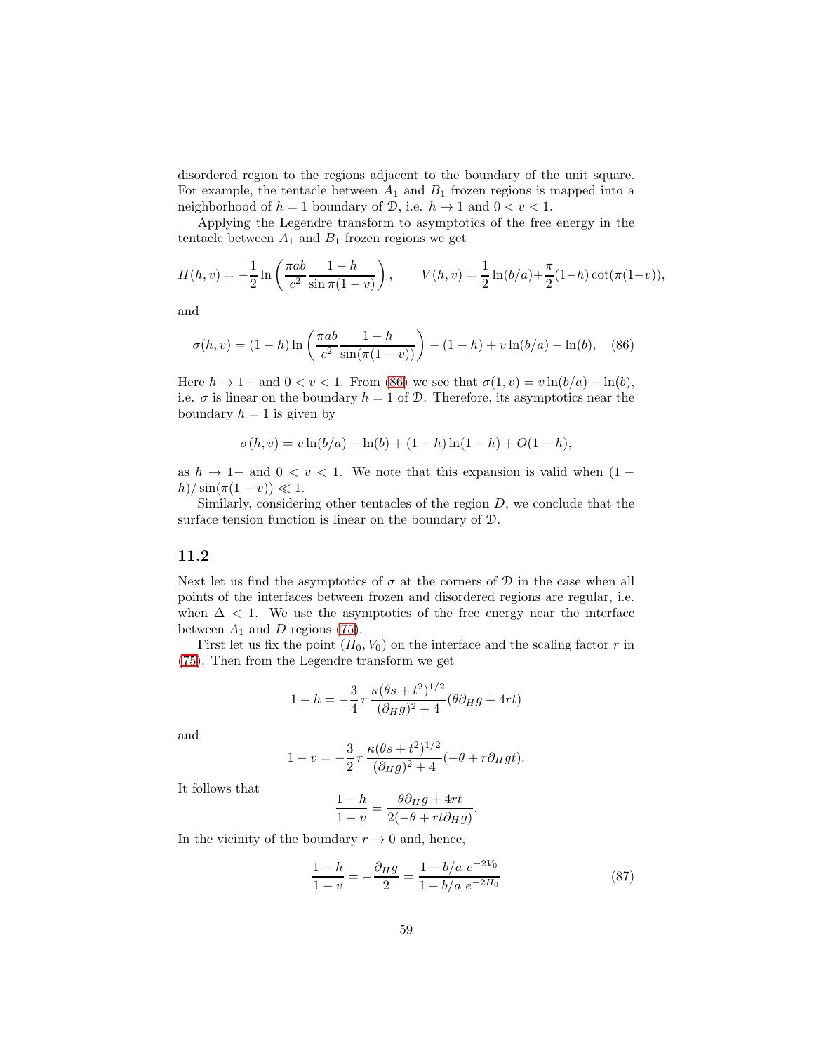disordered region to the regions adjacent to the boundary of the unit square. For example, the tentacle between $A_1$ and $B_1$ frozen regions is mapped into a neighborhood of $h = 1$ boundary of $\mathcal{D}$, i.e. $h \to 1$ and $0 < v < 1$.

Applying the Legendre transform to asymptotics of the free energy in the tentacle between $A_1$ and $B_1$ frozen regions we get

$$H(h, v) = -\frac{1}{2} \ln\left(\frac{\pi ab}{c^2} \frac{1-h}{\sin \pi(1-v)}\right), \qquad V(h, v) = \frac{1}{2}\ln(b/a) + \frac{\pi}{2}(1-h)\cot(\pi(1-v)),$$

and

$$\sigma(h, v) = (1-h)\ln\left(\frac{\pi ab}{c^2} \frac{1-h}{\sin(\pi(1-v))}\right) - (1-h) + v\ln(b/a) - \ln(b), \quad (86)$$

Here $h \to 1-$ and $0 < v < 1$. From (86) we see that $\sigma(1, v) = v\ln(b/a) - \ln(b)$, i.e. $\sigma$ is linear on the boundary $h = 1$ of $\mathcal{D}$. Therefore, its asymptotics near the boundary $h = 1$ is given by

$$\sigma(h, v) = v\ln(b/a) - \ln(b) + (1-h)\ln(1-h) + O(1-h),$$

as $h \to 1-$ and $0 < v < 1$. We note that this expansion is valid when $(1-h)/\sin(\pi(1-v)) \ll 1$.

Similarly, considering other tentacles of the region $D$, we conclude that the surface tension function is linear on the boundary of $\mathcal{D}$.

## 11.2

Next let us find the asymptotics of $\sigma$ at the corners of $\mathcal{D}$ in the case when all points of the interfaces between frozen and disordered regions are regular, i.e. when $\Delta < 1$. We use the asymptotics of the free energy near the interface between $A_1$ and $D$ regions (75).

First let us fix the point $(H_0, V_0)$ on the interface and the scaling factor $r$ in (75). Then from the Legendre transform we get

$$1 - h = -\frac{3}{4} r \frac{\kappa(\theta s + t^2)^{1/2}}{(\partial_H g)^2 + 4}(\theta \partial_H g + 4rt)$$

and

$$1 - v = -\frac{3}{2} r \frac{\kappa(\theta s + t^2)^{1/2}}{(\partial_H g)^2 + 4}(-\theta + r\partial_H g t).$$

It follows that

$$\frac{1-h}{1-v} = \frac{\theta \partial_H g + 4rt}{2(-\theta + rt\partial_H g)}.$$

In the vicinity of the boundary $r \to 0$ and, hence,

$$\frac{1-h}{1-v} = -\frac{\partial_H g}{2} = \frac{1 - b/a\ e^{-2V_0}}{1 - b/a\ e^{-2H_0}} \quad (87)$$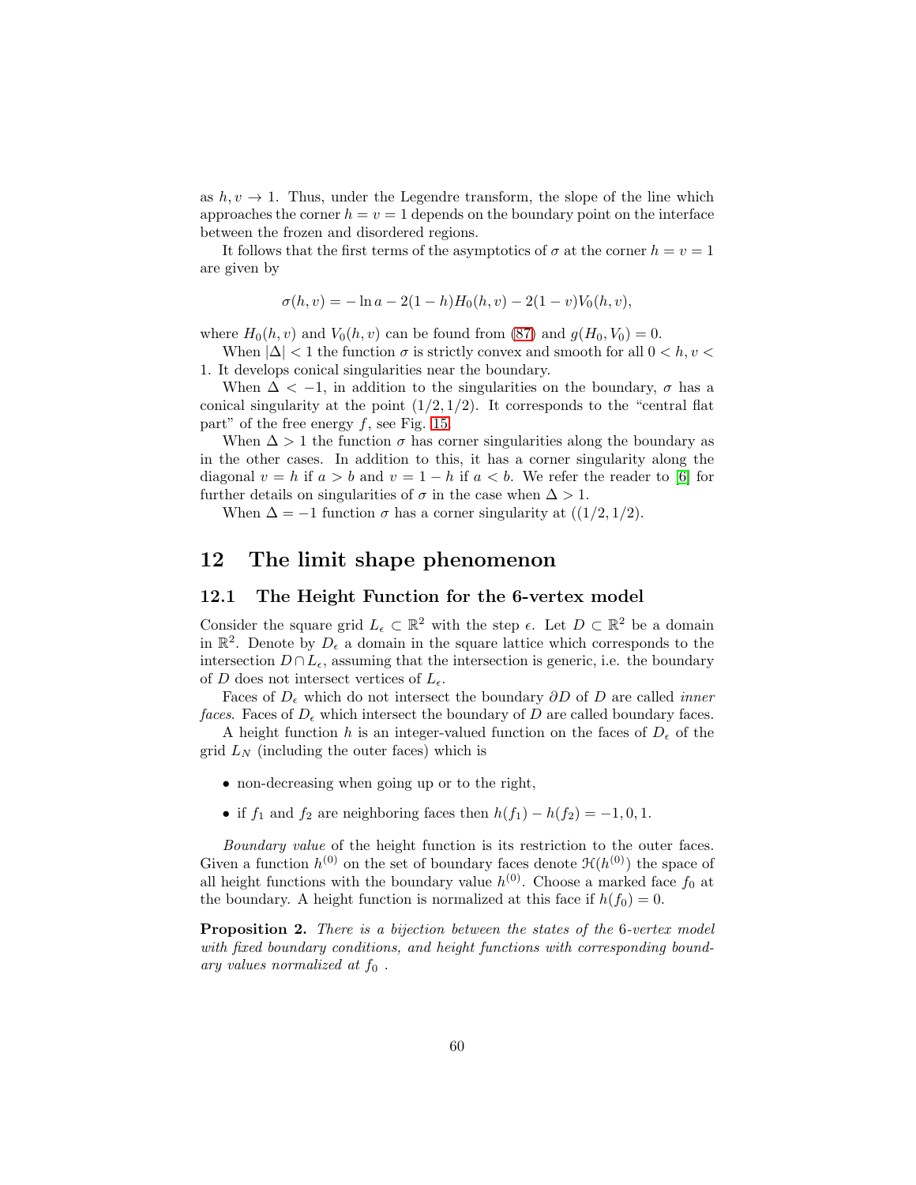as $h, v \to 1$. Thus, under the Legendre transform, the slope of the line which approaches the corner $h = v = 1$ depends on the boundary point on the interface between the frozen and disordered regions.

It follows that the first terms of the asymptotics of $\sigma$ at the corner $h = v = 1$ are given by

$$\sigma(h, v) = -\ln a - 2(1-h)H_0(h, v) - 2(1-v)V_0(h, v),$$

where $H_0(h, v)$ and $V_0(h, v)$ can be found from (87) and $g(H_0, V_0) = 0$.

When $|\Delta| < 1$ the function $\sigma$ is strictly convex and smooth for all $0 < h, v < 1$. It develops conical singularities near the boundary.

When $\Delta < -1$, in addition to the singularities on the boundary, $\sigma$ has a conical singularity at the point $(1/2, 1/2)$. It corresponds to the "central flat part" of the free energy $f$, see Fig. 15.

When $\Delta > 1$ the function $\sigma$ has corner singularities along the boundary as in the other cases. In addition to this, it has a corner singularity along the diagonal $v = h$ if $a > b$ and $v = 1 - h$ if $a < b$. We refer the reader to [6] for further details on singularities of $\sigma$ in the case when $\Delta > 1$.

When $\Delta = -1$ function $\sigma$ has a corner singularity at $((1/2, 1/2)$.

# 12 The limit shape phenomenon

## 12.1 The Height Function for the 6-vertex model

Consider the square grid $L_\epsilon \subset \mathbb{R}^2$ with the step $\epsilon$. Let $D \subset \mathbb{R}^2$ be a domain in $\mathbb{R}^2$. Denote by $D_\epsilon$ a domain in the square lattice which corresponds to the intersection $D \cap L_\epsilon$, assuming that the intersection is generic, i.e. the boundary of $D$ does not intersect vertices of $L_\epsilon$.

Faces of $D_\epsilon$ which do not intersect the boundary $\partial D$ of $D$ are called *inner faces*. Faces of $D_\epsilon$ which intersect the boundary of $D$ are called boundary faces.

A height function $h$ is an integer-valued function on the faces of $D_\epsilon$ of the grid $L_N$ (including the outer faces) which is

- non-decreasing when going up or to the right,
- if $f_1$ and $f_2$ are neighboring faces then $h(f_1) - h(f_2) = -1, 0, 1$.

*Boundary value* of the height function is its restriction to the outer faces. Given a function $h^{(0)}$ on the set of boundary faces denote $\mathcal{H}(h^{(0)})$ the space of all height functions with the boundary value $h^{(0)}$. Choose a marked face $f_0$ at the boundary. A height function is normalized at this face if $h(f_0) = 0$.

**Proposition 2.** *There is a bijection between the states of the 6-vertex model with fixed boundary conditions, and height functions with corresponding boundary values normalized at $f_0$ .*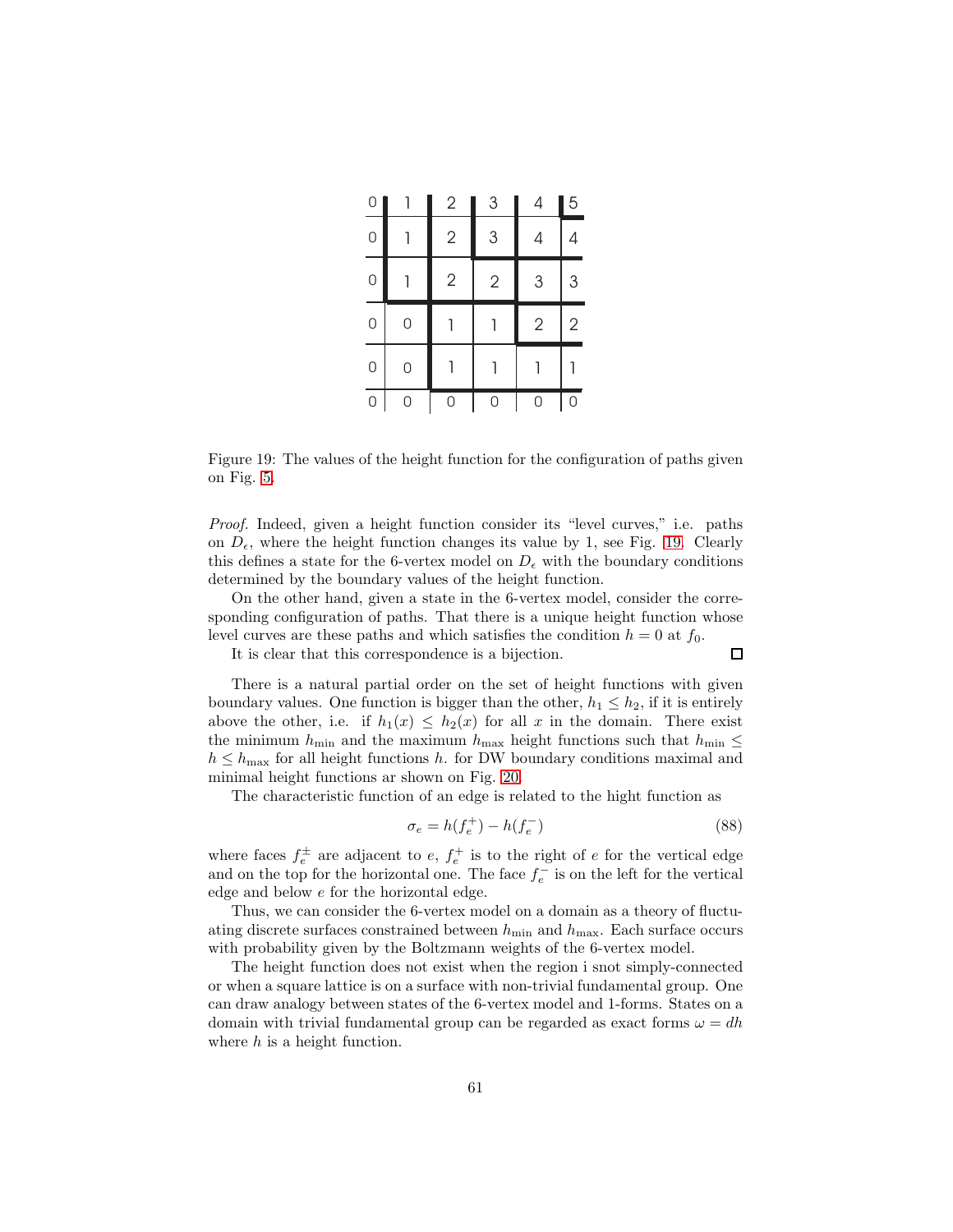| 0 | 1 | 2 | 3 | 4 | 5 |
|---|---|---|---|---|---|
| 0 | 1 | 2 | 3 | 4 | 4 |
| 0 | 1 | 2 | 2 | 3 | 3 |
| 0 | 0 | 1 | 1 | 2 | 2 |
| 0 | 0 | 1 | 1 | 1 | 1 |
| 0 | 0 | 0 | 0 | 0 | 0 |

Figure 19: The values of the height function for the configuration of paths given on Fig. 5.

*Proof.* Indeed, given a height function consider its "level curves," i.e. paths on $D_\epsilon$, where the height function changes its value by 1, see Fig. 19. Clearly this defines a state for the 6-vertex model on $D_\epsilon$ with the boundary conditions determined by the boundary values of the height function.

On the other hand, given a state in the 6-vertex model, consider the corresponding configuration of paths. That there is a unique height function whose level curves are these paths and which satisfies the condition $h = 0$ at $f_0$.

It is clear that this correspondence is a bijection. ☐

There is a natural partial order on the set of height functions with given boundary values. One function is bigger than the other, $h_1 \leq h_2$, if it is entirely above the other, i.e. if $h_1(x) \leq h_2(x)$ for all $x$ in the domain. There exist the minimum $h_{\min}$ and the maximum $h_{\max}$ height functions such that $h_{\min} \leq h \leq h_{\max}$ for all height functions $h$. for DW boundary conditions maximal and minimal height functions ar shown on Fig. 20.

The characteristic function of an edge is related to the hight function as

$$\sigma_e = h(f_e^+) - h(f_e^-) \tag{88}$$

where faces $f_e^\pm$ are adjacent to $e$, $f_e^+$ is to the right of $e$ for the vertical edge and on the top for the horizontal one. The face $f_e^-$ is on the left for the vertical edge and below $e$ for the horizontal edge.

Thus, we can consider the 6-vertex model on a domain as a theory of fluctuating discrete surfaces constrained between $h_{\min}$ and $h_{\max}$. Each surface occurs with probability given by the Boltzmann weights of the 6-vertex model.

The height function does not exist when the region i snot simply-connected or when a square lattice is on a surface with non-trivial fundamental group. One can draw analogy between states of the 6-vertex model and 1-forms. States on a domain with trivial fundamental group can be regarded as exact forms $\omega = dh$ where $h$ is a height function.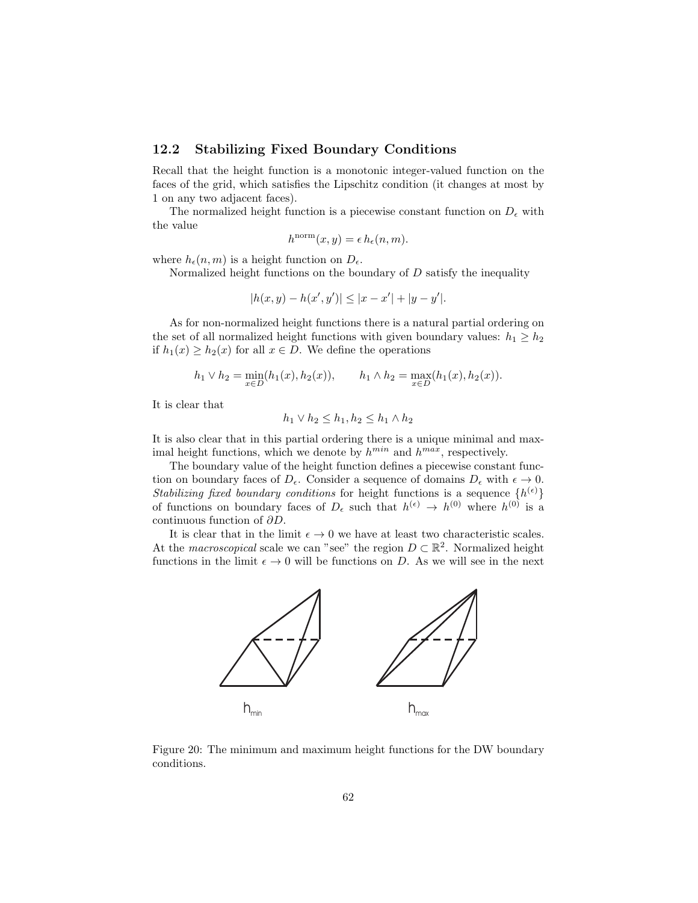### 12.2 Stabilizing Fixed Boundary Conditions

Recall that the height function is a monotonic integer-valued function on the faces of the grid, which satisfies the Lipschitz condition (it changes at most by 1 on any two adjacent faces).

The normalized height function is a piecewise constant function on $D_\epsilon$ with the value

$$h^{\text{norm}}(x, y) = \epsilon\, h_\epsilon(n, m).$$

where $h_\epsilon(n, m)$ is a height function on $D_\epsilon$.

Normalized height functions on the boundary of $D$ satisfy the inequality

$$|h(x, y) - h(x', y')| \leq |x - x'| + |y - y'|.$$

As for non-normalized height functions there is a natural partial ordering on the set of all normalized height functions with given boundary values: $h_1 \geq h_2$ if $h_1(x) \geq h_2(x)$ for all $x \in D$. We define the operations

$$h_1 \vee h_2 = \min_{x \in D}(h_1(x), h_2(x)), \qquad h_1 \wedge h_2 = \max_{x \in D}(h_1(x), h_2(x)).$$

It is clear that

$$h_1 \vee h_2 \leq h_1, h_2 \leq h_1 \wedge h_2$$

It is also clear that in this partial ordering there is a unique minimal and maximal height functions, which we denote by $h^{min}$ and $h^{max}$, respectively.

The boundary value of the height function defines a piecewise constant function on boundary faces of $D_\epsilon$. Consider a sequence of domains $D_\epsilon$ with $\epsilon \to 0$. *Stabilizing fixed boundary conditions* for height functions is a sequence $\{h^{(\epsilon)}\}$ of functions on boundary faces of $D_\epsilon$ such that $h^{(\epsilon)} \to h^{(0)}$ where $h^{(0)}$ is a continuous function of $\partial D$.

It is clear that in the limit $\epsilon \to 0$ we have at least two characteristic scales. At the *macroscopical* scale we can "see" the region $D \subset \mathbb{R}^2$. Normalized height functions in the limit $\epsilon \to 0$ will be functions on $D$. As we will see in the next

$h_{min}$ $h_{max}$

Figure 20: The minimum and maximum height functions for the DW boundary conditions.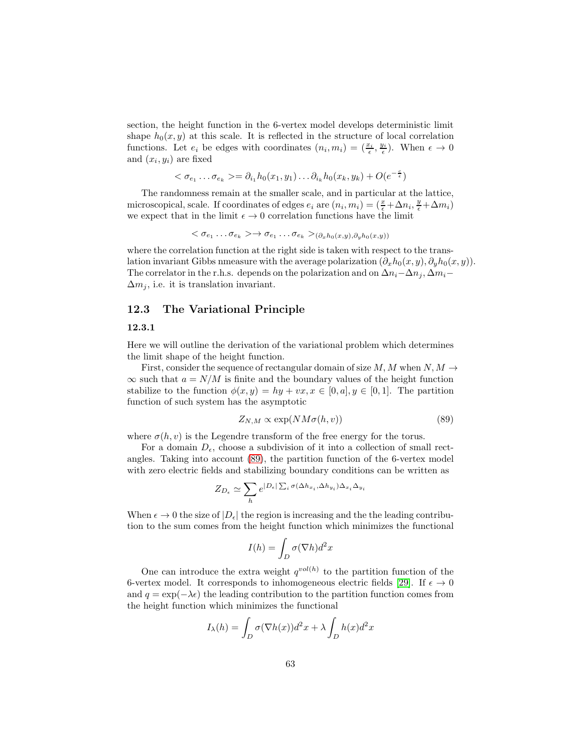section, the height function in the 6-vertex model develops deterministic limit shape $h_0(x,y)$ at this scale. It is reflected in the structure of local correlation functions. Let $e_i$ be edges with coordinates $(n_i, m_i) = (\frac{x_i}{\epsilon}, \frac{y_i}{\epsilon})$. When $\epsilon \to 0$ and $(x_i, y_i)$ are fixed

$$< \sigma_{e_1} \dots \sigma_{e_k} >= \partial_{i_1} h_0(x_1, y_1) \dots \partial_{i_k} h_0(x_k, y_k) + O(e^{-\frac{\epsilon}{\epsilon}})$$

The randomness remain at the smaller scale, and in particular at the lattice, microscopical, scale. If coordinates of edges $e_i$ are $(n_i, m_i) = (\frac{x}{\epsilon} + \Delta n_i, \frac{y}{\epsilon} + \Delta m_i)$ we expect that in the limit $\epsilon \to 0$ correlation functions have the limit

$$< \sigma_{e_1} \dots \sigma_{e_k} > \to \sigma_{e_1} \dots \sigma_{e_k} >_{(\partial_x h_0(x,y), \partial_y h_0(x,y))}$$

where the correlation function at the right side is taken with respect to the translation invariant Gibbs nmeasure with the average polarization $(\partial_x h_0(x,y), \partial_y h_0(x,y))$. The correlator in the r.h.s. depends on the polarization and on $\Delta n_i - \Delta n_j, \Delta m_i - \Delta m_j$, i.e. it is translation invariant.

## 12.3 The Variational Principle

### 12.3.1

Here we will outline the derivation of the variational problem which determines the limit shape of the height function.

First, consider the sequence of rectangular domain of size $M, M$ when $N, M \to \infty$ such that $a = N/M$ is finite and the boundary values of the height function stabilize to the function $\phi(x,y) = hy + vx, x \in [0,a], y \in [0,1]$. The partition function of such system has the asymptotic

$$Z_{N,M} \propto \exp(NM\sigma(h,v)) \tag{89}$$

where $\sigma(h,v)$ is the Legendre transform of the free energy for the torus.

For a domain $D_\epsilon$, choose a subdivision of it into a collection of small rectangles. Taking into account (89), the partition function of the 6-vertex model with zero electric fields and stabilizing boundary conditions can be written as

$$Z_{D_\epsilon} \simeq \sum_h e^{|D_\epsilon| \sum_i \sigma(\Delta h_{x_i}, \Delta h_{y_i}) \Delta_{x_i} \Delta_{y_i}}$$

When $\epsilon \to 0$ the size of $|D_\epsilon|$ the region is increasing and the the leading contribution to the sum comes from the height function which minimizes the functional

$$I(h) = \int_D \sigma(\nabla h) d^2 x$$

One can introduce the extra weight $q^{vol(h)}$ to the partition function of the 6-vertex model. It corresponds to inhomogeneous electric fields [29]. If $\epsilon \to 0$ and $q = \exp(-\lambda \epsilon)$ the leading contribution to the partition function comes from the height function which minimizes the functional

$$I_\lambda(h) = \int_D \sigma(\nabla h(x)) d^2 x + \lambda \int_D h(x) d^2 x$$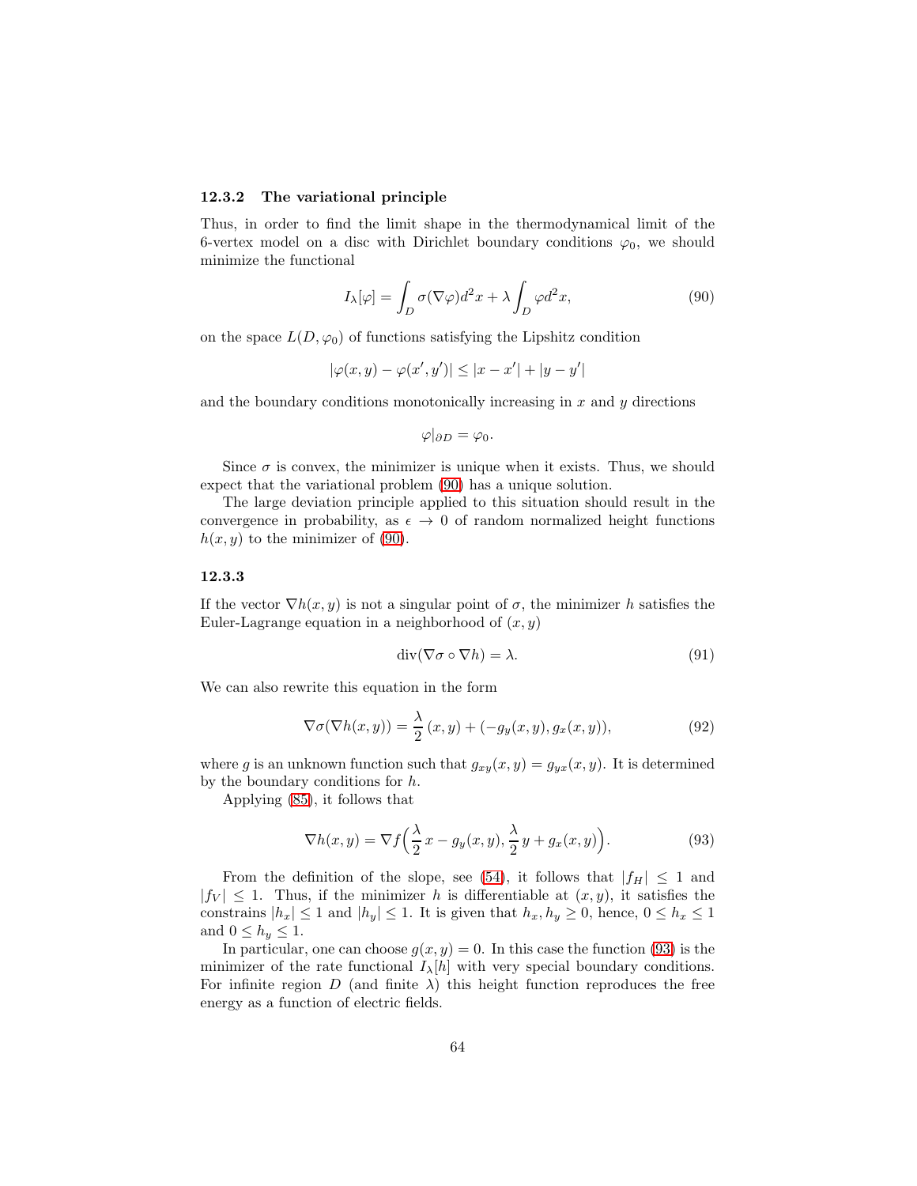### 12.3.2 The variational principle

Thus, in order to find the limit shape in the thermodynamical limit of the 6-vertex model on a disc with Dirichlet boundary conditions $\varphi_0$, we should minimize the functional

$$I_\lambda[\varphi] = \int_D \sigma(\nabla\varphi)d^2x + \lambda \int_D \varphi d^2x, \tag{90}$$

on the space $L(D, \varphi_0)$ of functions satisfying the Lipshitz condition

$$|\varphi(x,y) - \varphi(x',y')| \leq |x - x'| + |y - y'|$$

and the boundary conditions monotonically increasing in $x$ and $y$ directions

$$\varphi|_{\partial D} = \varphi_0.$$

Since $\sigma$ is convex, the minimizer is unique when it exists. Thus, we should expect that the variational problem (90) has a unique solution.

The large deviation principle applied to this situation should result in the convergence in probability, as $\epsilon \to 0$ of random normalized height functions $h(x,y)$ to the minimizer of (90).

### 12.3.3

If the vector $\nabla h(x,y)$ is not a singular point of $\sigma$, the minimizer $h$ satisfies the Euler-Lagrange equation in a neighborhood of $(x,y)$

$$\mathrm{div}(\nabla\sigma \circ \nabla h) = \lambda. \tag{91}$$

We can also rewrite this equation in the form

$$\nabla\sigma(\nabla h(x,y)) = \frac{\lambda}{2}(x,y) + (-g_y(x,y), g_x(x,y)), \tag{92}$$

where $g$ is an unknown function such that $g_{xy}(x,y) = g_{yx}(x,y)$. It is determined by the boundary conditions for $h$.

Applying (85), it follows that

$$\nabla h(x,y) = \nabla f\Big(\frac{\lambda}{2}x - g_y(x,y), \frac{\lambda}{2}y + g_x(x,y)\Big). \tag{93}$$

From the definition of the slope, see (54), it follows that $|f_H| \leq 1$ and $|f_V| \leq 1$. Thus, if the minimizer $h$ is differentiable at $(x,y)$, it satisfies the constrains $|h_x| \leq 1$ and $|h_y| \leq 1$. It is given that $h_x, h_y \geq 0$, hence, $0 \leq h_x \leq 1$ and $0 \leq h_y \leq 1$.

In particular, one can choose $g(x,y) = 0$. In this case the function (93) is the minimizer of the rate functional $I_\lambda[h]$ with very special boundary conditions. For infinite region $D$ (and finite $\lambda$) this height function reproduces the free energy as a function of electric fields.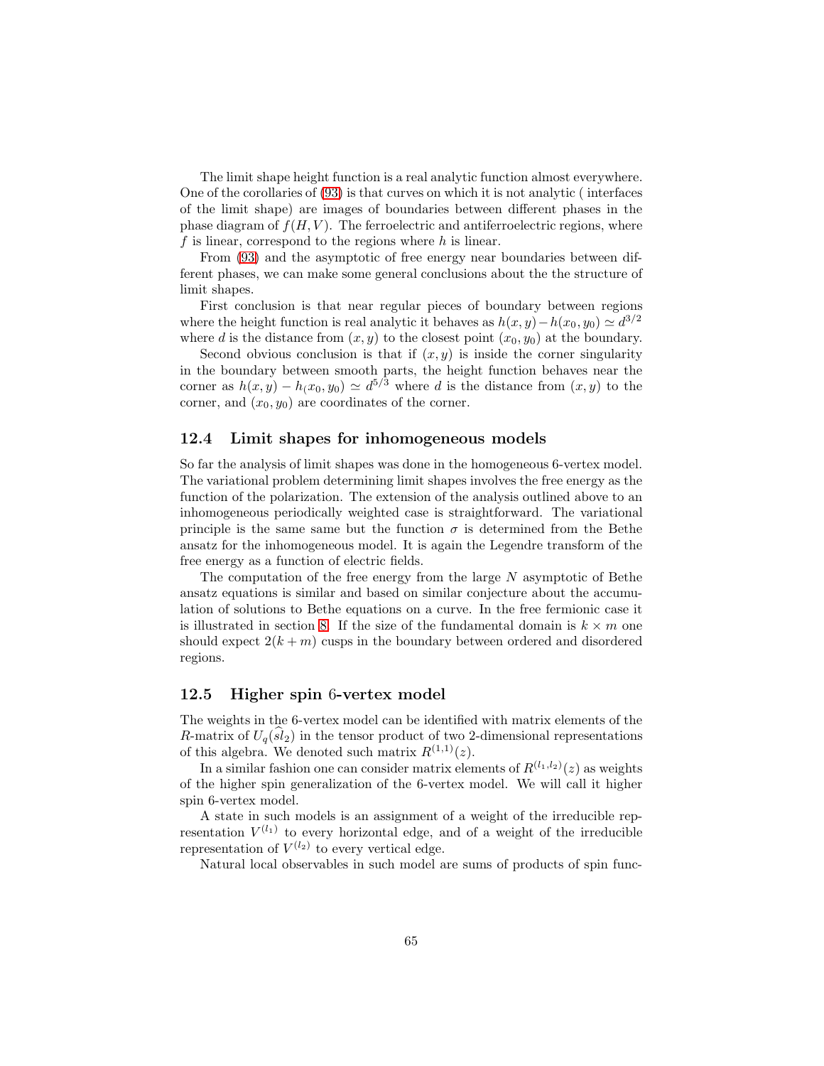The limit shape height function is a real analytic function almost everywhere. One of the corollaries of (93) is that curves on which it is not analytic ( interfaces of the limit shape) are images of boundaries between different phases in the phase diagram of $f(H,V)$. The ferroelectric and antiferroelectric regions, where $f$ is linear, correspond to the regions where $h$ is linear.

From (93) and the asymptotic of free energy near boundaries between different phases, we can make some general conclusions about the the structure of limit shapes.

First conclusion is that near regular pieces of boundary between regions where the height function is real analytic it behaves as $h(x,y)-h(x_0,y_0) \simeq d^{3/2}$ where $d$ is the distance from $(x,y)$ to the closest point $(x_0,y_0)$ at the boundary.

Second obvious conclusion is that if $(x,y)$ is inside the corner singularity in the boundary between smooth parts, the height function behaves near the corner as $h(x,y) - h_(x_0,y_0) \simeq d^{5/3}$ where $d$ is the distance from $(x,y)$ to the corner, and $(x_0,y_0)$ are coordinates of the corner.

## 12.4 Limit shapes for inhomogeneous models

So far the analysis of limit shapes was done in the homogeneous 6-vertex model. The variational problem determining limit shapes involves the free energy as the function of the polarization. The extension of the analysis outlined above to an inhomogeneous periodically weighted case is straightforward. The variational principle is the same same but the function $\sigma$ is determined from the Bethe ansatz for the inhomogeneous model. It is again the Legendre transform of the free energy as a function of electric fields.

The computation of the free energy from the large $N$ asymptotic of Bethe ansatz equations is similar and based on similar conjecture about the accumulation of solutions to Bethe equations on a curve. In the free fermionic case it is illustrated in section 8. If the size of the fundamental domain is $k \times m$ one should expect $2(k+m)$ cusps in the boundary between ordered and disordered regions.

## 12.5 Higher spin 6-vertex model

The weights in the 6-vertex model can be identified with matrix elements of the $R$-matrix of $U_q(\widehat{sl}_2)$ in the tensor product of two 2-dimensional representations of this algebra. We denoted such matrix $R^{(1,1)}(z)$.

In a similar fashion one can consider matrix elements of $R^{(l_1,l_2)}(z)$ as weights of the higher spin generalization of the 6-vertex model. We will call it higher spin 6-vertex model.

A state in such models is an assignment of a weight of the irreducible representation $V^{(l_1)}$ to every horizontal edge, and of a weight of the irreducible representation of $V^{(l_2)}$ to every vertical edge.

Natural local observables in such model are sums of products of spin func-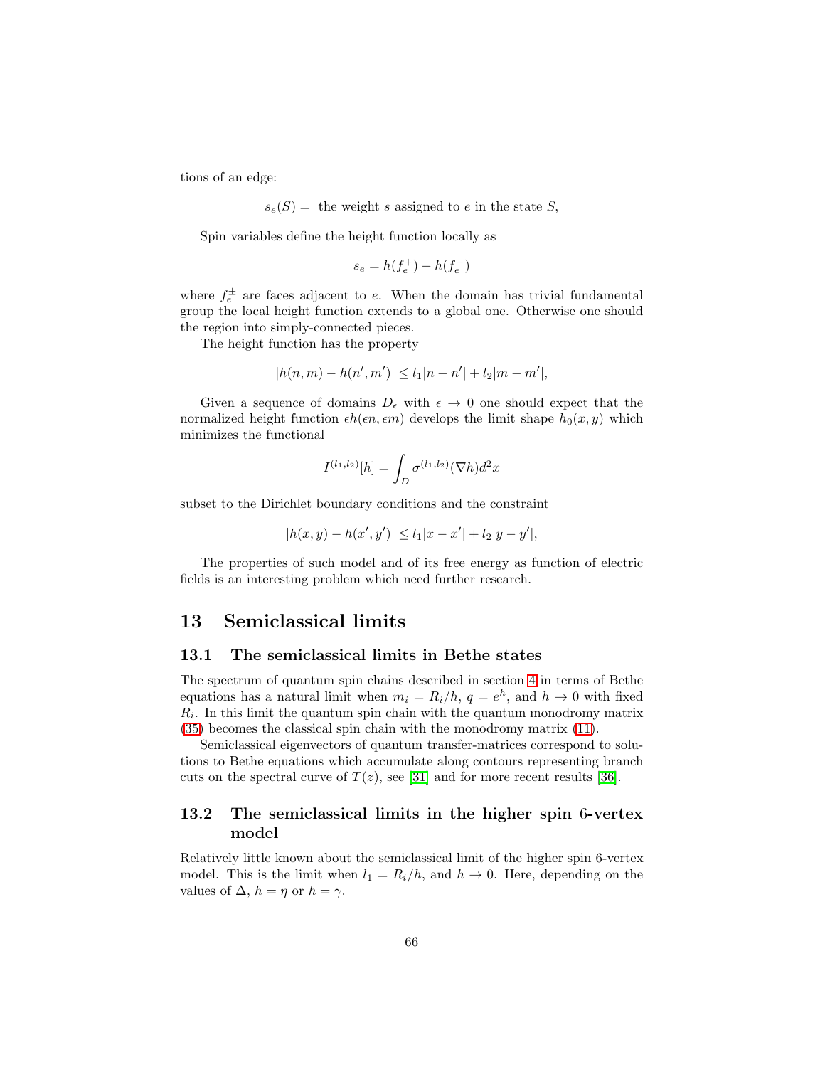tions of an edge:

$$s_e(S) = \text{ the weight } s \text{ assigned to } e \text{ in the state } S,$$

Spin variables define the height function locally as

$$s_e = h(f_e^+) - h(f_e^-)$$

where $f_e^\pm$ are faces adjacent to $e$. When the domain has trivial fundamental group the local height function extends to a global one. Otherwise one should the region into simply-connected pieces.

The height function has the property

$$|h(n,m) - h(n',m')| \leq l_1|n-n'| + l_2|m-m'|,$$

Given a sequence of domains $D_\epsilon$ with $\epsilon \to 0$ one should expect that the normalized height function $\epsilon h(\epsilon n, \epsilon m)$ develops the limit shape $h_0(x,y)$ which minimizes the functional

$$I^{(l_1,l_2)}[h] = \int_D \sigma^{(l_1,l_2)}(\nabla h) d^2x$$

subset to the Dirichlet boundary conditions and the constraint

$$|h(x,y) - h(x',y')| \leq l_1|x-x'| + l_2|y-y'|,$$

The properties of such model and of its free energy as function of electric fields is an interesting problem which need further research.

# 13 Semiclassical limits

## 13.1 The semiclassical limits in Bethe states

The spectrum of quantum spin chains described in section 4 in terms of Bethe equations has a natural limit when $m_i = R_i/h$, $q = e^h$, and $h \to 0$ with fixed $R_i$. In this limit the quantum spin chain with the quantum monodromy matrix (35) becomes the classical spin chain with the monodromy matrix (11).

Semiclassical eigenvectors of quantum transfer-matrices correspond to solutions to Bethe equations which accumulate along contours representing branch cuts on the spectral curve of $T(z)$, see [31] and for more recent results [36].

## 13.2 The semiclassical limits in the higher spin 6-vertex model

Relatively little known about the semiclassical limit of the higher spin 6-vertex model. This is the limit when $l_1 = R_i/h$, and $h \to 0$. Here, depending on the values of $\Delta$, $h = \eta$ or $h = \gamma$.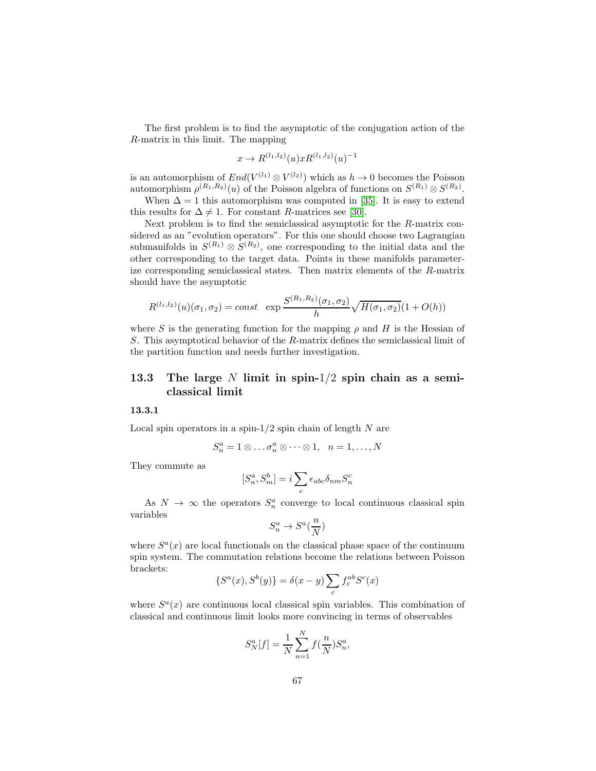The first problem is to find the asymptotic of the conjugation action of the $R$-matrix in this limit. The mapping

$$x \to R^{(l_1,l_2)}(u)xR^{(l_1,l_2)}(u)^{-1}$$

is an automorphism of $End(V^{(l_1)} \otimes V^{(l_2)})$ which as $h \to 0$ becomes the Poisson automorphism $\rho^{(R_1,R_2)}(u)$ of the Poisson algebra of functions on $S^{(R_1)} \otimes S^{(R_2)}$.

When $\Delta = 1$ this automorphism was computed in [35]. It is easy to extend this results for $\Delta \neq 1$. For constant $R$-matrices see [30].

Next problem is to find the semiclassical asymptotic for the $R$-matrix considered as an "evolution operators". For this one should choose two Lagrangian submanifolds in $S^{(R_1)} \otimes S^{(R_2)}$, one corresponding to the initial data and the other corresponding to the target data. Points in these manifolds parameterize corresponding semiclassical states. Then matrix elements of the $R$-matrix should have the asymptotic

$$R^{(l_1,l_2)}(u)(\sigma_1,\sigma_2) = const \quad \exp\frac{S^{(R_1,R_2)}(\sigma_1,\sigma_2)}{h}\sqrt{H(\sigma_1,\sigma_2)}(1+O(h))$$

where $S$ is the generating function for the mapping $\rho$ and $H$ is the Hessian of $S$. This asymptotical behavior of the $R$-matrix defines the semiclassical limit of the partition function and needs further investigation.

## 13.3 The large $N$ limit in spin-$1/2$ spin chain as a semiclassical limit

### 13.3.1

Local spin operators in a spin-$1/2$ spin chain of length $N$ are

$$S_n^a = 1 \otimes \dots \sigma_n^a \otimes \dots \otimes 1, \quad n = 1,\dots,N$$

They commute as

$$[S_n^a, S_m^b] = i\sum_c \epsilon_{abc}\delta_{nm}S_n^c$$

As $N \to \infty$ the operators $S_n^a$ converge to local continuous classical spin variables

$$S_n^a \to S^a(\frac{n}{N})$$

where $S^a(x)$ are local functionals on the classical phase space of the continuum spin system. The commutation relations become the relations between Poisson brackets:

$$\{S^a(x), S^b(y)\} = \delta(x-y)\sum_c f_c^{ab}S^c(x)$$

where $S^a(x)$ are continuous local classical spin variables. This combination of classical and continuous limit looks more convincing in terms of observables

$$S_N^a[f] = \frac{1}{N}\sum_{n=1}^N f(\frac{n}{N})S_n^a,$$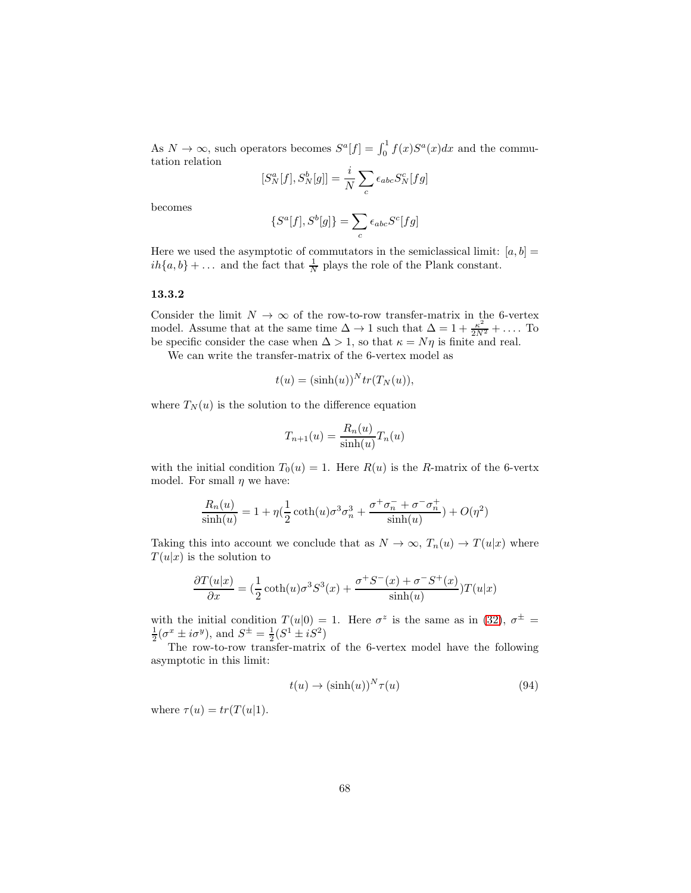As $N \to \infty$, such operators becomes $S^a[f] = \int_0^1 f(x) S^a(x) dx$ and the commutation relation

$$[S^a_N[f], S^b_N[g]] = \frac{i}{N} \sum_c \epsilon_{abc} S^c_N[fg]$$

becomes

$$\{S^a[f], S^b[g]\} = \sum_c \epsilon_{abc} S^c[fg]$$

Here we used the asymptotic of commutators in the semiclassical limit: $[a,b] = ih\{a,b\} + \dots$ and the fact that $\frac{1}{N}$ plays the role of the Plank constant.

### 13.3.2

Consider the limit $N \to \infty$ of the row-to-row transfer-matrix in the 6-vertex model. Assume that at the same time $\Delta \to 1$ such that $\Delta = 1 + \frac{\kappa^2}{2N^2} + \dots$. To be specific consider the case when $\Delta > 1$, so that $\kappa = N\eta$ is finite and real.

We can write the transfer-matrix of the 6-vertex model as

$$t(u) = (\sinh(u))^N tr(T_N(u)),$$

where $T_N(u)$ is the solution to the difference equation

$$T_{n+1}(u) = \frac{R_n(u)}{\sinh(u)} T_n(u)$$

with the initial condition $T_0(u) = 1$. Here $R(u)$ is the $R$-matrix of the 6-vertx model. For small $\eta$ we have:

$$\frac{R_n(u)}{\sinh(u)} = 1 + \eta\left(\frac{1}{2}\coth(u)\sigma^3\sigma^3_n + \frac{\sigma^+\sigma^-_n + \sigma^-\sigma^+_n}{\sinh(u)}\right) + O(\eta^2)$$

Taking this into account we conclude that as $N \to \infty$, $T_n(u) \to T(u|x)$ where $T(u|x)$ is the solution to

$$\frac{\partial T(u|x)}{\partial x} = \left(\frac{1}{2}\coth(u)\sigma^3 S^3(x) + \frac{\sigma^+ S^-(x) + \sigma^- S^+(x)}{\sinh(u)}\right) T(u|x)$$

with the initial condition $T(u|0) = 1$. Here $\sigma^z$ is the same as in (32), $\sigma^\pm = \frac{1}{2}(\sigma^x \pm i\sigma^y)$, and $S^\pm = \frac{1}{2}(S^1 \pm iS^2)$

The row-to-row transfer-matrix of the 6-vertex model have the following asymptotic in this limit:

$$t(u) \to (\sinh(u))^N \tau(u) \tag{94}$$

where $\tau(u) = tr(T(u|1)$.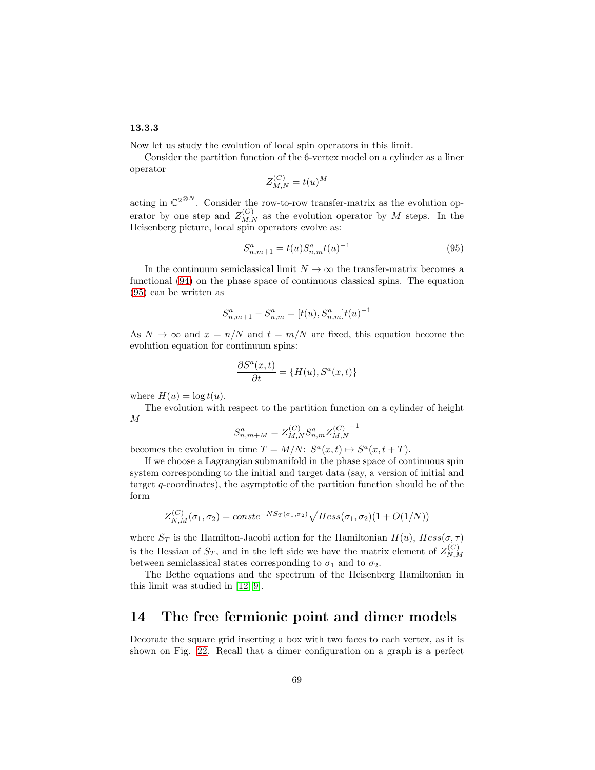### 13.3.3

Now let us study the evolution of local spin operators in this limit.

Consider the partition function of the 6-vertex model on a cylinder as a liner operator

$$Z^{(C)}_{M,N} = t(u)^M$$

acting in $\mathbb{C}^{2^{\otimes N}}$. Consider the row-to-row transfer-matrix as the evolution operator by one step and $Z^{(C)}_{M,N}$ as the evolution operator by $M$ steps. In the Heisenberg picture, local spin operators evolve as:

$$S^a_{n,m+1} = t(u) S^a_{n,m} t(u)^{-1} \tag{95}$$

In the continuum semiclassical limit $N \to \infty$ the transfer-matrix becomes a functional (94) on the phase space of continuous classical spins. The equation (95) can be written as

$$S^a_{n,m+1} - S^a_{n,m} = [t(u), S^a_{n,m}] t(u)^{-1}$$

As $N \to \infty$ and $x = n/N$ and $t = m/N$ are fixed, this equation become the evolution equation for continuum spins:

$$\frac{\partial S^a(x,t)}{\partial t} = \{H(u), S^a(x,t)\}$$

where $H(u) = \log t(u)$.

The evolution with respect to the partition function on a cylinder of height $M$

$$S^a_{n,m+M} = Z^{(C)}_{M,N} S^a_{n,m} {Z^{(C)}_{M,N}}^{-1}$$

becomes the evolution in time $T = M/N$: $S^a(x,t) \mapsto S^a(x, t+T)$.

If we choose a Lagrangian submanifold in the phase space of continuous spin system corresponding to the initial and target data (say, a version of initial and target $q$-coordinates), the asymptotic of the partition function should be of the form

$$Z^{(C)}_{N,M}(\sigma_1, \sigma_2) = const e^{-N S_T(\sigma_1,\sigma_2)} \sqrt{Hess(\sigma_1,\sigma_2)}(1 + O(1/N))$$

where $S_T$ is the Hamilton-Jacobi action for the Hamiltonian $H(u)$, $Hess(\sigma,\tau)$ is the Hessian of $S_T$, and in the left side we have the matrix element of $Z^{(C)}_{N,M}$ between semiclassical states corresponding to $\sigma_1$ and to $\sigma_2$.

The Bethe equations and the spectrum of the Heisenberg Hamiltonian in this limit was studied in [12][9].

## 14 The free fermionic point and dimer models

Decorate the square grid inserting a box with two faces to each vertex, as it is shown on Fig. 22. Recall that a dimer configuration on a graph is a perfect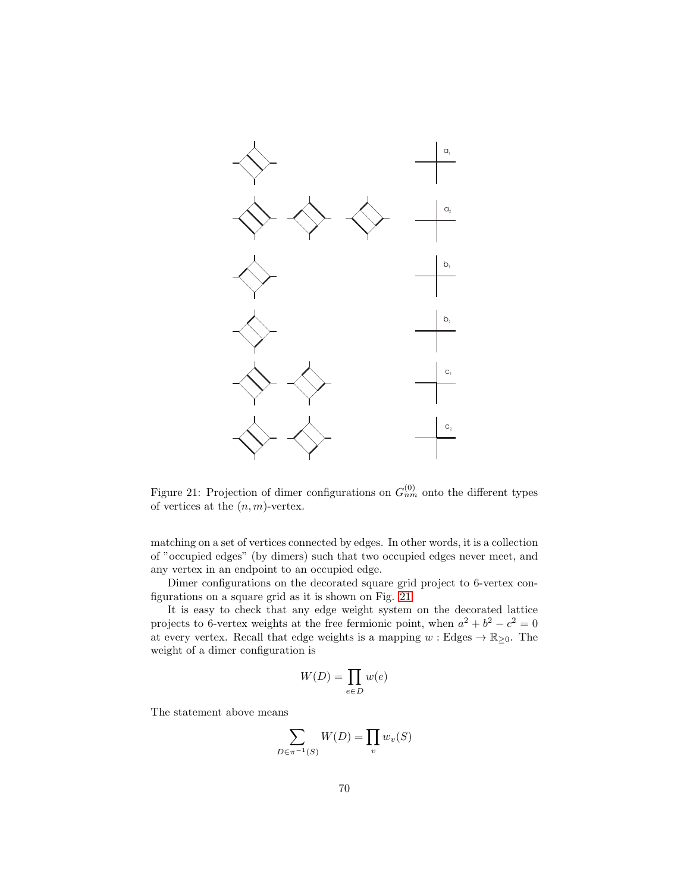Figure 21: Projection of dimer configurations on $G_{nm}^{(0)}$ onto the different types of vertices at the $(n,m)$-vertex.

matching on a set of vertices connected by edges. In other words, it is a collection of "occupied edges" (by dimers) such that two occupied edges never meet, and any vertex in an endpoint to an occupied edge.

Dimer configurations on the decorated square grid project to 6-vertex configurations on a square grid as it is shown on Fig. 21.

It is easy to check that any edge weight system on the decorated lattice projects to 6-vertex weights at the free fermionic point, when $a^2 + b^2 - c^2 = 0$ at every vertex. Recall that edge weights is a mapping $w : \text{Edges} \to \mathbb{R}_{\geq 0}$. The weight of a dimer configuration is

$$W(D) = \prod_{e \in D} w(e)$$

The statement above means

$$\sum_{D \in \pi^{-1}(S)} W(D) = \prod_v w_v(S)$$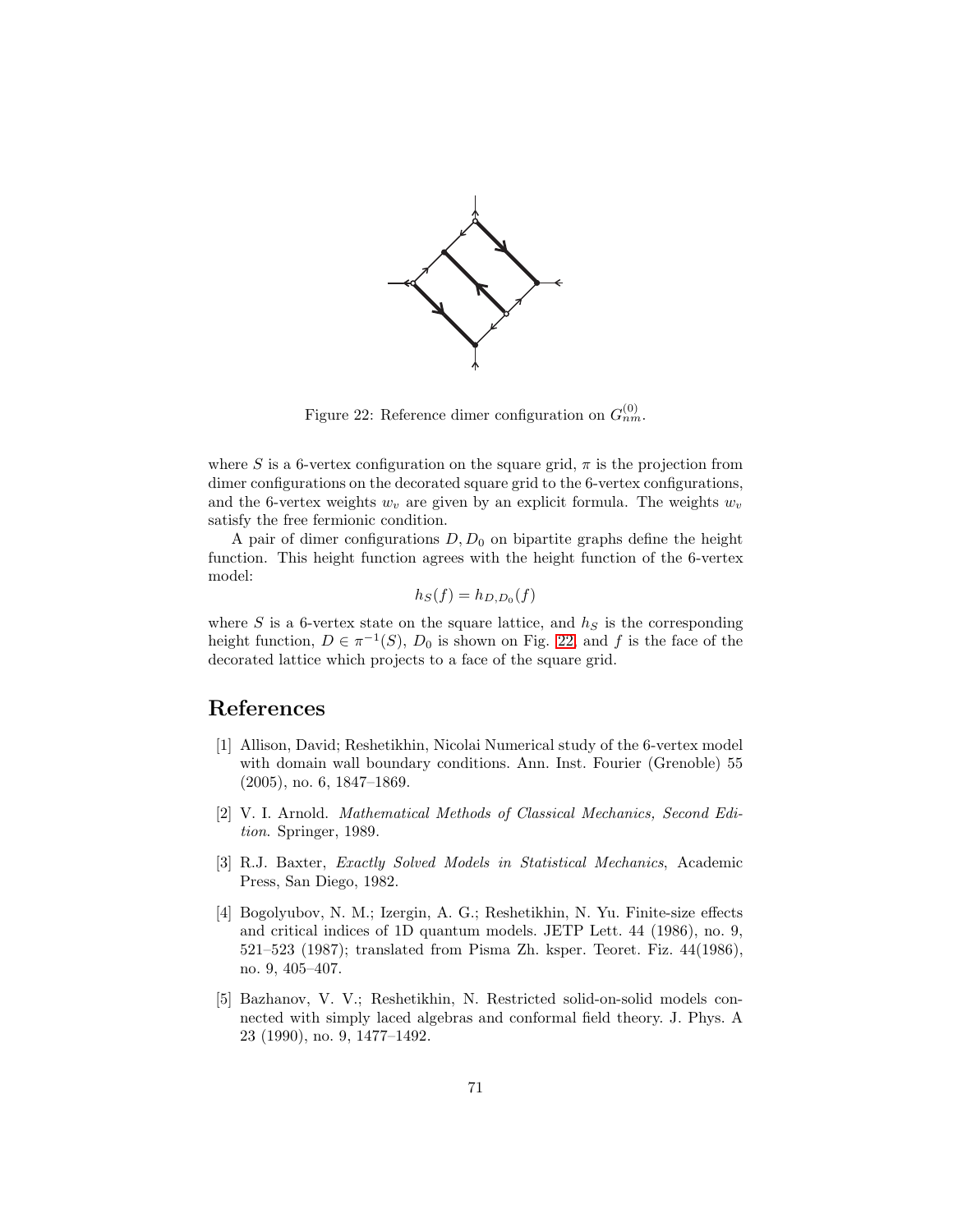Figure 22: Reference dimer configuration on $G^{(0)}_{nm}$.

where $S$ is a 6-vertex configuration on the square grid, $\pi$ is the projection from dimer configurations on the decorated square grid to the 6-vertex configurations, and the 6-vertex weights $w_v$ are given by an explicit formula. The weights $w_v$ satisfy the free fermionic condition.

A pair of dimer configurations $D, D_0$ on bipartite graphs define the height function. This height function agrees with the height function of the 6-vertex model:

$$h_S(f) = h_{D,D_0}(f)$$

where $S$ is a 6-vertex state on the square lattice, and $h_S$ is the corresponding height function, $D \in \pi^{-1}(S)$, $D_0$ is shown on Fig. 22, and $f$ is the face of the decorated lattice which projects to a face of the square grid.

# References

[1] Allison, David; Reshetikhin, Nicolai Numerical study of the 6-vertex model with domain wall boundary conditions. Ann. Inst. Fourier (Grenoble) 55 (2005), no. 6, 1847–1869.

[2] V. I. Arnold. *Mathematical Methods of Classical Mechanics, Second Edition*. Springer, 1989.

[3] R.J. Baxter, *Exactly Solved Models in Statistical Mechanics*, Academic Press, San Diego, 1982.

[4] Bogolyubov, N. M.; Izergin, A. G.; Reshetikhin, N. Yu. Finite-size effects and critical indices of 1D quantum models. JETP Lett. 44 (1986), no. 9, 521–523 (1987); translated from Pisma Zh. ksper. Teoret. Fiz. 44(1986), no. 9, 405–407.

[5] Bazhanov, V. V.; Reshetikhin, N. Restricted solid-on-solid models connected with simply laced algebras and conformal field theory. J. Phys. A 23 (1990), no. 9, 1477–1492.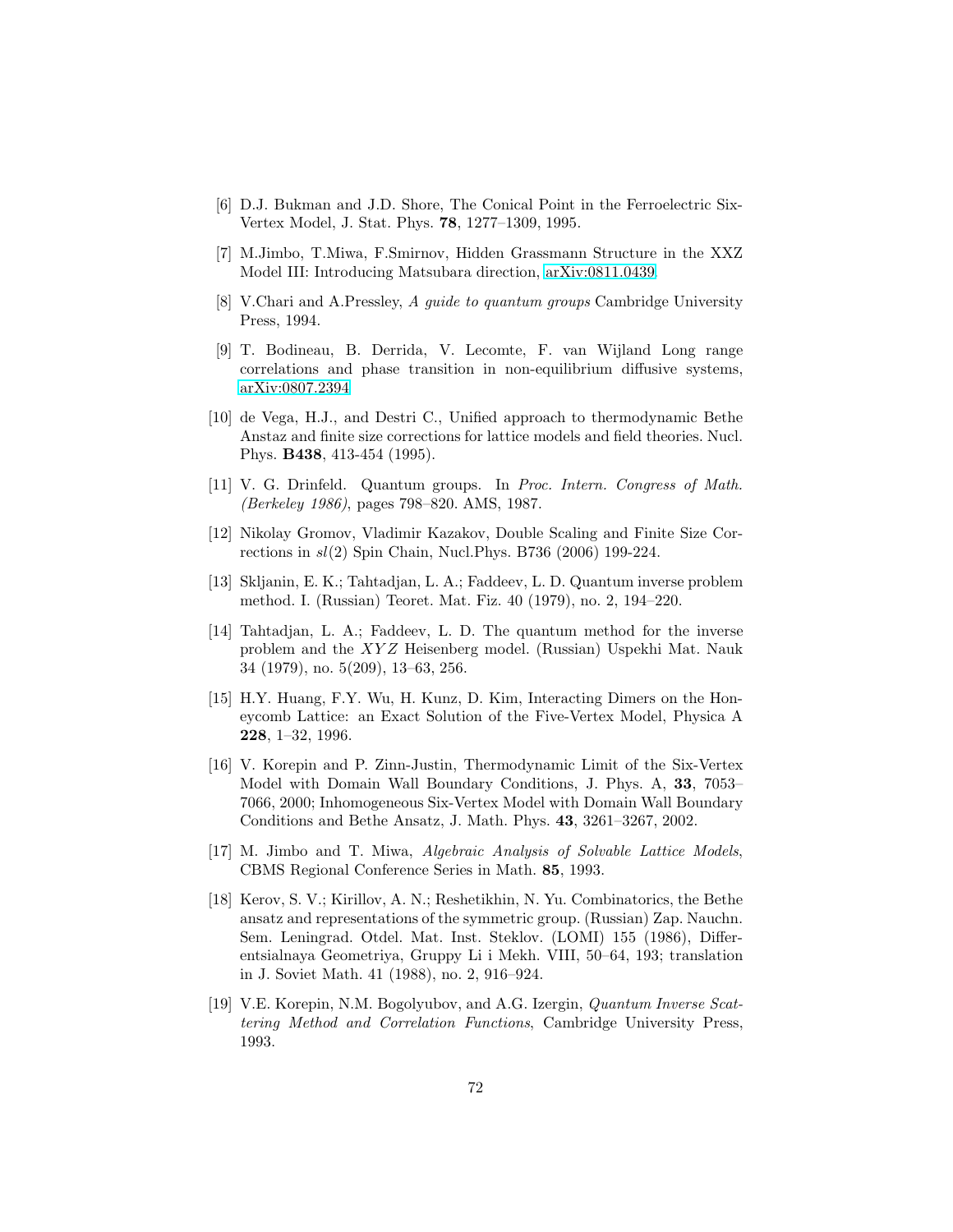[6] D.J. Bukman and J.D. Shore, The Conical Point in the Ferroelectric Six-Vertex Model, J. Stat. Phys. **78**, 1277–1309, 1995.

[7] M.Jimbo, T.Miwa, F.Smirnov, Hidden Grassmann Structure in the XXZ Model III: Introducing Matsubara direction, arXiv:0811.0439.

[8] V.Chari and A.Pressley, *A guide to quantum groups* Cambridge University Press, 1994.

[9] T. Bodineau, B. Derrida, V. Lecomte, F. van Wijland Long range correlations and phase transition in non-equilibrium diffusive systems, arXiv:0807.2394

[10] de Vega, H.J., and Destri C., Unified approach to thermodynamic Bethe Anstaz and finite size corrections for lattice models and field theories. Nucl. Phys. **B438**, 413-454 (1995).

[11] V. G. Drinfeld. Quantum groups. In *Proc. Intern. Congress of Math. (Berkeley 1986)*, pages 798–820. AMS, 1987.

[12] Nikolay Gromov, Vladimir Kazakov, Double Scaling and Finite Size Corrections in $sl(2)$ Spin Chain, Nucl.Phys. B736 (2006) 199-224.

[13] Skljanin, E. K.; Tahtadjan, L. A.; Faddeev, L. D. Quantum inverse problem method. I. (Russian) Teoret. Mat. Fiz. 40 (1979), no. 2, 194–220.

[14] Tahtadjan, L. A.; Faddeev, L. D. The quantum method for the inverse problem and the $XYZ$ Heisenberg model. (Russian) Uspekhi Mat. Nauk 34 (1979), no. 5(209), 13–63, 256.

[15] H.Y. Huang, F.Y. Wu, H. Kunz, D. Kim, Interacting Dimers on the Honeycomb Lattice: an Exact Solution of the Five-Vertex Model, Physica A **228**, 1–32, 1996.

[16] V. Korepin and P. Zinn-Justin, Thermodynamic Limit of the Six-Vertex Model with Domain Wall Boundary Conditions, J. Phys. A, **33**, 7053–7066, 2000; Inhomogeneous Six-Vertex Model with Domain Wall Boundary Conditions and Bethe Ansatz, J. Math. Phys. **43**, 3261–3267, 2002.

[17] M. Jimbo and T. Miwa, *Algebraic Analysis of Solvable Lattice Models*, CBMS Regional Conference Series in Math. **85**, 1993.

[18] Kerov, S. V.; Kirillov, A. N.; Reshetikhin, N. Yu. Combinatorics, the Bethe ansatz and representations of the symmetric group. (Russian) Zap. Nauchn. Sem. Leningrad. Otdel. Mat. Inst. Steklov. (LOMI) 155 (1986), Differentsialnaya Geometriya, Gruppy Li i Mekh. VIII, 50–64, 193; translation in J. Soviet Math. 41 (1988), no. 2, 916–924.

[19] V.E. Korepin, N.M. Bogolyubov, and A.G. Izergin, *Quantum Inverse Scattering Method and Correlation Functions*, Cambridge University Press, 1993.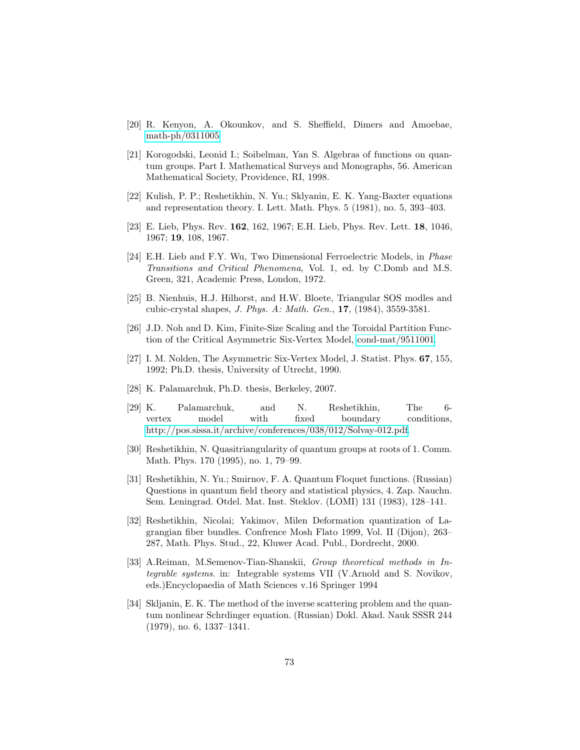[20] R. Kenyon, A. Okounkov, and S. Sheffield, Dimers and Amoebae, math-ph/0311005

[21] Korogodski, Leonid I.; Soibelman, Yan S. Algebras of functions on quantum groups. Part I. Mathematical Surveys and Monographs, 56. American Mathematical Society, Providence, RI, 1998.

[22] Kulish, P. P.; Reshetikhin, N. Yu.; Sklyanin, E. K. Yang-Baxter equations and representation theory. I. Lett. Math. Phys. 5 (1981), no. 5, 393–403.

[23] E. Lieb, Phys. Rev. **162**, 162, 1967; E.H. Lieb, Phys. Rev. Lett. **18**, 1046, 1967; **19**, 108, 1967.

[24] E.H. Lieb and F.Y. Wu, Two Dimensional Ferroelectric Models, in *Phase Transitions and Critical Phenomena*, Vol. 1, ed. by C.Domb and M.S. Green, 321, Academic Press, London, 1972.

[25] B. Nienhuis, H.J. Hilhorst, and H.W. Bloete, Triangular SOS modles and cubic-crystal shapes, *J. Phys. A: Math. Gen.*, **17**, (1984), 3559-3581.

[26] J.D. Noh and D. Kim, Finite-Size Scaling and the Toroidal Partition Function of the Critical Asymmetric Six-Vertex Model, cond-mat/9511001.

[27] I. M. Nolden, The Asymmetric Six-Vertex Model, J. Statist. Phys. **67**, 155, 1992; Ph.D. thesis, University of Utrecht, 1990.

[28] K. Palamarchuk, Ph.D. thesis, Berkeley, 2007.

[29] K. Palamarchuk, and N. Reshetikhin, The 6-vertex model with fixed boundary conditions, http://pos.sissa.it/archive/conferences/038/012/Solvay-012.pdf.

[30] Reshetikhin, N. Quasitriangularity of quantum groups at roots of 1. Comm. Math. Phys. 170 (1995), no. 1, 79–99.

[31] Reshetikhin, N. Yu.; Smirnov, F. A. Quantum Floquet functions. (Russian) Questions in quantum field theory and statistical physics, 4. Zap. Nauchn. Sem. Leningrad. Otdel. Mat. Inst. Steklov. (LOMI) 131 (1983), 128–141.

[32] Reshetikhin, Nicolai; Yakimov, Milen Deformation quantization of Lagrangian fiber bundles. Confrence Mosh Flato 1999, Vol. II (Dijon), 263–287, Math. Phys. Stud., 22, Kluwer Acad. Publ., Dordrecht, 2000.

[33] A.Reiman, M.Semenov-Tian-Shanskii, *Group theoretical methods in Integrable systems*. in: Integrable systems VII (V.Arnold and S. Novikov, eds.)Encyclopaedia of Math Sciences v.16 Springer 1994

[34] Skljanin, E. K. The method of the inverse scattering problem and the quantum nonlinear Schrdinger equation. (Russian) Dokl. Akad. Nauk SSSR 244 (1979), no. 6, 1337–1341.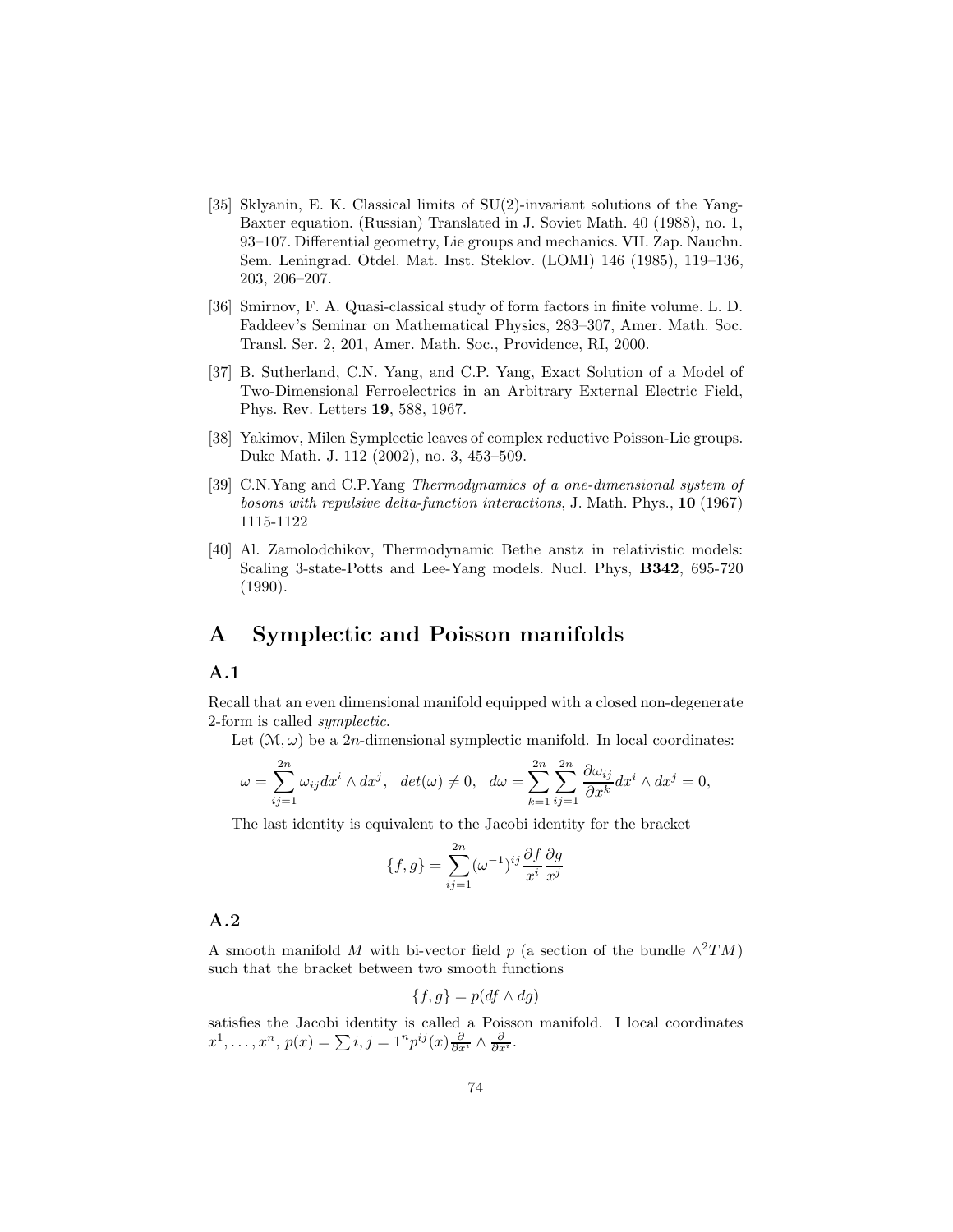[35] Sklyanin, E. K. Classical limits of SU(2)-invariant solutions of the Yang-Baxter equation. (Russian) Translated in J. Soviet Math. 40 (1988), no. 1, 93–107. Differential geometry, Lie groups and mechanics. VII. Zap. Nauchn. Sem. Leningrad. Otdel. Mat. Inst. Steklov. (LOMI) 146 (1985), 119–136, 203, 206–207.

[36] Smirnov, F. A. Quasi-classical study of form factors in finite volume. L. D. Faddeev's Seminar on Mathematical Physics, 283–307, Amer. Math. Soc. Transl. Ser. 2, 201, Amer. Math. Soc., Providence, RI, 2000.

[37] B. Sutherland, C.N. Yang, and C.P. Yang, Exact Solution of a Model of Two-Dimensional Ferroelectrics in an Arbitrary External Electric Field, Phys. Rev. Letters **19**, 588, 1967.

[38] Yakimov, Milen Symplectic leaves of complex reductive Poisson-Lie groups. Duke Math. J. 112 (2002), no. 3, 453–509.

[39] C.N.Yang and C.P.Yang *Thermodynamics of a one-dimensional system of bosons with repulsive delta-function interactions*, J. Math. Phys., **10** (1967) 1115-1122

[40] Al. Zamolodchikov, Thermodynamic Bethe anstz in relativistic models: Scaling 3-state-Potts and Lee-Yang models. Nucl. Phys, **B342**, 695-720 (1990).

# A Symplectic and Poisson manifolds

## A.1

Recall that an even dimensional manifold equipped with a closed non-degenerate 2-form is called *symplectic*.

Let $(\mathcal{M}, \omega)$ be a $2n$-dimensional symplectic manifold. In local coordinates:

$$\omega = \sum_{ij=1}^{2n} \omega_{ij} dx^i \wedge dx^j, \quad det(\omega) \neq 0, \quad d\omega = \sum_{k=1}^{2n} \sum_{ij=1}^{2n} \frac{\partial \omega_{ij}}{\partial x^k} dx^i \wedge dx^j = 0,$$

The last identity is equivalent to the Jacobi identity for the bracket

$$\{f, g\} = \sum_{ij=1}^{2n} (\omega^{-1})^{ij} \frac{\partial f}{x^i} \frac{\partial g}{x^j}$$

## A.2

A smooth manifold $M$ with bi-vector field $p$ (a section of the bundle $\wedge^2 TM$) such that the bracket between two smooth functions

$$\{f, g\} = p(df \wedge dg)$$

satisfies the Jacobi identity is called a Poisson manifold. I local coordinates $x^1, \dots, x^n$, $p(x) = \sum i, j = 1^n p^{ij}(x) \frac{\partial}{\partial x^i} \wedge \frac{\partial}{\partial x^i}$.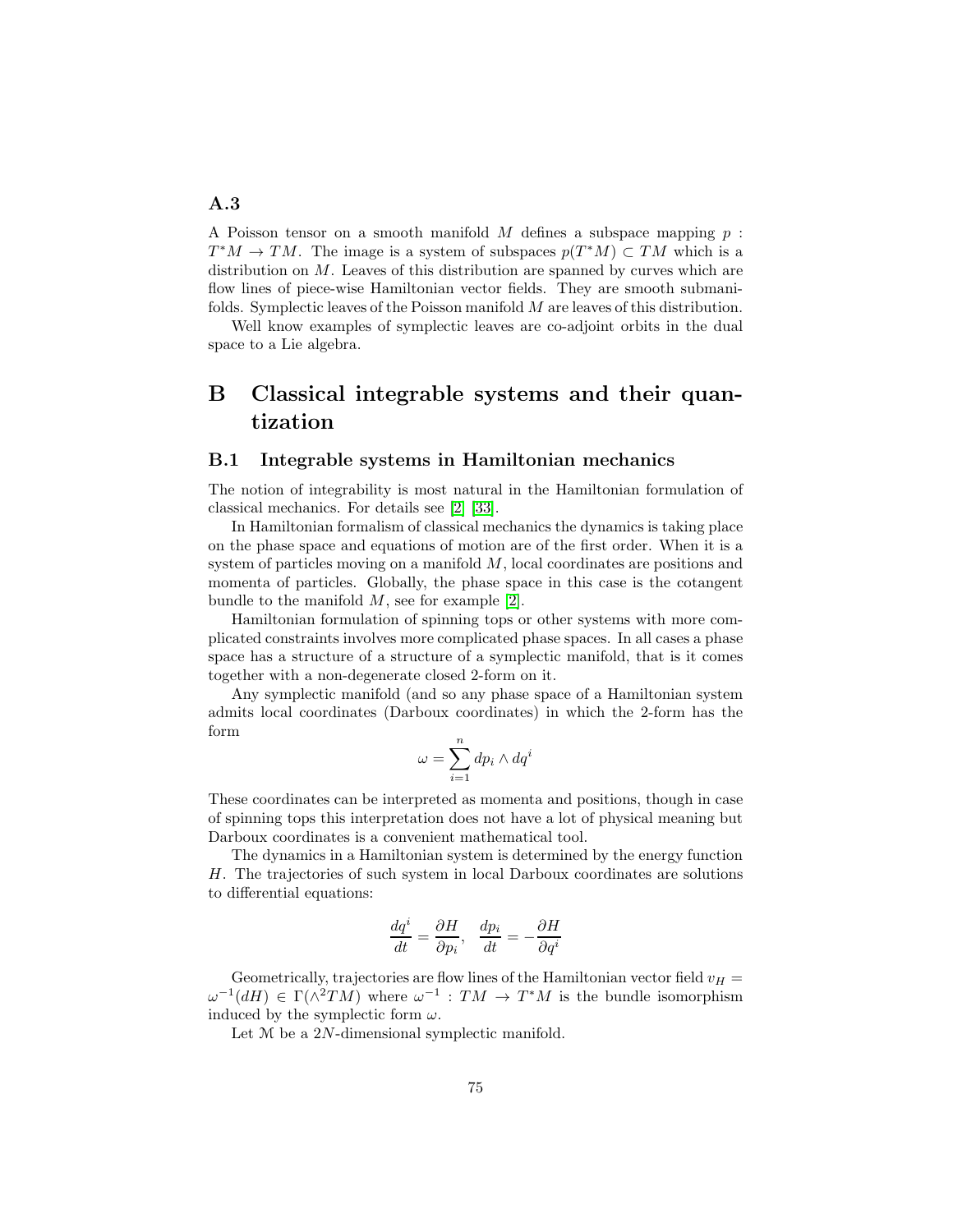### A.3

A Poisson tensor on a smooth manifold $M$ defines a subspace mapping $p : T^*M \to TM$. The image is a system of subspaces $p(T^*M) \subset TM$ which is a distribution on $M$. Leaves of this distribution are spanned by curves which are flow lines of piece-wise Hamiltonian vector fields. They are smooth submanifolds. Symplectic leaves of the Poisson manifold $M$ are leaves of this distribution.

Well know examples of symplectic leaves are co-adjoint orbits in the dual space to a Lie algebra.

# B Classical integrable systems and their quantization

## B.1 Integrable systems in Hamiltonian mechanics

The notion of integrability is most natural in the Hamiltonian formulation of classical mechanics. For details see [2] [33].

In Hamiltonian formalism of classical mechanics the dynamics is taking place on the phase space and equations of motion are of the first order. When it is a system of particles moving on a manifold $M$, local coordinates are positions and momenta of particles. Globally, the phase space in this case is the cotangent bundle to the manifold $M$, see for example [2].

Hamiltonian formulation of spinning tops or other systems with more complicated constraints involves more complicated phase spaces. In all cases a phase space has a structure of a structure of a symplectic manifold, that is it comes together with a non-degenerate closed 2-form on it.

Any symplectic manifold (and so any phase space of a Hamiltonian system admits local coordinates (Darboux coordinates) in which the 2-form has the form

$$\omega = \sum_{i=1}^{n} dp_i \wedge dq^i$$

These coordinates can be interpreted as momenta and positions, though in case of spinning tops this interpretation does not have a lot of physical meaning but Darboux coordinates is a convenient mathematical tool.

The dynamics in a Hamiltonian system is determined by the energy function $H$. The trajectories of such system in local Darboux coordinates are solutions to differential equations:

$$\frac{dq^i}{dt} = \frac{\partial H}{\partial p_i}, \quad \frac{dp_i}{dt} = -\frac{\partial H}{\partial q^i}$$

Geometrically, trajectories are flow lines of the Hamiltonian vector field $v_H = \omega^{-1}(dH) \in \Gamma(\wedge^2 TM)$ where $\omega^{-1} : TM \to T^*M$ is the bundle isomorphism induced by the symplectic form $\omega$.

Let $\mathcal{M}$ be a $2N$-dimensional symplectic manifold.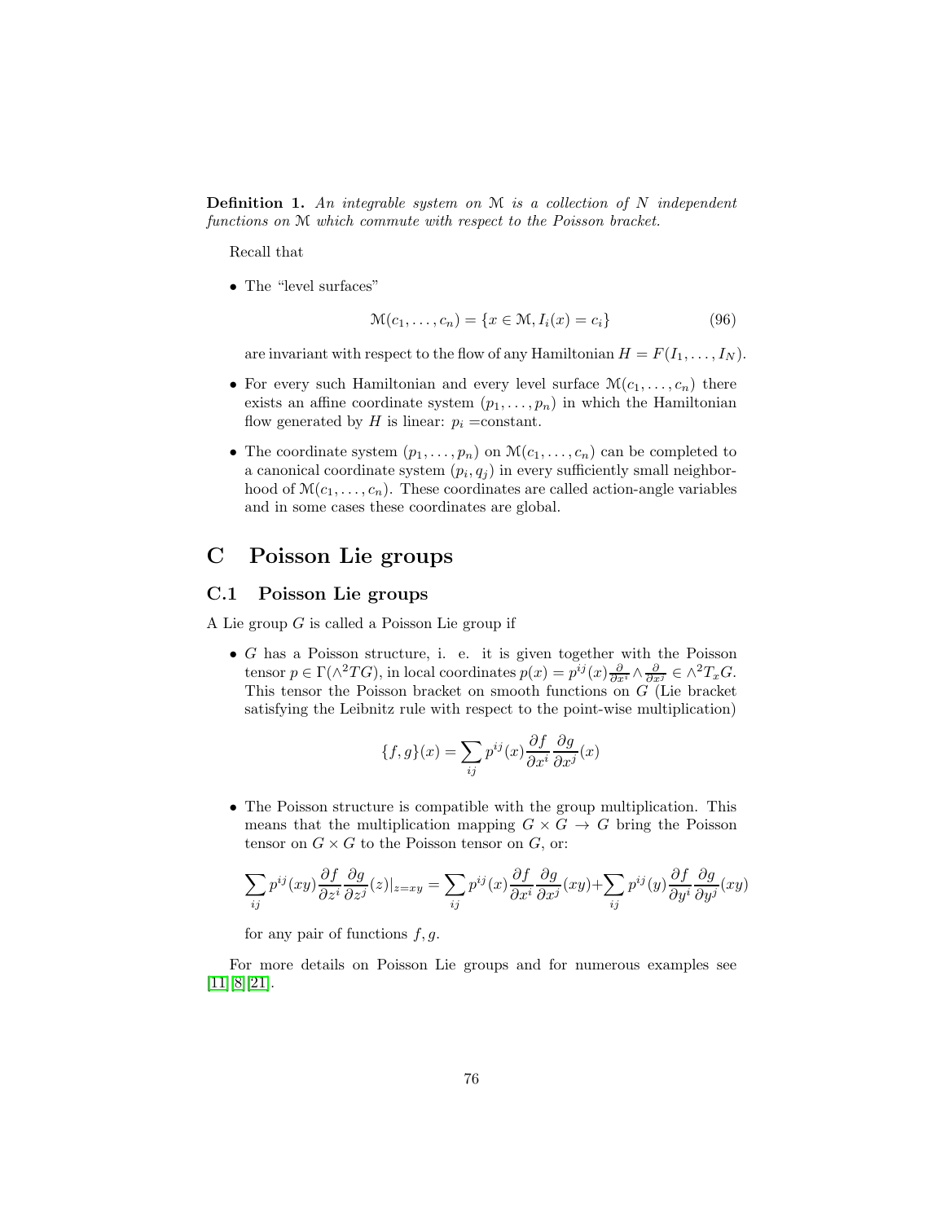**Definition 1.** *An integrable system on $\mathcal{M}$ is a collection of $N$ independent functions on $\mathcal{M}$ which commute with respect to the Poisson bracket.*

Recall that

- The "level surfaces"

$$\mathcal{M}(c_1, \dots, c_n) = \{x \in \mathcal{M}, I_i(x) = c_i\} \tag{96}$$

  are invariant with respect to the flow of any Hamiltonian $H = F(I_1, \dots, I_N)$.

- For every such Hamiltonian and every level surface $\mathcal{M}(c_1, \dots, c_n)$ there exists an affine coordinate system $(p_1, \dots, p_n)$ in which the Hamiltonian flow generated by $H$ is linear: $p_i$ =constant.

- The coordinate system $(p_1, \dots, p_n)$ on $\mathcal{M}(c_1, \dots, c_n)$ can be completed to a canonical coordinate system $(p_i, q_j)$ in every sufficiently small neighborhood of $\mathcal{M}(c_1, \dots, c_n)$. These coordinates are called action-angle variables and in some cases these coordinates are global.

# C Poisson Lie groups

## C.1 Poisson Lie groups

A Lie group $G$ is called a Poisson Lie group if

- $G$ has a Poisson structure, i. e. it is given together with the Poisson tensor $p \in \Gamma(\wedge^2 TG)$, in local coordinates $p(x) = p^{ij}(x)\frac{\partial}{\partial x^i} \wedge \frac{\partial}{\partial x^j} \in \wedge^2 T_x G$. This tensor the Poisson bracket on smooth functions on $G$ (Lie bracket satisfying the Leibnitz rule with respect to the point-wise multiplication)

$$\{f, g\}(x) = \sum_{ij} p^{ij}(x) \frac{\partial f}{\partial x^i} \frac{\partial g}{\partial x^j}(x)$$

- The Poisson structure is compatible with the group multiplication. This means that the multiplication mapping $G \times G \to G$ bring the Poisson tensor on $G \times G$ to the Poisson tensor on $G$, or:

$$\sum_{ij} p^{ij}(xy) \frac{\partial f}{\partial z^i} \frac{\partial g}{\partial z^j}(z)|_{z=xy} = \sum_{ij} p^{ij}(x) \frac{\partial f}{\partial x^i} \frac{\partial g}{\partial x^j}(xy) + \sum_{ij} p^{ij}(y) \frac{\partial f}{\partial y^i} \frac{\partial g}{\partial y^j}(xy)$$

  for any pair of functions $f, g$.

For more details on Poisson Lie groups and for numerous examples see [11][8][21].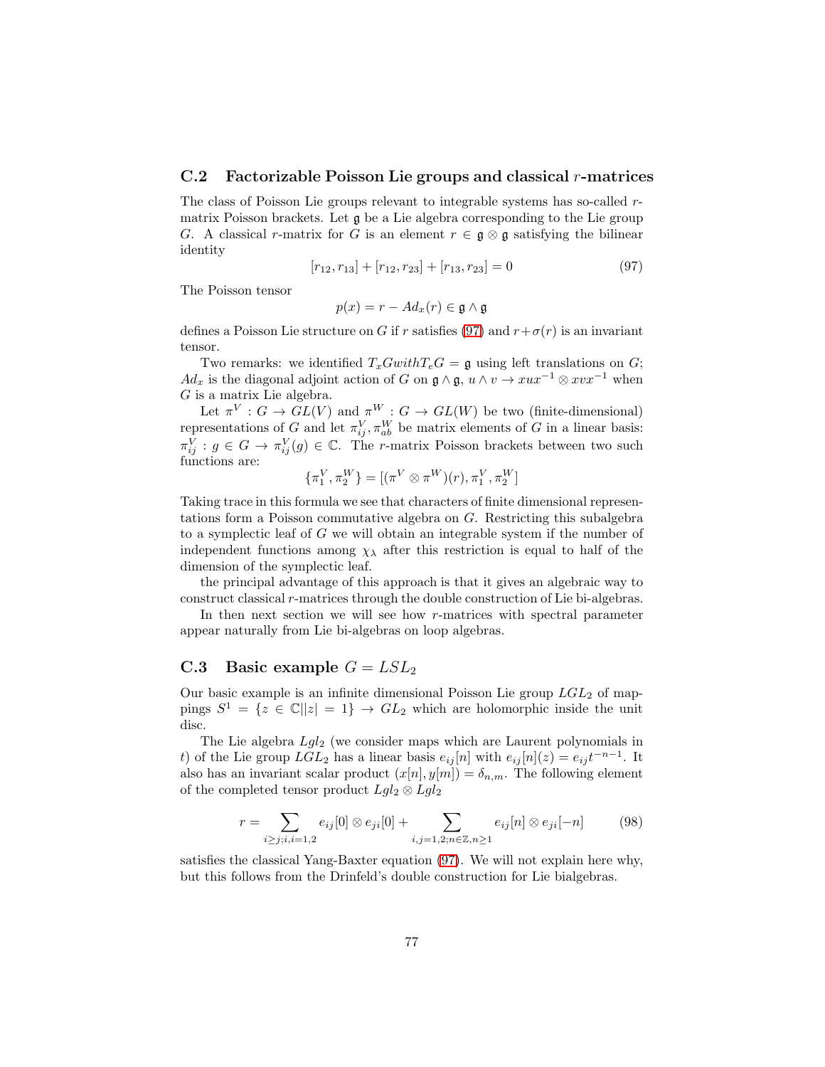### C.2 Factorizable Poisson Lie groups and classical $r$-matrices

The class of Poisson Lie groups relevant to integrable systems has so-called $r$-matrix Poisson brackets. Let $\mathfrak{g}$ be a Lie algebra corresponding to the Lie group $G$. A classical $r$-matrix for $G$ is an element $r \in \mathfrak{g} \otimes \mathfrak{g}$ satisfying the bilinear identity

$$[r_{12}, r_{13}] + [r_{12}, r_{23}] + [r_{13}, r_{23}] = 0 \tag{97}$$

The Poisson tensor

$$p(x) = r - Ad_x(r) \in \mathfrak{g} \wedge \mathfrak{g}$$

defines a Poisson Lie structure on $G$ if $r$ satisfies (97) and $r + \sigma(r)$ is an invariant tensor.

Two remarks: we identified $T_x G with T_e G = \mathfrak{g}$ using left translations on $G$; $Ad_x$ is the diagonal adjoint action of $G$ on $\mathfrak{g} \wedge \mathfrak{g}$, $u \wedge v \to xux^{-1} \otimes xvx^{-1}$ when $G$ is a matrix Lie algebra.

Let $\pi^V : G \to GL(V)$ and $\pi^W : G \to GL(W)$ be two (finite-dimensional) representations of $G$ and let $\pi^V_{ij}, \pi^W_{ab}$ be matrix elements of $G$ in a linear basis: $\pi^V_{ij} : g \in G \to \pi^V_{ij}(g) \in \mathbb{C}$. The $r$-matrix Poisson brackets between two such functions are:

$$\{\pi^V_1, \pi^W_2\} = [(\pi^V \otimes \pi^W)(r), \pi^V_1, \pi^W_2]$$

Taking trace in this formula we see that characters of finite dimensional representations form a Poisson commutative algebra on $G$. Restricting this subalgebra to a symplectic leaf of $G$ we will obtain an integrable system if the number of independent functions among $\chi_\lambda$ after this restriction is equal to half of the dimension of the symplectic leaf.

the principal advantage of this approach is that it gives an algebraic way to construct classical $r$-matrices through the double construction of Lie bi-algebras.

In then next section we will see how $r$-matrices with spectral parameter appear naturally from Lie bi-algebras on loop algebras.

### C.3 Basic example $G = LSL_2$

Our basic example is an infinite dimensional Poisson Lie group $LGL_2$ of mappings $S^1 = \{z \in \mathbb{C} | |z| = 1\} \to GL_2$ which are holomorphic inside the unit disc.

The Lie algebra $Lgl_2$ (we consider maps which are Laurent polynomials in $t$) of the Lie group $LGL_2$ has a linear basis $e_{ij}[n]$ with $e_{ij}[n](z) = e_{ij} t^{-n-1}$. It also has an invariant scalar product $(x[n], y[m]) = \delta_{n,m}$. The following element of the completed tensor product $Lgl_2 \otimes Lgl_2$

$$r = \sum_{i \geq j; i,i=1,2} e_{ij}[0] \otimes e_{ji}[0] + \sum_{i,j=1,2; n \in \mathbb{Z}, n \geq 1} e_{ij}[n] \otimes e_{ji}[-n] \tag{98}$$

satisfies the classical Yang-Baxter equation (97). We will not explain here why, but this follows from the Drinfeld's double construction for Lie bialgebras.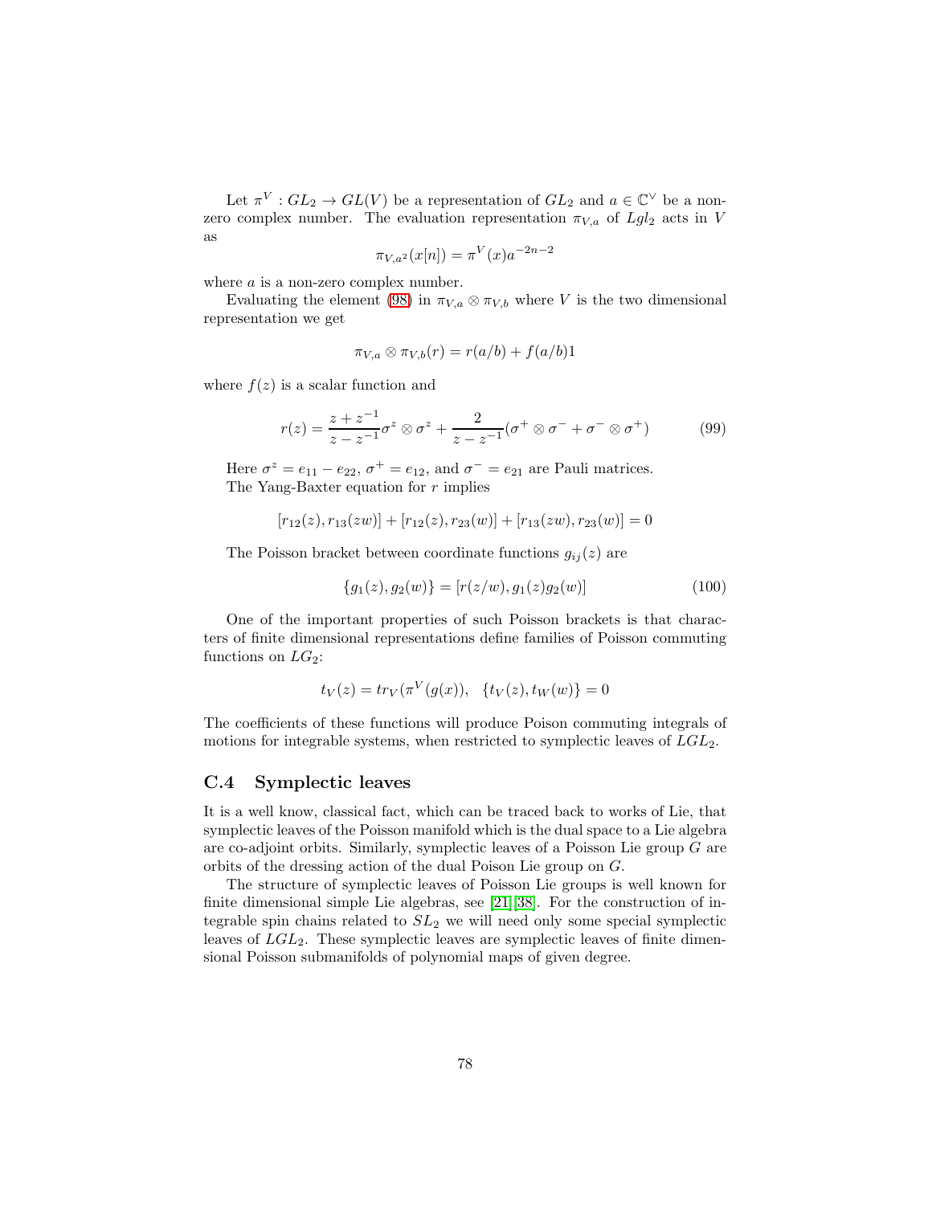Let $\pi^V : GL_2 \to GL(V)$ be a representation of $GL_2$ and $a \in \mathbb{C}^\vee$ be a non-zero complex number. The evaluation representation $\pi_{V,a}$ of $Lgl_2$ acts in $V$ as

$$\pi_{V,a^2}(x[n]) = \pi^V(x)a^{-2n-2}$$

where $a$ is a non-zero complex number.

Evaluating the element (98) in $\pi_{V,a} \otimes \pi_{V,b}$ where $V$ is the two dimensional representation we get

$$\pi_{V,a} \otimes \pi_{V,b}(r) = r(a/b) + f(a/b)1$$

where $f(z)$ is a scalar function and

$$r(z) = \frac{z + z^{-1}}{z - z^{-1}} \sigma^z \otimes \sigma^z + \frac{2}{z - z^{-1}}(\sigma^+ \otimes \sigma^- + \sigma^- \otimes \sigma^+) \tag{99}$$

Here $\sigma^z = e_{11} - e_{22}$, $\sigma^+ = e_{12}$, and $\sigma^- = e_{21}$ are Pauli matrices.

The Yang-Baxter equation for $r$ implies

$$[r_{12}(z), r_{13}(zw)] + [r_{12}(z), r_{23}(w)] + [r_{13}(zw), r_{23}(w)] = 0$$

The Poisson bracket between coordinate functions $g_{ij}(z)$ are

$$\{g_1(z), g_2(w)\} = [r(z/w), g_1(z)g_2(w)] \tag{100}$$

One of the important properties of such Poisson brackets is that characters of finite dimensional representations define families of Poisson commuting functions on $LG_2$:

$$t_V(z) = tr_V(\pi^V(g(x)), \quad \{t_V(z), t_W(w)\} = 0$$

The coefficients of these functions will produce Poison commuting integrals of motions for integrable systems, when restricted to symplectic leaves of $LGL_2$.

## C.4 Symplectic leaves

It is a well know, classical fact, which can be traced back to works of Lie, that symplectic leaves of the Poisson manifold which is the dual space to a Lie algebra are co-adjoint orbits. Similarly, symplectic leaves of a Poisson Lie group $G$ are orbits of the dressing action of the dual Poison Lie group on $G$.

The structure of symplectic leaves of Poisson Lie groups is well known for finite dimensional simple Lie algebras, see [21][38]. For the construction of integrable spin chains related to $SL_2$ we will need only some special symplectic leaves of $LGL_2$. These symplectic leaves are symplectic leaves of finite dimensional Poisson submanifolds of polynomial maps of given degree.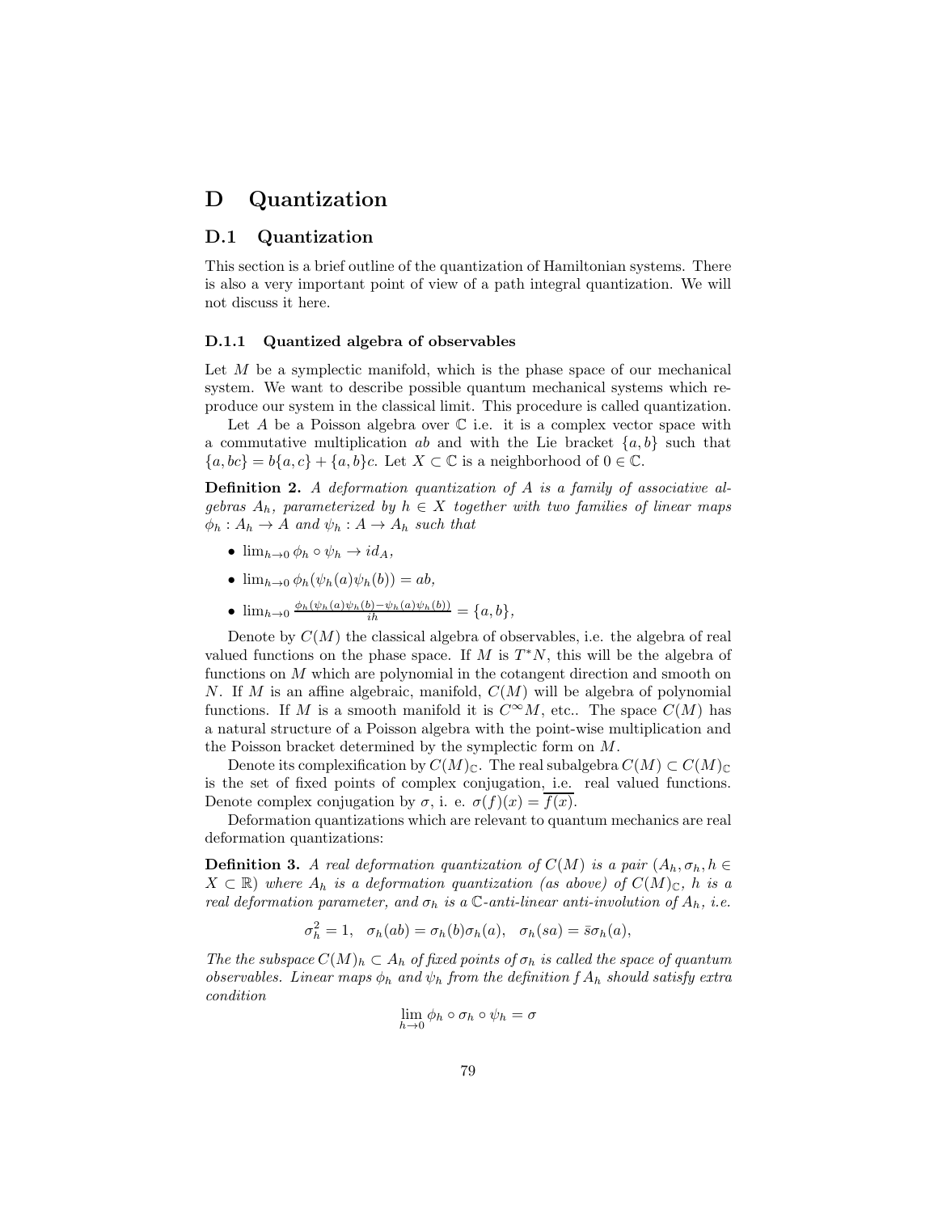# D Quantization

## D.1 Quantization

This section is a brief outline of the quantization of Hamiltonian systems. There is also a very important point of view of a path integral quantization. We will not discuss it here.

### D.1.1 Quantized algebra of observables

Let $M$ be a symplectic manifold, which is the phase space of our mechanical system. We want to describe possible quantum mechanical systems which reproduce our system in the classical limit. This procedure is called quantization.

Let $A$ be a Poisson algebra over $\mathbb{C}$ i.e. it is a complex vector space with a commutative multiplication $ab$ and with the Lie bracket $\{a, b\}$ such that $\{a, bc\} = b\{a, c\} + \{a, b\}c$. Let $X \subset \mathbb{C}$ is a neighborhood of $0 \in \mathbb{C}$.

**Definition 2.** *A deformation quantization of $A$ is a family of associative algebras $A_h$, parameterized by $h \in X$ together with two families of linear maps $\phi_h : A_h \to A$ and $\psi_h : A \to A_h$ such that*

- $\lim_{h\to 0} \phi_h \circ \psi_h \to id_A$,
- $\lim_{h\to 0} \phi_h(\psi_h(a)\psi_h(b)) = ab$,
- $\lim_{h\to 0} \frac{\phi_h(\psi_h(a)\psi_h(b) - \psi_h(a)\psi_h(b))}{ih} = \{a, b\}$,

Denote by $C(M)$ the classical algebra of observables, i.e. the algebra of real valued functions on the phase space. If $M$ is $T^*N$, this will be the algebra of functions on $M$ which are polynomial in the cotangent direction and smooth on $N$. If $M$ is an affine algebraic, manifold, $C(M)$ will be algebra of polynomial functions. If $M$ is a smooth manifold it is $C^\infty M$, etc.. The space $C(M)$ has a natural structure of a Poisson algebra with the point-wise multiplication and the Poisson bracket determined by the symplectic form on $M$.

Denote its complexification by $C(M)_\mathbb{C}$. The real subalgebra $C(M) \subset C(M)_\mathbb{C}$ is the set of fixed points of complex conjugation, i.e. real valued functions. Denote complex conjugation by $\sigma$, i. e. $\sigma(f)(x) = \overline{f(x)}$.

Deformation quantizations which are relevant to quantum mechanics are real deformation quantizations:

**Definition 3.** *A real deformation quantization of $C(M)$ is a pair $(A_h, \sigma_h, h \in X \subset \mathbb{R})$ where $A_h$ is a deformation quantization (as above) of $C(M)_\mathbb{C}$, $h$ is a real deformation parameter, and $\sigma_h$ is a $\mathbb{C}$-anti-linear anti-involution of $A_h$, i.e.*

$$\sigma_h^2 = 1, \quad \sigma_h(ab) = \sigma_h(b)\sigma_h(a), \quad \sigma_h(sa) = \bar{s}\sigma_h(a),$$

*The the subspace $C(M)_h \subset A_h$ of fixed points of $\sigma_h$ is called the space of quantum observables. Linear maps $\phi_h$ and $\psi_h$ from the definition f $A_h$ should satisfy extra condition*

$$\lim_{h\to 0} \phi_h \circ \sigma_h \circ \psi_h = \sigma$$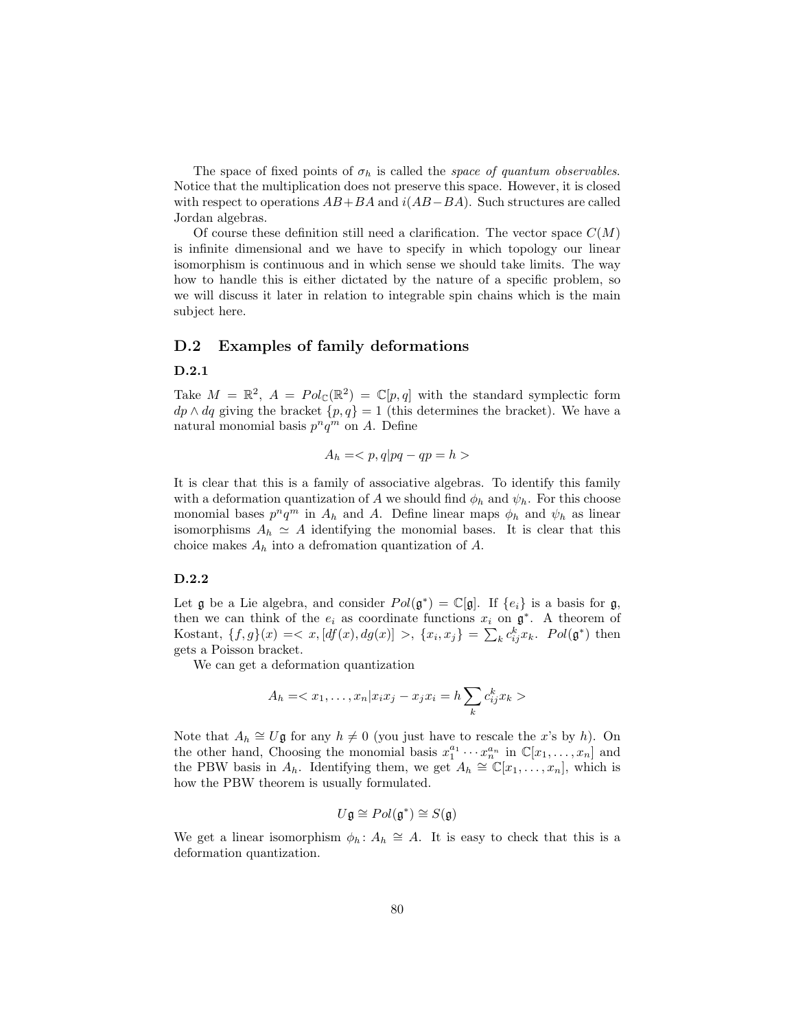The space of fixed points of $\sigma_h$ is called the *space of quantum observables*. Notice that the multiplication does not preserve this space. However, it is closed with respect to operations $AB+BA$ and $i(AB-BA)$. Such structures are called Jordan algebras.

Of course these definition still need a clarification. The vector space $C(M)$ is infinite dimensional and we have to specify in which topology our linear isomorphism is continuous and in which sense we should take limits. The way how to handle this is either dictated by the nature of a specific problem, so we will discuss it later in relation to integrable spin chains which is the main subject here.

## D.2 Examples of family deformations

### D.2.1

Take $M = \mathbb{R}^2$, $A = Pol_{\mathbb{C}}(\mathbb{R}^2) = \mathbb{C}[p,q]$ with the standard symplectic form $dp \wedge dq$ giving the bracket $\{p,q\} = 1$ (this determines the bracket). We have a natural monomial basis $p^n q^m$ on $A$. Define

$$A_h = < p, q | pq - qp = h >$$

It is clear that this is a family of associative algebras. To identify this family with a deformation quantization of $A$ we should find $\phi_h$ and $\psi_h$. For this choose monomial bases $p^n q^m$ in $A_h$ and $A$. Define linear maps $\phi_h$ and $\psi_h$ as linear isomorphisms $A_h \simeq A$ identifying the monomial bases. It is clear that this choice makes $A_h$ into a defromation quantization of $A$.

### D.2.2

Let $\mathfrak{g}$ be a Lie algebra, and consider $Pol(\mathfrak{g}^*) = \mathbb{C}[\mathfrak{g}]$. If $\{e_i\}$ is a basis for $\mathfrak{g}$, then we can think of the $e_i$ as coordinate functions $x_i$ on $\mathfrak{g}^*$. A theorem of Kostant, $\{f,g\}(x) =< x, [df(x), dg(x)] >$, $\{x_i, x_j\} = \sum_k c_{ij}^k x_k$. $Pol(\mathfrak{g}^*)$ then gets a Poisson bracket.

We can get a deformation quantization

$$A_h = < x_1, \ldots, x_n | x_i x_j - x_j x_i = h \sum_k c_{ij}^k x_k >$$

Note that $A_h \cong U\mathfrak{g}$ for any $h \neq 0$ (you just have to rescale the $x$'s by $h$). On the other hand, Choosing the monomial basis $x_1^{a_1} \cdots x_n^{a_n}$ in $\mathbb{C}[x_1, \ldots, x_n]$ and the PBW basis in $A_h$. Identifying them, we get $A_h \cong \mathbb{C}[x_1, \ldots, x_n]$, which is how the PBW theorem is usually formulated.

$$U\mathfrak{g} \cong Pol(\mathfrak{g}^*) \cong S(\mathfrak{g})$$

We get a linear isomorphism $\phi_h \colon A_h \cong A$. It is easy to check that this is a deformation quantization.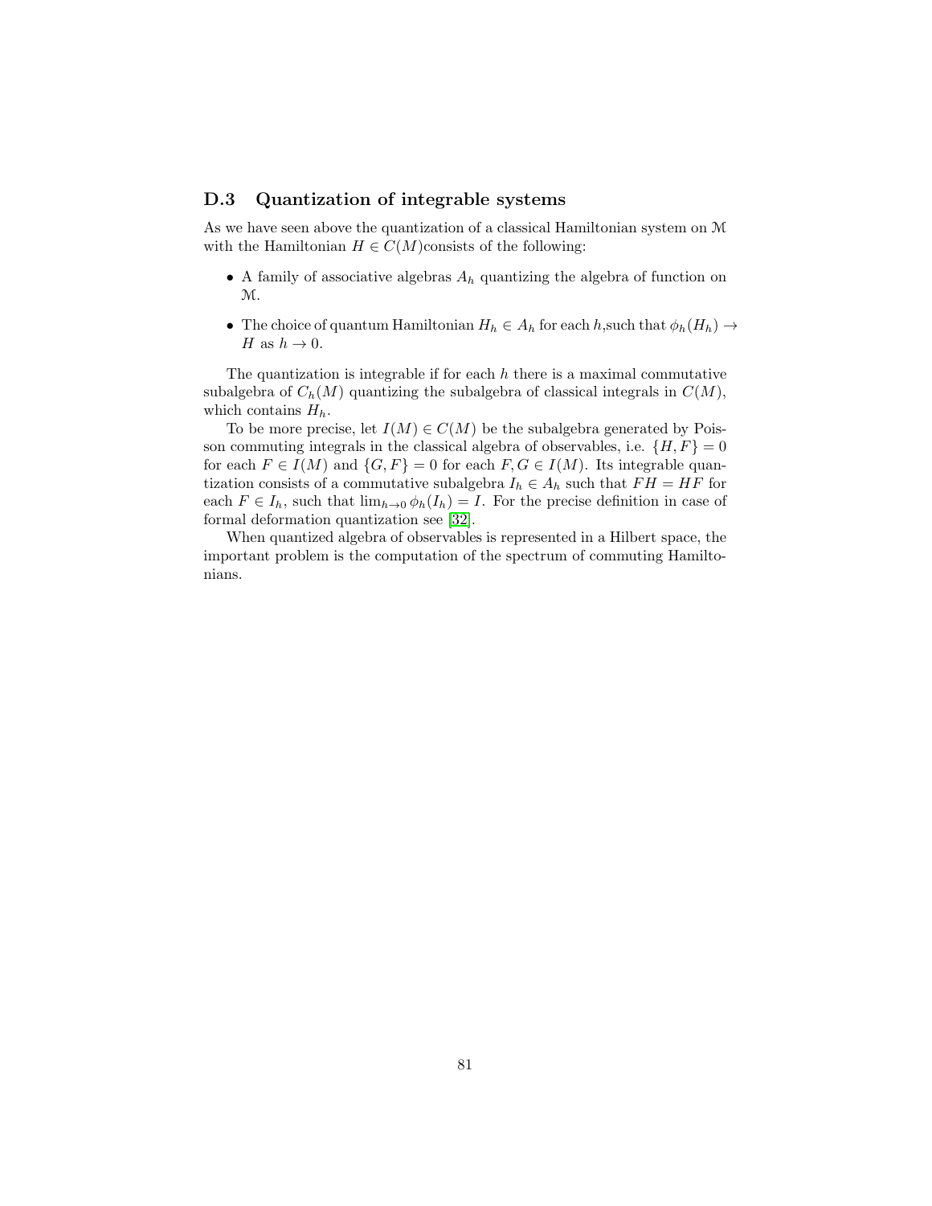### D.3 Quantization of integrable systems

As we have seen above the quantization of a classical Hamiltonian system on $\mathcal{M}$ with the Hamiltonian $H \in C(M)$consists of the following:

- A family of associative algebras $A_h$ quantizing the algebra of function on $\mathcal{M}$.
- The choice of quantum Hamiltonian $H_h \in A_h$ for each $h$,such that $\phi_h(H_h) \to H$ as $h \to 0$.

The quantization is integrable if for each $h$ there is a maximal commutative subalgebra of $C_h(M)$ quantizing the subalgebra of classical integrals in $C(M)$, which contains $H_h$.

To be more precise, let $I(M) \in C(M)$ be the subalgebra generated by Poisson commuting integrals in the classical algebra of observables, i.e. $\{H, F\} = 0$ for each $F \in I(M)$ and $\{G, F\} = 0$ for each $F, G \in I(M)$. Its integrable quantization consists of a commutative subalgebra $I_h \in A_h$ such that $FH = HF$ for each $F \in I_h$, such that $\lim_{h\to 0} \phi_h(I_h) = I$. For the precise definition in case of formal deformation quantization see [32].

When quantized algebra of observables is represented in a Hilbert space, the important problem is the computation of the spectrum of commuting Hamiltonians.